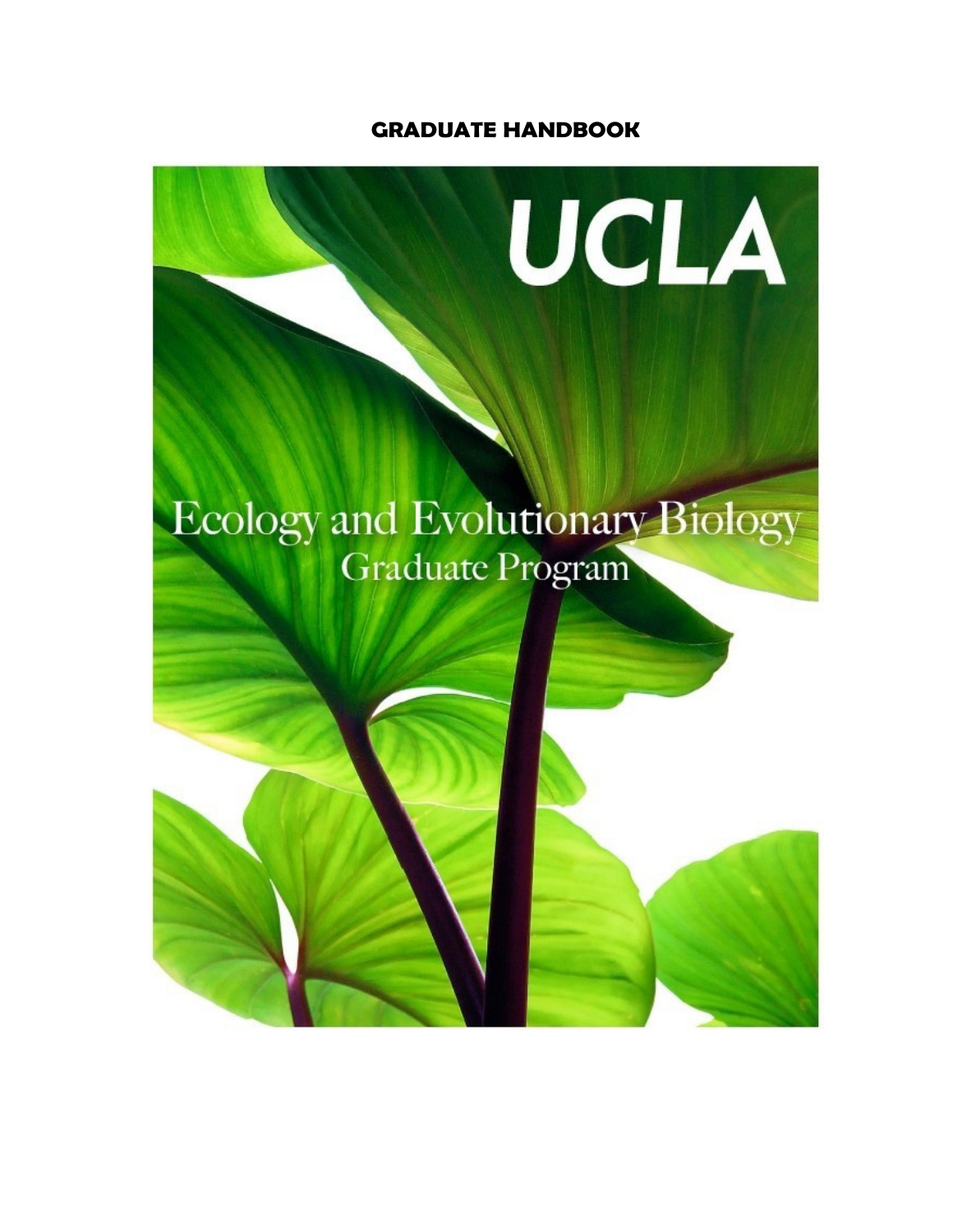# GRADUATE HANDBOOK

UCLA

Ecology and Evolutionary Biology
Graduate Program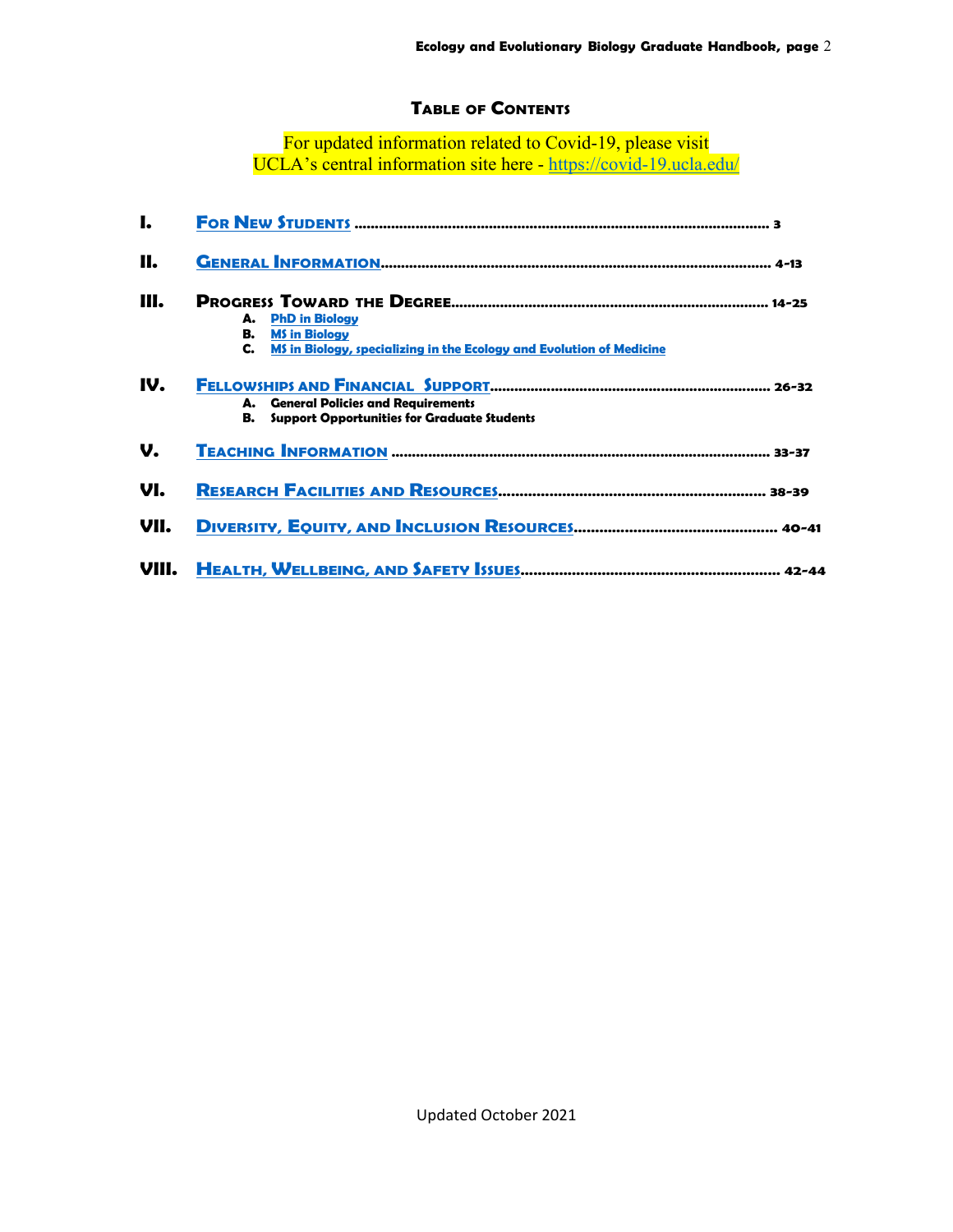# Table of Contents

For updated information related to Covid-19, please visit UCLA's central information site here - https://covid-19.ucla.edu/

- **I. For New Students** ........................................ 3
- **II. General Information** ........................................ 4-13
- **III. Progress Toward the Degree** ........................................ 14-25
  - **A.** PhD in Biology
  - **B.** MS in Biology
  - **C.** MS in Biology, specializing in the Ecology and Evolution of Medicine
- **IV. Fellowships and Financial Support** ........................................ 26-32
  - **A.** General Policies and Requirements
  - **B.** Support Opportunities for Graduate Students
- **V. Teaching Information** ........................................ 33-37
- **VI. Research Facilities and Resources** ........................................ 38-39
- **VII. Diversity, Equity, and Inclusion Resources** ........................................ 40-41
- **VIII. Health, Wellbeing, and Safety Issues** ........................................ 42-44

Updated October 2021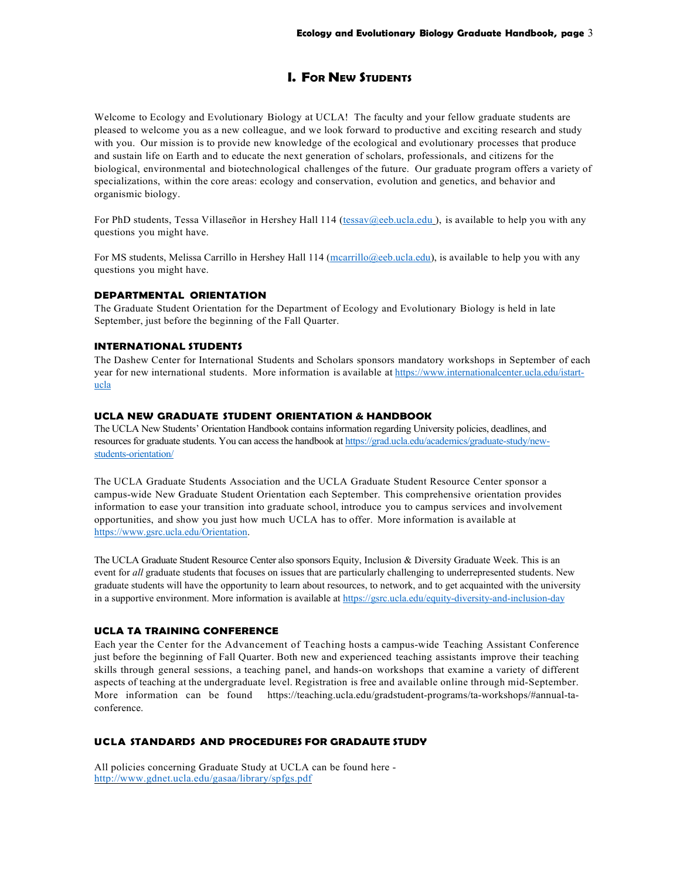# I. For New Students

Welcome to Ecology and Evolutionary Biology at UCLA! The faculty and your fellow graduate students are pleased to welcome you as a new colleague, and we look forward to productive and exciting research and study with you. Our mission is to provide new knowledge of the ecological and evolutionary processes that produce and sustain life on Earth and to educate the next generation of scholars, professionals, and citizens for the biological, environmental and biotechnological challenges of the future. Our graduate program offers a variety of specializations, within the core areas: ecology and conservation, evolution and genetics, and behavior and organismic biology.

For PhD students, Tessa Villaseñor in Hershey Hall 114 (tessav@eeb.ucla.edu ), is available to help you with any questions you might have.

For MS students, Melissa Carrillo in Hershey Hall 114 (mcarrillo@eeb.ucla.edu), is available to help you with any questions you might have.

## DEPARTMENTAL ORIENTATION

The Graduate Student Orientation for the Department of Ecology and Evolutionary Biology is held in late September, just before the beginning of the Fall Quarter.

## INTERNATIONAL STUDENTS

The Dashew Center for International Students and Scholars sponsors mandatory workshops in September of each year for new international students. More information is available at https://www.internationalcenter.ucla.edu/istart-ucla

## UCLA NEW GRADUATE STUDENT ORIENTATION & HANDBOOK

The UCLA New Students' Orientation Handbook contains information regarding University policies, deadlines, and resources for graduate students. You can access the handbook at https://grad.ucla.edu/academics/graduate-study/new-students-orientation/

The UCLA Graduate Students Association and the UCLA Graduate Student Resource Center sponsor a campus-wide New Graduate Student Orientation each September. This comprehensive orientation provides information to ease your transition into graduate school, introduce you to campus services and involvement opportunities, and show you just how much UCLA has to offer. More information is available at https://www.gsrc.ucla.edu/Orientation.

The UCLA Graduate Student Resource Center also sponsors Equity, Inclusion & Diversity Graduate Week. This is an event for *all* graduate students that focuses on issues that are particularly challenging to underrepresented students. New graduate students will have the opportunity to learn about resources, to network, and to get acquainted with the university in a supportive environment. More information is available at https://gsrc.ucla.edu/equity-diversity-and-inclusion-day

## UCLA TA TRAINING CONFERENCE

Each year the Center for the Advancement of Teaching hosts a campus-wide Teaching Assistant Conference just before the beginning of Fall Quarter. Both new and experienced teaching assistants improve their teaching skills through general sessions, a teaching panel, and hands-on workshops that examine a variety of different aspects of teaching at the undergraduate level. Registration is free and available online through mid-September. More information can be found https://teaching.ucla.edu/gradstudent-programs/ta-workshops/#annual-ta-conference.

## UCLA STANDARDS AND PROCEDURES FOR GRADAUTE STUDY

All policies concerning Graduate Study at UCLA can be found here - http://www.gdnet.ucla.edu/gasaa/library/spfgs.pdf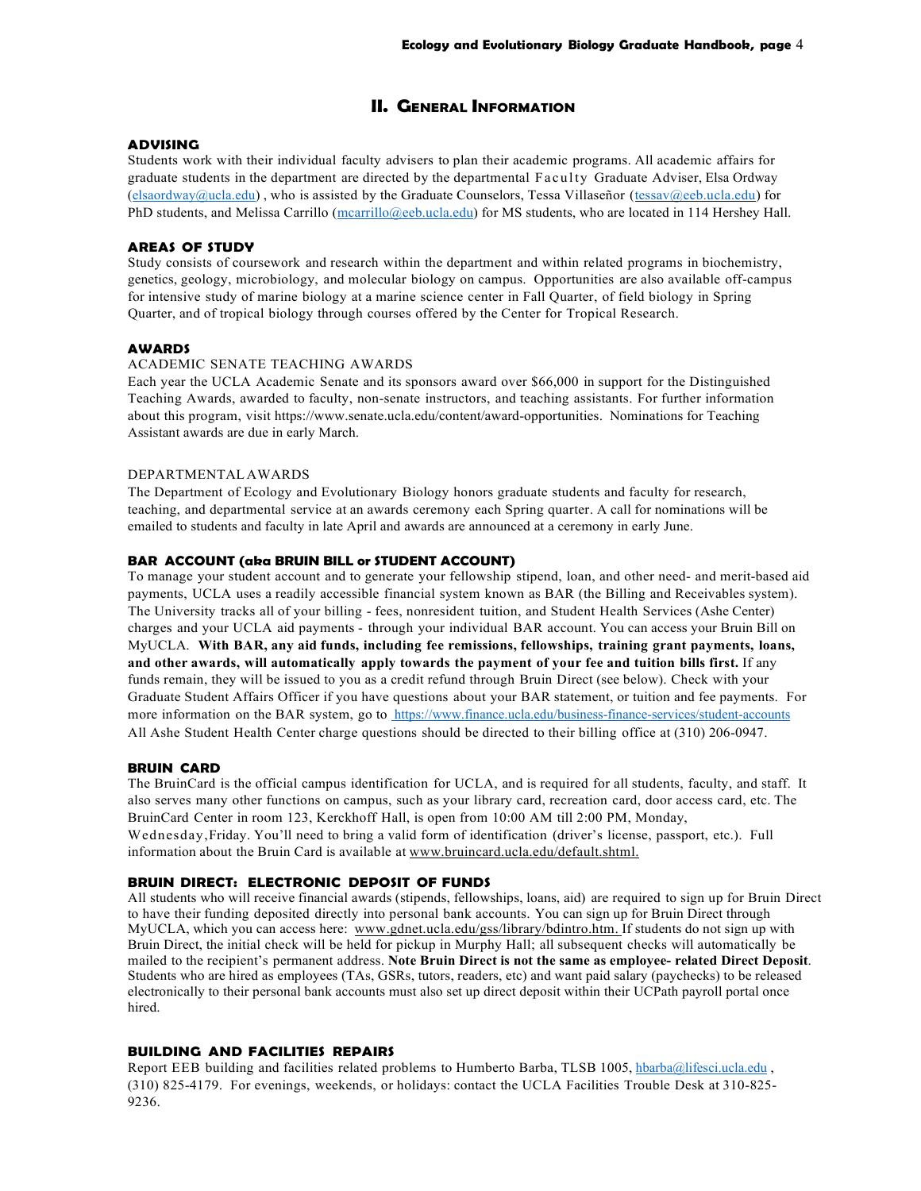## II. General Information

### ADVISING

Students work with their individual faculty advisers to plan their academic programs. All academic affairs for graduate students in the department are directed by the departmental Faculty Graduate Adviser, Elsa Ordway (elsaordway@ucla.edu) , who is assisted by the Graduate Counselors, Tessa Villaseñor (tessav@eeb.ucla.edu) for PhD students, and Melissa Carrillo (mcarrillo@eeb.ucla.edu) for MS students, who are located in 114 Hershey Hall.

### AREAS OF STUDY

Study consists of coursework and research within the department and within related programs in biochemistry, genetics, geology, microbiology, and molecular biology on campus. Opportunities are also available off-campus for intensive study of marine biology at a marine science center in Fall Quarter, of field biology in Spring Quarter, and of tropical biology through courses offered by the Center for Tropical Research.

### AWARDS

ACADEMIC SENATE TEACHING AWARDS

Each year the UCLA Academic Senate and its sponsors award over $66,000 in support for the Distinguished Teaching Awards, awarded to faculty, non-senate instructors, and teaching assistants. For further information about this program, visit https://www.senate.ucla.edu/content/award-opportunities. Nominations for Teaching Assistant awards are due in early March.

DEPARTMENTAL AWARDS

The Department of Ecology and Evolutionary Biology honors graduate students and faculty for research, teaching, and departmental service at an awards ceremony each Spring quarter. A call for nominations will be emailed to students and faculty in late April and awards are announced at a ceremony in early June.

### BAR ACCOUNT (*aka* BRUIN BILL or STUDENT ACCOUNT)

To manage your student account and to generate your fellowship stipend, loan, and other need- and merit-based aid payments, UCLA uses a readily accessible financial system known as BAR (the Billing and Receivables system). The University tracks all of your billing - fees, nonresident tuition, and Student Health Services (Ashe Center) charges and your UCLA aid payments - through your individual BAR account. You can access your Bruin Bill on MyUCLA. **With BAR, any aid funds, including fee remissions, fellowships, training grant payments, loans, and other awards, will automatically apply towards the payment of your fee and tuition bills first.** If any funds remain, they will be issued to you as a credit refund through Bruin Direct (see below). Check with your Graduate Student Affairs Officer if you have questions about your BAR statement, or tuition and fee payments. For more information on the BAR system, go to https://www.finance.ucla.edu/business-finance-services/student-accounts All Ashe Student Health Center charge questions should be directed to their billing office at (310) 206-0947.

### BRUIN CARD

The BruinCard is the official campus identification for UCLA, and is required for all students, faculty, and staff. It also serves many other functions on campus, such as your library card, recreation card, door access card, etc. The BruinCard Center in room 123, Kerckhoff Hall, is open from 10:00 AM till 2:00 PM, Monday, Wednesday,Friday. You'll need to bring a valid form of identification (driver's license, passport, etc.). Full information about the Bruin Card is available at www.bruincard.ucla.edu/default.shtml.

### BRUIN DIRECT: ELECTRONIC DEPOSIT OF FUNDS

All students who will receive financial awards (stipends, fellowships, loans, aid) are required to sign up for Bruin Direct to have their funding deposited directly into personal bank accounts. You can sign up for Bruin Direct through MyUCLA, which you can access here: www.gdnet.ucla.edu/gss/library/bdintro.htm. If students do not sign up with Bruin Direct, the initial check will be held for pickup in Murphy Hall; all subsequent checks will automatically be mailed to the recipient's permanent address. **Note Bruin Direct is not the same as employee- related Direct Deposit**. Students who are hired as employees (TAs, GSRs, tutors, readers, etc) and want paid salary (paychecks) to be released electronically to their personal bank accounts must also set up direct deposit within their UCPath payroll portal once hired.

### BUILDING AND FACILITIES REPAIRS

Report EEB building and facilities related problems to Humberto Barba, TLSB 1005, hbarba@lifesci.ucla.edu , (310) 825-4179. For evenings, weekends, or holidays: contact the UCLA Facilities Trouble Desk at 310-825-9236.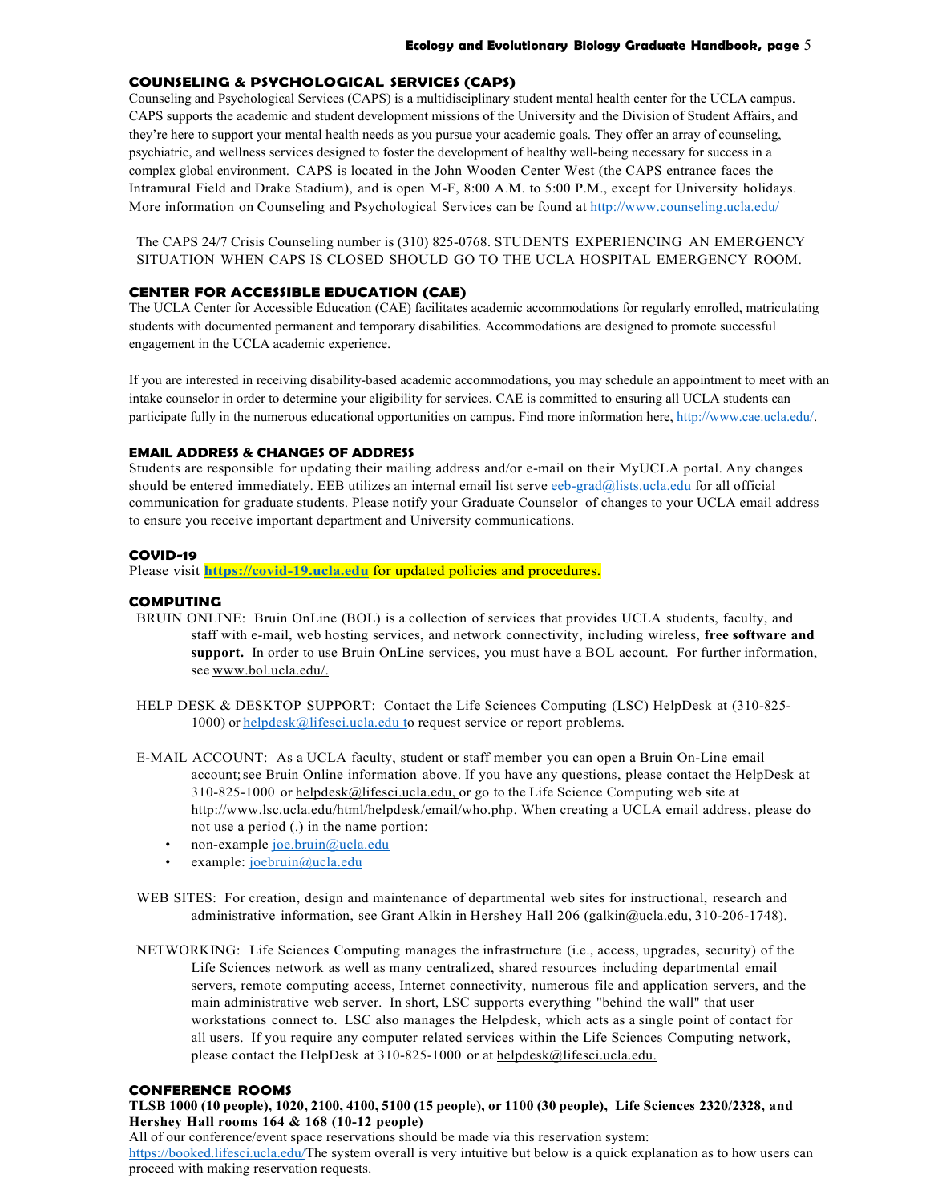## COUNSELING & PSYCHOLOGICAL SERVICES (CAPS)

Counseling and Psychological Services (CAPS) is a multidisciplinary student mental health center for the UCLA campus. CAPS supports the academic and student development missions of the University and the Division of Student Affairs, and they're here to support your mental health needs as you pursue your academic goals. They offer an array of counseling, psychiatric, and wellness services designed to foster the development of healthy well-being necessary for success in a complex global environment. CAPS is located in the John Wooden Center West (the CAPS entrance faces the Intramural Field and Drake Stadium), and is open M-F, 8:00 A.M. to 5:00 P.M., except for University holidays. More information on Counseling and Psychological Services can be found at http://www.counseling.ucla.edu/

The CAPS 24/7 Crisis Counseling number is (310) 825-0768. STUDENTS EXPERIENCING AN EMERGENCY SITUATION WHEN CAPS IS CLOSED SHOULD GO TO THE UCLA HOSPITAL EMERGENCY ROOM.

## CENTER FOR ACCESSIBLE EDUCATION (CAE)

The UCLA Center for Accessible Education (CAE) facilitates academic accommodations for regularly enrolled, matriculating students with documented permanent and temporary disabilities. Accommodations are designed to promote successful engagement in the UCLA academic experience.

If you are interested in receiving disability-based academic accommodations, you may schedule an appointment to meet with an intake counselor in order to determine your eligibility for services. CAE is committed to ensuring all UCLA students can participate fully in the numerous educational opportunities on campus. Find more information here, http://www.cae.ucla.edu/.

## EMAIL ADDRESS & CHANGES OF ADDRESS

Students are responsible for updating their mailing address and/or e-mail on their MyUCLA portal. Any changes should be entered immediately. EEB utilizes an internal email list serve eeb-grad@lists.ucla.edu for all official communication for graduate students. Please notify your Graduate Counselor of changes to your UCLA email address to ensure you receive important department and University communications.

## COVID-19

Please visit **https://covid-19.ucla.edu** for updated policies and procedures.

## COMPUTING

BRUIN ONLINE: Bruin OnLine (BOL) is a collection of services that provides UCLA students, faculty, and staff with e-mail, web hosting services, and network connectivity, including wireless, **free software and support.** In order to use Bruin OnLine services, you must have a BOL account. For further information, see www.bol.ucla.edu/.

HELP DESK & DESKTOP SUPPORT: Contact the Life Sciences Computing (LSC) HelpDesk at (310-825-1000) or helpdesk@lifesci.ucla.edu to request service or report problems.

E-MAIL ACCOUNT: As a UCLA faculty, student or staff member you can open a Bruin On-Line email account; see Bruin Online information above. If you have any questions, please contact the HelpDesk at 310-825-1000 or helpdesk@lifesci.ucla.edu, or go to the Life Science Computing web site at http://www.lsc.ucla.edu/html/helpdesk/email/who.php. When creating a UCLA email address, please do not use a period (.) in the name portion:

- non-example joe.bruin@ucla.edu
- example: joebruin@ucla.edu

WEB SITES: For creation, design and maintenance of departmental web sites for instructional, research and administrative information, see Grant Alkin in Hershey Hall 206 (galkin@ucla.edu, 310-206-1748).

NETWORKING: Life Sciences Computing manages the infrastructure (i.e., access, upgrades, security) of the Life Sciences network as well as many centralized, shared resources including departmental email servers, remote computing access, Internet connectivity, numerous file and application servers, and the main administrative web server. In short, LSC supports everything "behind the wall" that user workstations connect to. LSC also manages the Helpdesk, which acts as a single point of contact for all users. If you require any computer related services within the Life Sciences Computing network, please contact the HelpDesk at 310-825-1000 or at helpdesk@lifesci.ucla.edu.

## CONFERENCE ROOMS

**TLSB 1000 (10 people), 1020, 2100, 4100, 5100 (15 people), or 1100 (30 people), Life Sciences 2320/2328, and Hershey Hall rooms 164 & 168 (10-12 people)**

All of our conference/event space reservations should be made via this reservation system: https://booked.lifesci.ucla.edu/The system overall is very intuitive but below is a quick explanation as to how users can proceed with making reservation requests.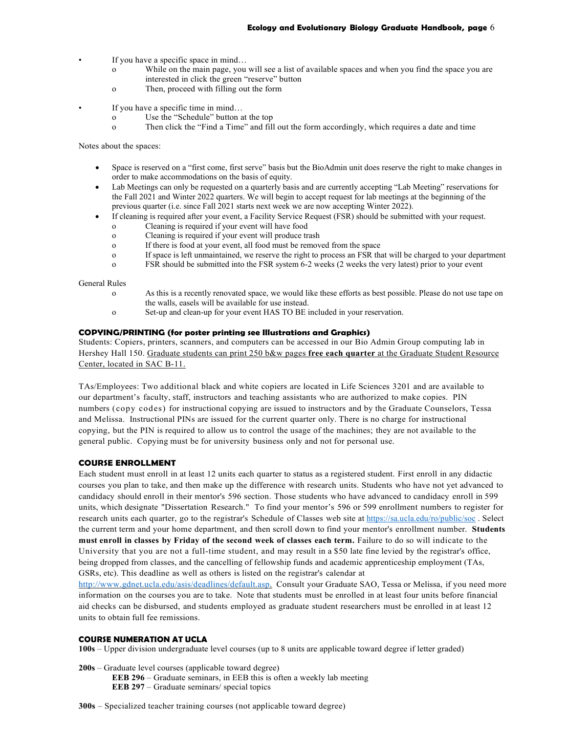- If you have a specific space in mind…
  - While on the main page, you will see a list of available spaces and when you find the space you are interested in click the green "reserve" button
  - Then, proceed with filling out the form
- If you have a specific time in mind…
  - Use the "Schedule" button at the top
  - Then click the "Find a Time" and fill out the form accordingly, which requires a date and time

Notes about the spaces:

- Space is reserved on a "first come, first serve" basis but the BioAdmin unit does reserve the right to make changes in order to make accommodations on the basis of equity.
- Lab Meetings can only be requested on a quarterly basis and are currently accepting "Lab Meeting" reservations for the Fall 2021 and Winter 2022 quarters. We will begin to accept request for lab meetings at the beginning of the previous quarter (i.e. since Fall 2021 starts next week we are now accepting Winter 2022).
- If cleaning is required after your event, a Facility Service Request (FSR) should be submitted with your request.
  - Cleaning is required if your event will have food
  - Cleaning is required if your event will produce trash
  - If there is food at your event, all food must be removed from the space
  - If space is left unmaintained, we reserve the right to process an FSR that will be charged to your department
  - FSR should be submitted into the FSR system 6-2 weeks (2 weeks the very latest) prior to your event

General Rules

- As this is a recently renovated space, we would like these efforts as best possible. Please do not use tape on the walls, easels will be available for use instead.
- Set-up and clean-up for your event HAS TO BE included in your reservation.

### COPYING/PRINTING (for poster printing see Illustrations and Graphics)

Students: Copiers, printers, scanners, and computers can be accessed in our Bio Admin Group computing lab in Hershey Hall 150. Graduate students can print 250 b&w pages **free each quarter** at the Graduate Student Resource Center, located in SAC B-11.

TAs/Employees: Two additional black and white copiers are located in Life Sciences 3201 and are available to our department's faculty, staff, instructors and teaching assistants who are authorized to make copies. PIN numbers (copy codes) for instructional copying are issued to instructors and by the Graduate Counselors, Tessa and Melissa. Instructional PINs are issued for the current quarter only. There is no charge for instructional copying, but the PIN is required to allow us to control the usage of the machines; they are not available to the general public. Copying must be for university business only and not for personal use.

### COURSE ENROLLMENT

Each student must enroll in at least 12 units each quarter to status as a registered student. First enroll in any didactic courses you plan to take, and then make up the difference with research units. Students who have not yet advanced to candidacy should enroll in their mentor's 596 section. Those students who have advanced to candidacy enroll in 599 units, which designate "Dissertation Research." To find your mentor's 596 or 599 enrollment numbers to register for research units each quarter, go to the registrar's Schedule of Classes web site at https://sa.ucla.edu/ro/public/soc . Select the current term and your home department, and then scroll down to find your mentor's enrollment number. **Students must enroll in classes by Friday of the second week of classes each term.** Failure to do so will indicate to the University that you are not a full-time student, and may result in a $50 late fine levied by the registrar's office, being dropped from classes, and the cancelling of fellowship funds and academic apprenticeship employment (TAs, GSRs, etc). This deadline as well as others is listed on the registrar's calendar at http://www.gdnet.ucla.edu/asis/deadlines/default.asp. Consult your Graduate SAO, Tessa or Melissa, if you need more information on the courses you are to take. Note that students must be enrolled in at least four units before financial aid checks can be disbursed, and students employed as graduate student researchers must be enrolled in at least 12 units to obtain full fee remissions.

### COURSE NUMERATION AT UCLA

**100s** – Upper division undergraduate level courses (up to 8 units are applicable toward degree if letter graded)

**200s** – Graduate level courses (applicable toward degree)
- **EEB 296** – Graduate seminars, in EEB this is often a weekly lab meeting
- **EEB 297** – Graduate seminars/ special topics

**300s** – Specialized teacher training courses (not applicable toward degree)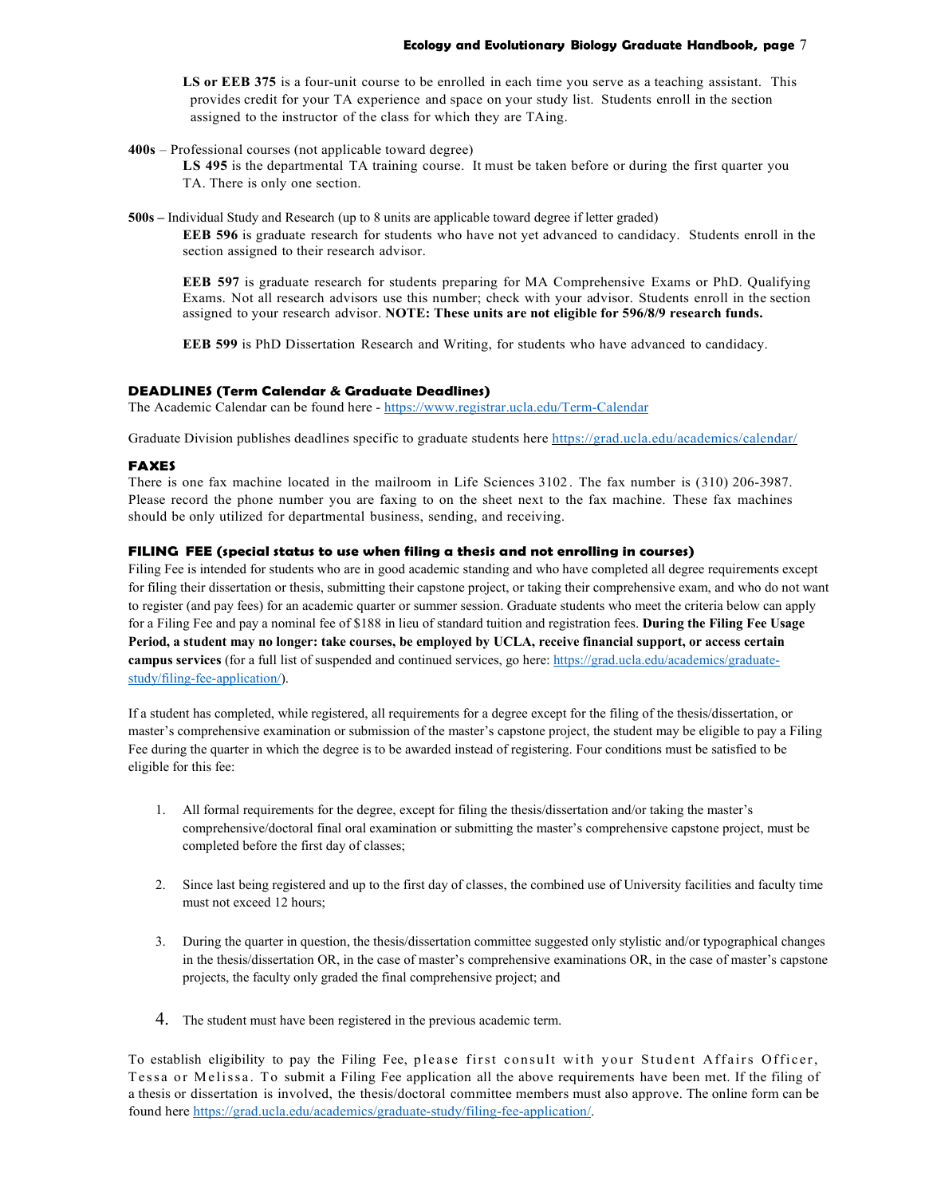**LS or EEB 375** is a four-unit course to be enrolled in each time you serve as a teaching assistant. This provides credit for your TA experience and space on your study list. Students enroll in the section assigned to the instructor of the class for which they are TAing.

**400s** – Professional courses (not applicable toward degree)

**LS 495** is the departmental TA training course. It must be taken before or during the first quarter you TA. There is only one section.

**500s –** Individual Study and Research (up to 8 units are applicable toward degree if letter graded)

**EEB 596** is graduate research for students who have not yet advanced to candidacy. Students enroll in the section assigned to their research advisor.

**EEB 597** is graduate research for students preparing for MA Comprehensive Exams or PhD. Qualifying Exams. Not all research advisors use this number; check with your advisor. Students enroll in the section assigned to your research advisor. **NOTE: These units are not eligible for 596/8/9 research funds.**

**EEB 599** is PhD Dissertation Research and Writing, for students who have advanced to candidacy.

## DEADLINES (Term Calendar & Graduate Deadlines)

The Academic Calendar can be found here - https://www.registrar.ucla.edu/Term-Calendar

Graduate Division publishes deadlines specific to graduate students here https://grad.ucla.edu/academics/calendar/

## FAXES

There is one fax machine located in the mailroom in Life Sciences 3102. The fax number is (310) 206-3987. Please record the phone number you are faxing to on the sheet next to the fax machine. These fax machines should be only utilized for departmental business, sending, and receiving.

## FILING FEE (special status to use when filing a thesis and not enrolling in courses)

Filing Fee is intended for students who are in good academic standing and who have completed all degree requirements except for filing their dissertation or thesis, submitting their capstone project, or taking their comprehensive exam, and who do not want to register (and pay fees) for an academic quarter or summer session. Graduate students who meet the criteria below can apply for a Filing Fee and pay a nominal fee of $188 in lieu of standard tuition and registration fees. **During the Filing Fee Usage Period, a student may no longer: take courses, be employed by UCLA, receive financial support, or access certain campus services** (for a full list of suspended and continued services, go here: https://grad.ucla.edu/academics/graduate-study/filing-fee-application/).

If a student has completed, while registered, all requirements for a degree except for the filing of the thesis/dissertation, or master's comprehensive examination or submission of the master's capstone project, the student may be eligible to pay a Filing Fee during the quarter in which the degree is to be awarded instead of registering. Four conditions must be satisfied to be eligible for this fee:

1. All formal requirements for the degree, except for filing the thesis/dissertation and/or taking the master's comprehensive/doctoral final oral examination or submitting the master's comprehensive capstone project, must be completed before the first day of classes;
2. Since last being registered and up to the first day of classes, the combined use of University facilities and faculty time must not exceed 12 hours;
3. During the quarter in question, the thesis/dissertation committee suggested only stylistic and/or typographical changes in the thesis/dissertation OR, in the case of master's comprehensive examinations OR, in the case of master's capstone projects, the faculty only graded the final comprehensive project; and
4. The student must have been registered in the previous academic term.

To establish eligibility to pay the Filing Fee, please first consult with your Student Affairs Officer, Tessa or Melissa. To submit a Filing Fee application all the above requirements have been met. If the filing of a thesis or dissertation is involved, the thesis/doctoral committee members must also approve. The online form can be found here https://grad.ucla.edu/academics/graduate-study/filing-fee-application/.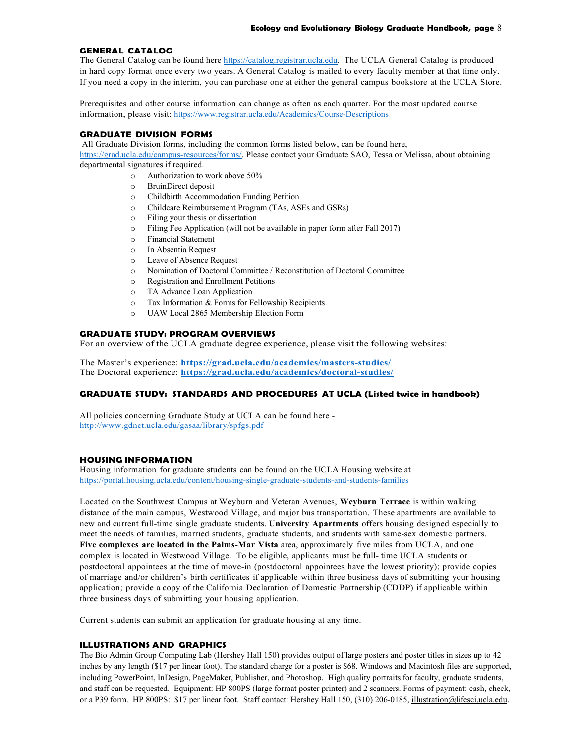## GENERAL CATALOG

The General Catalog can be found here https://catalog.registrar.ucla.edu. The UCLA General Catalog is produced in hard copy format once every two years. A General Catalog is mailed to every faculty member at that time only. If you need a copy in the interim, you can purchase one at either the general campus bookstore at the UCLA Store.

Prerequisites and other course information can change as often as each quarter. For the most updated course information, please visit: https://www.registrar.ucla.edu/Academics/Course-Descriptions

## GRADUATE DIVISION FORMS

All Graduate Division forms, including the common forms listed below, can be found here, https://grad.ucla.edu/campus-resources/forms/. Please contact your Graduate SAO, Tessa or Melissa, about obtaining departmental signatures if required.

- Authorization to work above 50%
- BruinDirect deposit
- Childbirth Accommodation Funding Petition
- Childcare Reimbursement Program (TAs, ASEs and GSRs)
- Filing your thesis or dissertation
- Filing Fee Application (will not be available in paper form after Fall 2017)
- Financial Statement
- In Absentia Request
- Leave of Absence Request
- Nomination of Doctoral Committee / Reconstitution of Doctoral Committee
- Registration and Enrollment Petitions
- TA Advance Loan Application
- Tax Information & Forms for Fellowship Recipients
- UAW Local 2865 Membership Election Form

## GRADUATE STUDY: PROGRAM OVERVIEWS

For an overview of the UCLA graduate degree experience, please visit the following websites:

The Master's experience: **https://grad.ucla.edu/academics/masters-studies/**
The Doctoral experience: **https://grad.ucla.edu/academics/doctoral-studies/**

## GRADUATE STUDY: STANDARDS AND PROCEDURES AT UCLA (Listed twice in handbook)

All policies concerning Graduate Study at UCLA can be found here - http://www.gdnet.ucla.edu/gasaa/library/spfgs.pdf

## HOUSING INFORMATION

Housing information for graduate students can be found on the UCLA Housing website at https://portal.housing.ucla.edu/content/housing-single-graduate-students-and-students-families

Located on the Southwest Campus at Weyburn and Veteran Avenues, **Weyburn Terrace** is within walking distance of the main campus, Westwood Village, and major bus transportation. These apartments are available to new and current full-time single graduate students. **University Apartments** offers housing designed especially to meet the needs of families, married students, graduate students, and students with same-sex domestic partners. **Five complexes are located in the Palms-Mar Vista** area, approximately five miles from UCLA, and one complex is located in Westwood Village. To be eligible, applicants must be full- time UCLA students or postdoctoral appointees at the time of move-in (postdoctoral appointees have the lowest priority); provide copies of marriage and/or children's birth certificates if applicable within three business days of submitting your housing application; provide a copy of the California Declaration of Domestic Partnership (CDDP) if applicable within three business days of submitting your housing application.

Current students can submit an application for graduate housing at any time.

## ILLUSTRATIONS AND GRAPHICS

The Bio Admin Group Computing Lab (Hershey Hall 150) provides output of large posters and poster titles in sizes up to 42 inches by any length ($17 per linear foot). The standard charge for a poster is $68. Windows and Macintosh files are supported, including PowerPoint, InDesign, PageMaker, Publisher, and Photoshop. High quality portraits for faculty, graduate students, and staff can be requested. Equipment: HP 800PS (large format poster printer) and 2 scanners. Forms of payment: cash, check, or a P39 form. HP 800PS: $17 per linear foot. Staff contact: Hershey Hall 150, (310) 206-0185, illustration@lifesci.ucla.edu.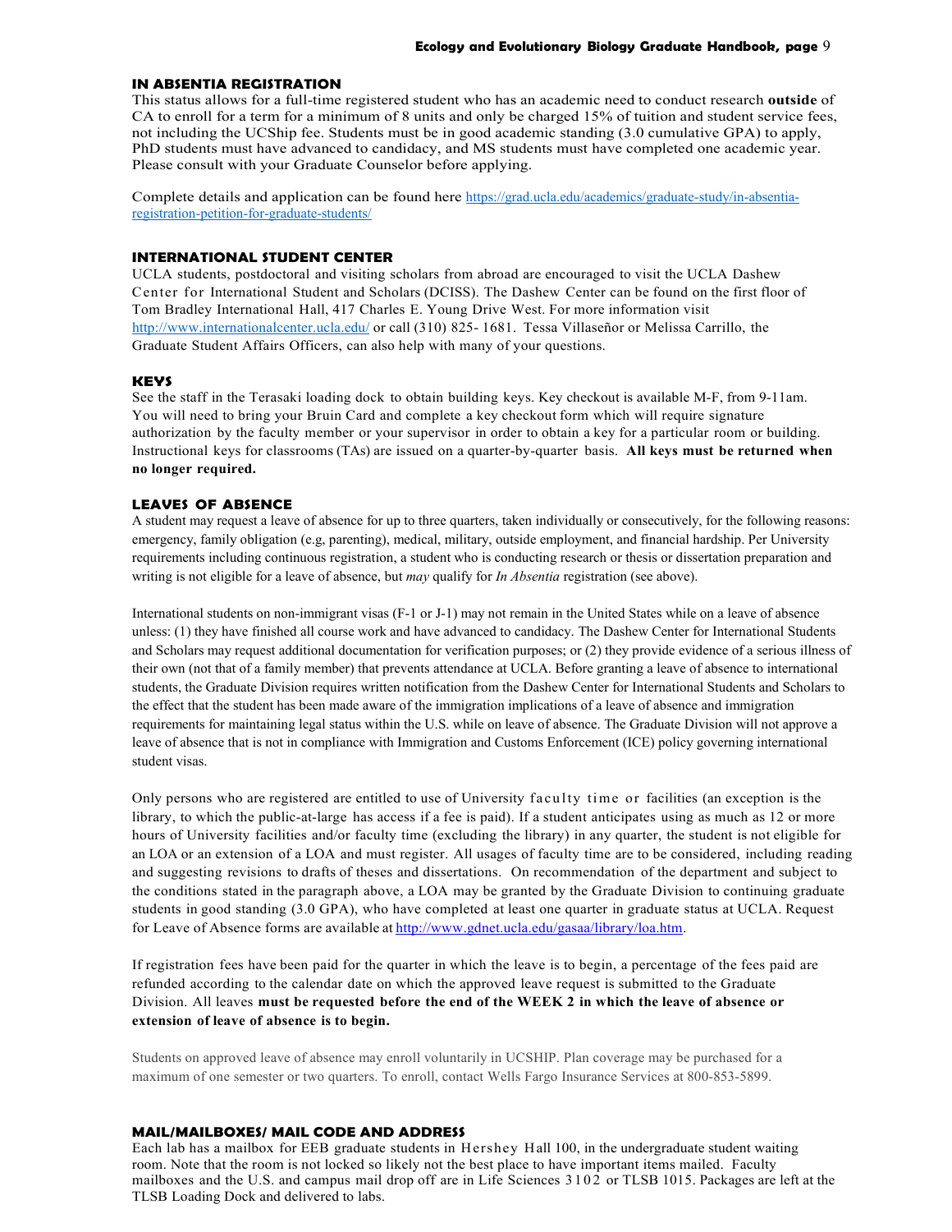## IN ABSENTIA REGISTRATION

This status allows for a full-time registered student who has an academic need to conduct research **outside** of CA to enroll for a term for a minimum of 8 units and only be charged 15% of tuition and student service fees, not including the UCShip fee. Students must be in good academic standing (3.0 cumulative GPA) to apply, PhD students must have advanced to candidacy, and MS students must have completed one academic year. Please consult with your Graduate Counselor before applying.

Complete details and application can be found here https://grad.ucla.edu/academics/graduate-study/in-absentia-registration-petition-for-graduate-students/

## INTERNATIONAL STUDENT CENTER

UCLA students, postdoctoral and visiting scholars from abroad are encouraged to visit the UCLA Dashew Center for International Student and Scholars (DCISS). The Dashew Center can be found on the first floor of Tom Bradley International Hall, 417 Charles E. Young Drive West. For more information visit http://www.internationalcenter.ucla.edu/ or call (310) 825- 1681. Tessa Villaseñor or Melissa Carrillo, the Graduate Student Affairs Officers, can also help with many of your questions.

## KEYS

See the staff in the Terasaki loading dock to obtain building keys. Key checkout is available M-F, from 9-11am. You will need to bring your Bruin Card and complete a key checkout form which will require signature authorization by the faculty member or your supervisor in order to obtain a key for a particular room or building. Instructional keys for classrooms (TAs) are issued on a quarter-by-quarter basis. **All keys must be returned when no longer required.**

## LEAVES OF ABSENCE

A student may request a leave of absence for up to three quarters, taken individually or consecutively, for the following reasons: emergency, family obligation (e.g, parenting), medical, military, outside employment, and financial hardship. Per University requirements including continuous registration, a student who is conducting research or thesis or dissertation preparation and writing is not eligible for a leave of absence, but *may* qualify for *In Absentia* registration (see above).

International students on non-immigrant visas (F-1 or J-1) may not remain in the United States while on a leave of absence unless: (1) they have finished all course work and have advanced to candidacy. The Dashew Center for International Students and Scholars may request additional documentation for verification purposes; or (2) they provide evidence of a serious illness of their own (not that of a family member) that prevents attendance at UCLA. Before granting a leave of absence to international students, the Graduate Division requires written notification from the Dashew Center for International Students and Scholars to the effect that the student has been made aware of the immigration implications of a leave of absence and immigration requirements for maintaining legal status within the U.S. while on leave of absence. The Graduate Division will not approve a leave of absence that is not in compliance with Immigration and Customs Enforcement (ICE) policy governing international student visas.

Only persons who are registered are entitled to use of University faculty time or facilities (an exception is the library, to which the public-at-large has access if a fee is paid). If a student anticipates using as much as 12 or more hours of University facilities and/or faculty time (excluding the library) in any quarter, the student is not eligible for an LOA or an extension of a LOA and must register. All usages of faculty time are to be considered, including reading and suggesting revisions to drafts of theses and dissertations. On recommendation of the department and subject to the conditions stated in the paragraph above, a LOA may be granted by the Graduate Division to continuing graduate students in good standing (3.0 GPA), who have completed at least one quarter in graduate status at UCLA. Request for Leave of Absence forms are available at http://www.gdnet.ucla.edu/gasaa/library/loa.htm.

If registration fees have been paid for the quarter in which the leave is to begin, a percentage of the fees paid are refunded according to the calendar date on which the approved leave request is submitted to the Graduate Division. All leaves **must be requested before the end of the WEEK 2 in which the leave of absence or extension of leave of absence is to begin.**

Students on approved leave of absence may enroll voluntarily in UCSHIP. Plan coverage may be purchased for a maximum of one semester or two quarters. To enroll, contact Wells Fargo Insurance Services at 800-853-5899.

## MAIL/MAILBOXES/ MAIL CODE AND ADDRESS

Each lab has a mailbox for EEB graduate students in Hershey Hall 100, in the undergraduate student waiting room. Note that the room is not locked so likely not the best place to have important items mailed. Faculty mailboxes and the U.S. and campus mail drop off are in Life Sciences 3102 or TLSB 1015. Packages are left at the TLSB Loading Dock and delivered to labs.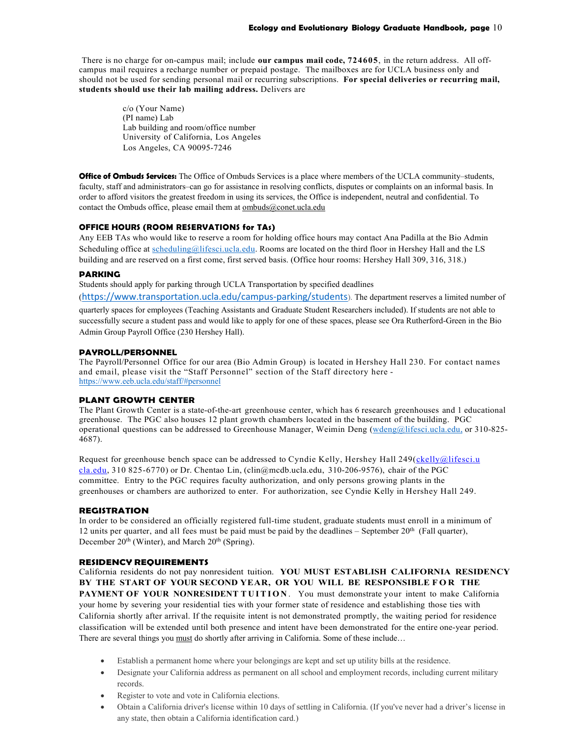There is no charge for on-campus mail; include **our campus mail code, 724605**, in the return address. All off-campus mail requires a recharge number or prepaid postage. The mailboxes are for UCLA business only and should not be used for sending personal mail or recurring subscriptions. **For special deliveries or recurring mail, students should use their lab mailing address.** Delivers are

> c/o (Your Name)
> (PI name) Lab
> Lab building and room/office number
> University of California, Los Angeles
> Los Angeles, CA 90095-7246

**Office of Ombuds Services:** The Office of Ombuds Services is a place where members of the UCLA community–students, faculty, staff and administrators–can go for assistance in resolving conflicts, disputes or complaints on an informal basis. In order to afford visitors the greatest freedom in using its services, the Office is independent, neutral and confidential. To contact the Ombuds office, please email them at ombuds@conet.ucla.edu

### OFFICE HOURS (ROOM RESERVATIONS for TAs)

Any EEB TAs who would like to reserve a room for holding office hours may contact Ana Padilla at the Bio Admin Scheduling office at scheduling@lifesci.ucla.edu. Rooms are located on the third floor in Hershey Hall and the LS building and are reserved on a first come, first served basis. (Office hour rooms: Hershey Hall 309, 316, 318.)

### PARKING

Students should apply for parking through UCLA Transportation by specified deadlines (https://www.transportation.ucla.edu/campus-parking/students). The department reserves a limited number of quarterly spaces for employees (Teaching Assistants and Graduate Student Researchers included). If students are not able to successfully secure a student pass and would like to apply for one of these spaces, please see Ora Rutherford-Green in the Bio Admin Group Payroll Office (230 Hershey Hall).

### PAYROLL/PERSONNEL

The Payroll/Personnel Office for our area (Bio Admin Group) is located in Hershey Hall 230. For contact names and email, please visit the "Staff Personnel" section of the Staff directory here - https://www.eeb.ucla.edu/staff/#personnel

### PLANT GROWTH CENTER

The Plant Growth Center is a state-of-the-art greenhouse center, which has 6 research greenhouses and 1 educational greenhouse. The PGC also houses 12 plant growth chambers located in the basement of the building. PGC operational questions can be addressed to Greenhouse Manager, Weimin Deng (wdeng@lifesci.ucla.edu, or 310-825-4687).

Request for greenhouse bench space can be addressed to Cyndie Kelly, Hershey Hall 249(ckelly@lifesci.ucla.edu, 310 825-6770) or Dr. Chentao Lin, (clin@mcdb.ucla.edu, 310-206-9576), chair of the PGC committee. Entry to the PGC requires faculty authorization, and only persons growing plants in the greenhouses or chambers are authorized to enter. For authorization, see Cyndie Kelly in Hershey Hall 249.

### REGISTRATION

In order to be considered an officially registered full-time student, graduate students must enroll in a minimum of 12 units per quarter, and all fees must be paid must be paid by the deadlines – September 20th (Fall quarter), December 20th (Winter), and March 20th (Spring).

### RESIDENCY REQUIREMENTS

California residents do not pay nonresident tuition. **YOU MUST ESTABLISH CALIFORNIA RESIDENCY BY THE START OF YOUR SECOND YEAR, OR YOU WILL BE RESPONSIBLE FOR THE PAYMENT OF YOUR NONRESIDENT TUITION**. You must demonstrate your intent to make California your home by severing your residential ties with your former state of residence and establishing those ties with California shortly after arrival. If the requisite intent is not demonstrated promptly, the waiting period for residence classification will be extended until both presence and intent have been demonstrated for the entire one-year period. There are several things you <u>must</u> do shortly after arriving in California. Some of these include…

- Establish a permanent home where your belongings are kept and set up utility bills at the residence.
- Designate your California address as permanent on all school and employment records, including current military records.
- Register to vote and vote in California elections.
- Obtain a California driver's license within 10 days of settling in California. (If you've never had a driver's license in any state, then obtain a California identification card.)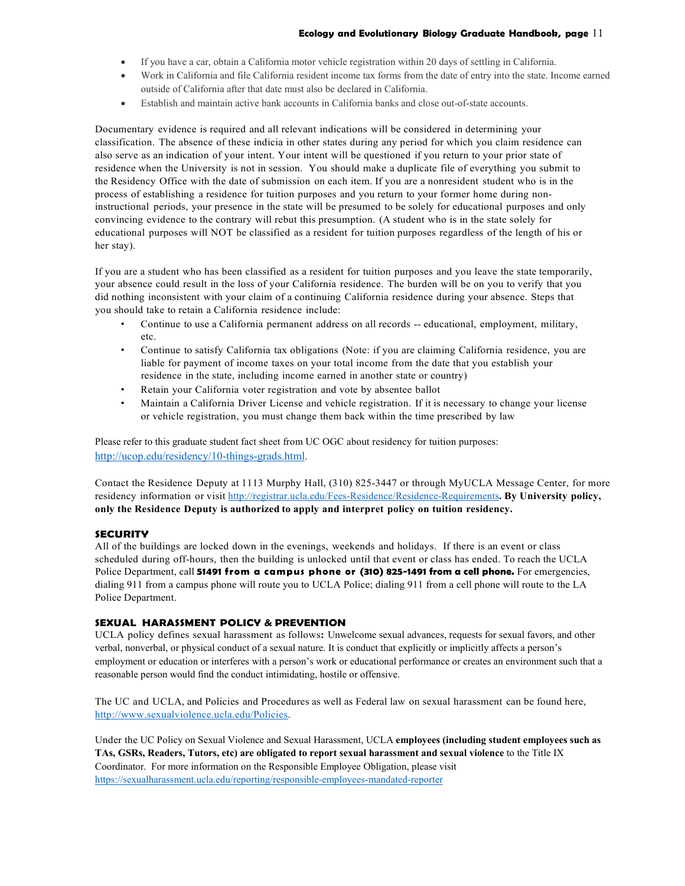- If you have a car, obtain a California motor vehicle registration within 20 days of settling in California.
- Work in California and file California resident income tax forms from the date of entry into the state. Income earned outside of California after that date must also be declared in California.
- Establish and maintain active bank accounts in California banks and close out-of-state accounts.

Documentary evidence is required and all relevant indications will be considered in determining your classification. The absence of these indicia in other states during any period for which you claim residence can also serve as an indication of your intent. Your intent will be questioned if you return to your prior state of residence when the University is not in session. You should make a duplicate file of everything you submit to the Residency Office with the date of submission on each item. If you are a nonresident student who is in the process of establishing a residence for tuition purposes and you return to your former home during non-instructional periods, your presence in the state will be presumed to be solely for educational purposes and only convincing evidence to the contrary will rebut this presumption. (A student who is in the state solely for educational purposes will NOT be classified as a resident for tuition purposes regardless of the length of his or her stay).

If you are a student who has been classified as a resident for tuition purposes and you leave the state temporarily, your absence could result in the loss of your California residence. The burden will be on you to verify that you did nothing inconsistent with your claim of a continuing California residence during your absence. Steps that you should take to retain a California residence include:

- Continue to use a California permanent address on all records -- educational, employment, military, etc.
- Continue to satisfy California tax obligations (Note: if you are claiming California residence, you are liable for payment of income taxes on your total income from the date that you establish your residence in the state, including income earned in another state or country)
- Retain your California voter registration and vote by absentee ballot
- Maintain a California Driver License and vehicle registration. If it is necessary to change your license or vehicle registration, you must change them back within the time prescribed by law

Please refer to this graduate student fact sheet from UC OGC about residency for tuition purposes: http://ucop.edu/residency/10-things-grads.html.

Contact the Residence Deputy at 1113 Murphy Hall, (310) 825-3447 or through MyUCLA Message Center, for more residency information or visit http://registrar.ucla.edu/Fees-Residence/Residence-Requirements**. By University policy, only the Residence Deputy is authorized to apply and interpret policy on tuition residency.**

### SECURITY

All of the buildings are locked down in the evenings, weekends and holidays. If there is an event or class scheduled during off-hours, then the building is unlocked until that event or class has ended. To reach the UCLA Police Department, call **51491 from a campus phone or (310) 825-1491 from a cell phone.** For emergencies, dialing 911 from a campus phone will route you to UCLA Police; dialing 911 from a cell phone will route to the LA Police Department.

### SEXUAL HARASSMENT POLICY & PREVENTION

UCLA policy defines sexual harassment as follows**:** Unwelcome sexual advances, requests for sexual favors, and other verbal, nonverbal, or physical conduct of a sexual nature. It is conduct that explicitly or implicitly affects a person's employment or education or interferes with a person's work or educational performance or creates an environment such that a reasonable person would find the conduct intimidating, hostile or offensive.

The UC and UCLA, and Policies and Procedures as well as Federal law on sexual harassment can be found here, http://www.sexualviolence.ucla.edu/Policies.

Under the UC Policy on Sexual Violence and Sexual Harassment, UCLA **employees (including student employees such as TAs, GSRs, Readers, Tutors, etc) are obligated to report sexual harassment and sexual violence** to the Title IX Coordinator. For more information on the Responsible Employee Obligation, please visit https://sexualharassment.ucla.edu/reporting/responsible-employees-mandated-reporter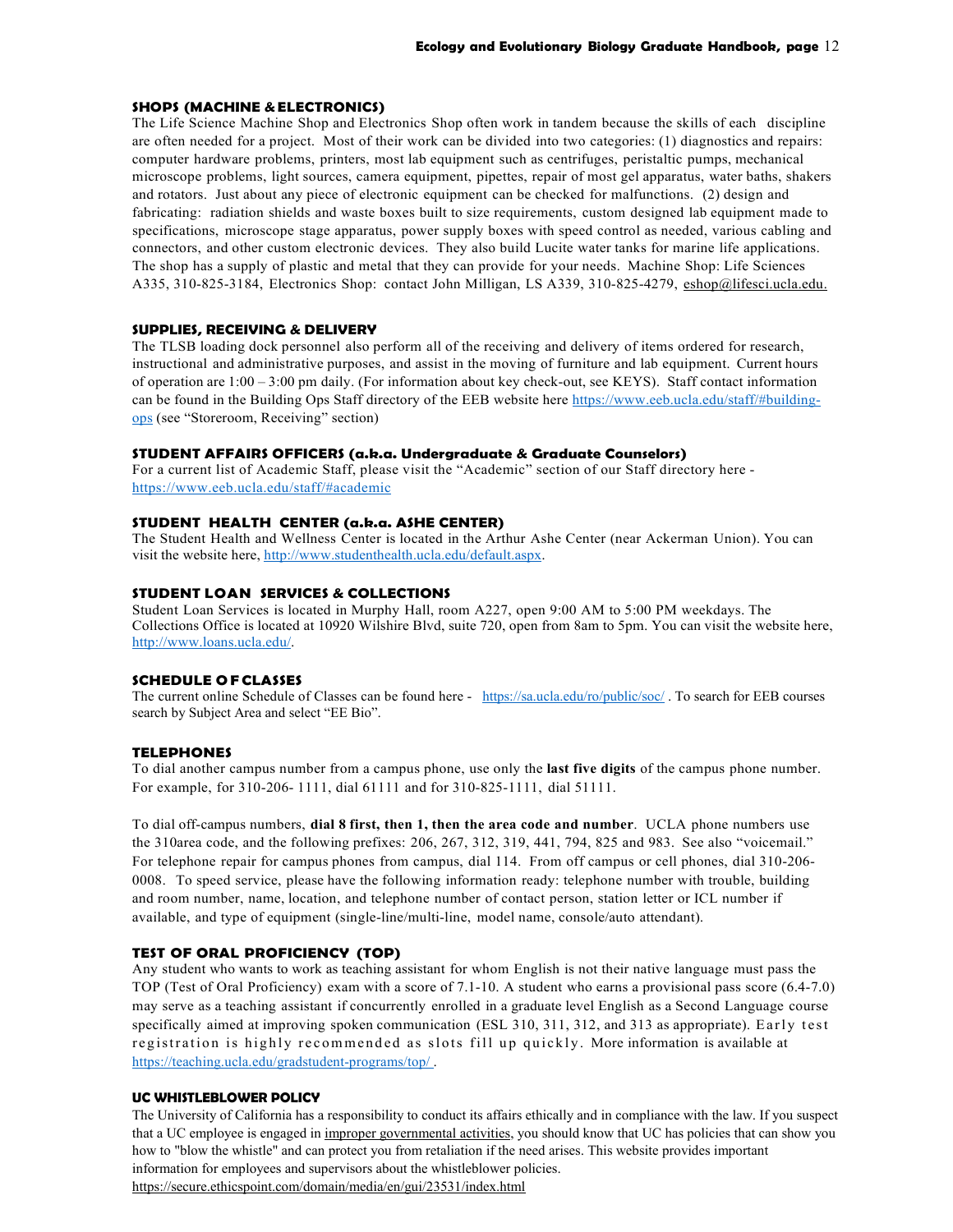## SHOPS (MACHINE & ELECTRONICS)

The Life Science Machine Shop and Electronics Shop often work in tandem because the skills of each discipline are often needed for a project. Most of their work can be divided into two categories: (1) diagnostics and repairs: computer hardware problems, printers, most lab equipment such as centrifuges, peristaltic pumps, mechanical microscope problems, light sources, camera equipment, pipettes, repair of most gel apparatus, water baths, shakers and rotators. Just about any piece of electronic equipment can be checked for malfunctions. (2) design and fabricating: radiation shields and waste boxes built to size requirements, custom designed lab equipment made to specifications, microscope stage apparatus, power supply boxes with speed control as needed, various cabling and connectors, and other custom electronic devices. They also build Lucite water tanks for marine life applications. The shop has a supply of plastic and metal that they can provide for your needs. Machine Shop: Life Sciences A335, 310-825-3184, Electronics Shop: contact John Milligan, LS A339, 310-825-4279, eshop@lifesci.ucla.edu.

## SUPPLIES, RECEIVING & DELIVERY

The TLSB loading dock personnel also perform all of the receiving and delivery of items ordered for research, instructional and administrative purposes, and assist in the moving of furniture and lab equipment. Current hours of operation are 1:00 – 3:00 pm daily. (For information about key check-out, see KEYS). Staff contact information can be found in the Building Ops Staff directory of the EEB website here https://www.eeb.ucla.edu/staff/#building-ops (see "Storeroom, Receiving" section)

## STUDENT AFFAIRS OFFICERS (a.k.a. Undergraduate & Graduate Counselors)

For a current list of Academic Staff, please visit the "Academic" section of our Staff directory here - https://www.eeb.ucla.edu/staff/#academic

## STUDENT HEALTH CENTER (a.k.a. ASHE CENTER)

The Student Health and Wellness Center is located in the Arthur Ashe Center (near Ackerman Union). You can visit the website here, http://www.studenthealth.ucla.edu/default.aspx.

## STUDENT LOAN SERVICES & COLLECTIONS

Student Loan Services is located in Murphy Hall, room A227, open 9:00 AM to 5:00 PM weekdays. The Collections Office is located at 10920 Wilshire Blvd, suite 720, open from 8am to 5pm. You can visit the website here, http://www.loans.ucla.edu/.

## SCHEDULE OF CLASSES

The current online Schedule of Classes can be found here - https://sa.ucla.edu/ro/public/soc/ . To search for EEB courses search by Subject Area and select "EE Bio".

## TELEPHONES

To dial another campus number from a campus phone, use only the **last five digits** of the campus phone number. For example, for 310-206- 1111, dial 61111 and for 310-825-1111, dial 51111.

To dial off-campus numbers, **dial 8 first, then 1, then the area code and number**. UCLA phone numbers use the 310area code, and the following prefixes: 206, 267, 312, 319, 441, 794, 825 and 983. See also "voicemail." For telephone repair for campus phones from campus, dial 114. From off campus or cell phones, dial 310-206-0008. To speed service, please have the following information ready: telephone number with trouble, building and room number, name, location, and telephone number of contact person, station letter or ICL number if available, and type of equipment (single-line/multi-line, model name, console/auto attendant).

## TEST OF ORAL PROFICIENCY (TOP)

Any student who wants to work as teaching assistant for whom English is not their native language must pass the TOP (Test of Oral Proficiency) exam with a score of 7.1-10. A student who earns a provisional pass score (6.4-7.0) may serve as a teaching assistant if concurrently enrolled in a graduate level English as a Second Language course specifically aimed at improving spoken communication (ESL 310, 311, 312, and 313 as appropriate). Early test registration is highly recommended as slots fill up quickly. More information is available at https://teaching.ucla.edu/gradstudent-programs/top/ .

## UC WHISTLEBLOWER POLICY

The University of California has a responsibility to conduct its affairs ethically and in compliance with the law. If you suspect that a UC employee is engaged in improper governmental activities, you should know that UC has policies that can show you how to "blow the whistle" and can protect you from retaliation if the need arises. This website provides important information for employees and supervisors about the whistleblower policies.
https://secure.ethicspoint.com/domain/media/en/gui/23531/index.html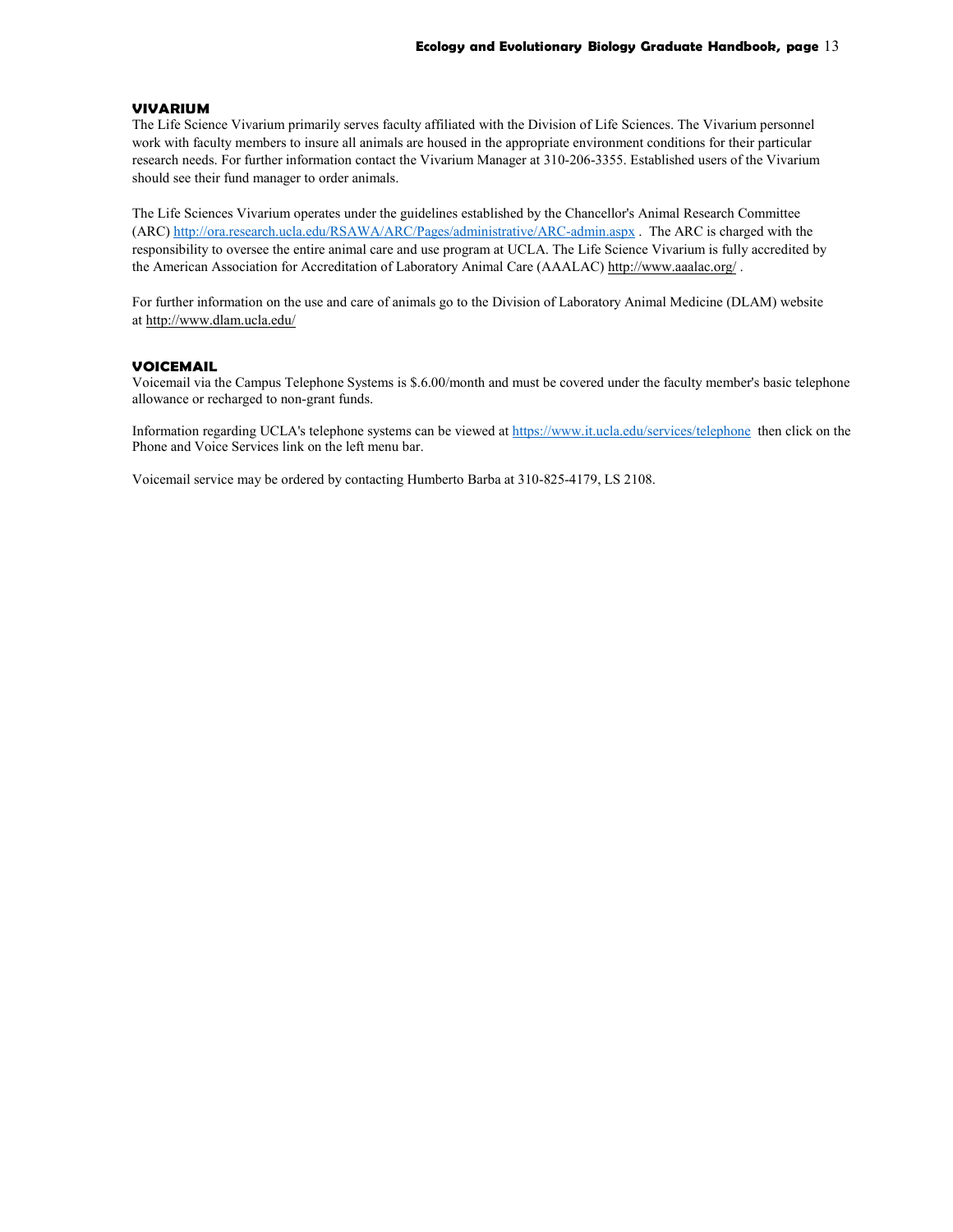## VIVARIUM

The Life Science Vivarium primarily serves faculty affiliated with the Division of Life Sciences. The Vivarium personnel work with faculty members to insure all animals are housed in the appropriate environment conditions for their particular research needs. For further information contact the Vivarium Manager at 310-206-3355. Established users of the Vivarium should see their fund manager to order animals.

The Life Sciences Vivarium operates under the guidelines established by the Chancellor's Animal Research Committee (ARC) http://ora.research.ucla.edu/RSAWA/ARC/Pages/administrative/ARC-admin.aspx . The ARC is charged with the responsibility to oversee the entire animal care and use program at UCLA. The Life Science Vivarium is fully accredited by the American Association for Accreditation of Laboratory Animal Care (AAALAC) http://www.aaalac.org/ .

For further information on the use and care of animals go to the Division of Laboratory Animal Medicine (DLAM) website at http://www.dlam.ucla.edu/

## VOICEMAIL

Voicemail via the Campus Telephone Systems is $.6.00/month and must be covered under the faculty member's basic telephone allowance or recharged to non-grant funds.

Information regarding UCLA's telephone systems can be viewed at https://www.it.ucla.edu/services/telephone then click on the Phone and Voice Services link on the left menu bar.

Voicemail service may be ordered by contacting Humberto Barba at 310-825-4179, LS 2108.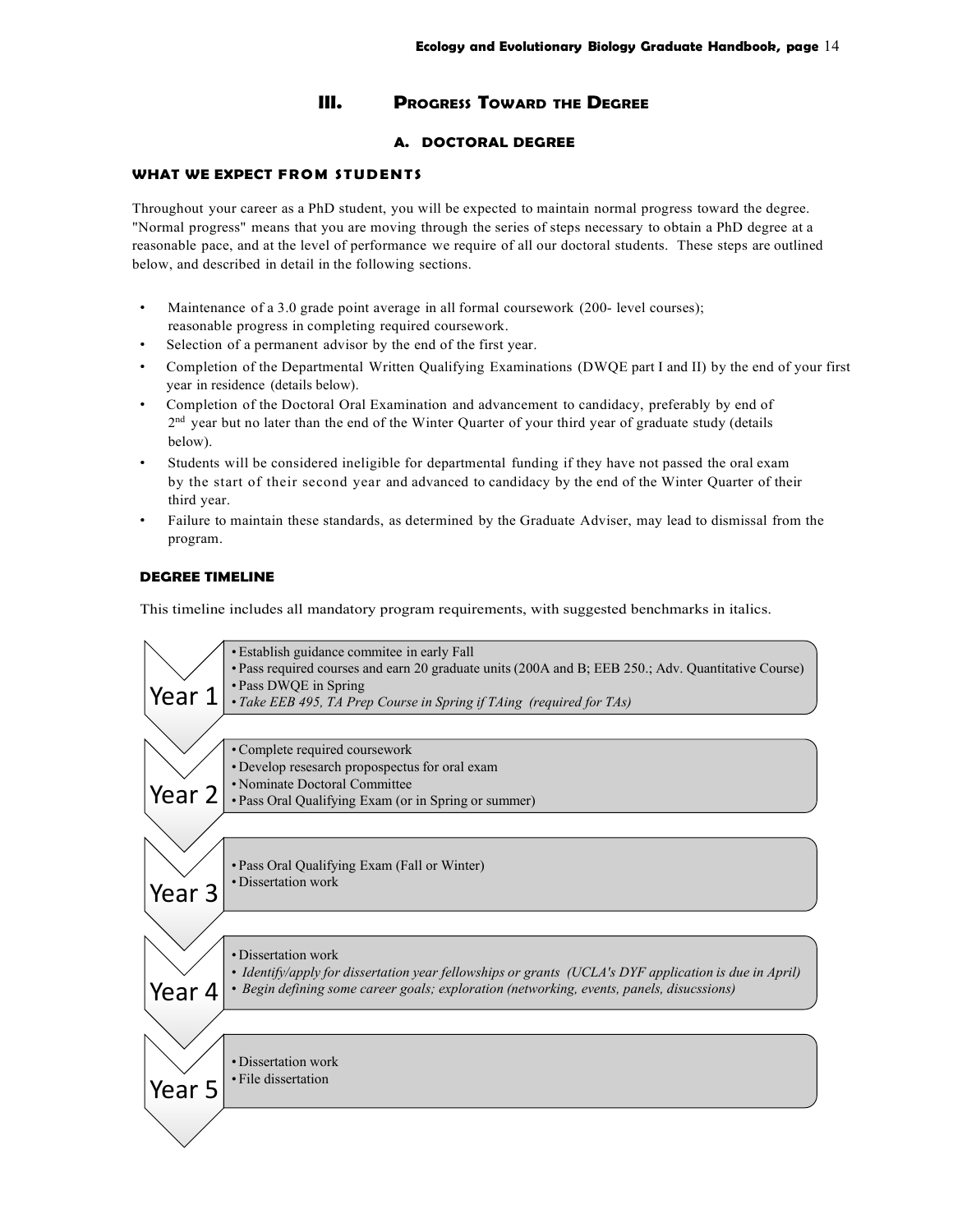## III. Progress Toward the Degree

### A. DOCTORAL DEGREE

#### WHAT WE EXPECT FROM STUDENTS

Throughout your career as a PhD student, you will be expected to maintain normal progress toward the degree. "Normal progress" means that you are moving through the series of steps necessary to obtain a PhD degree at a reasonable pace, and at the level of performance we require of all our doctoral students. These steps are outlined below, and described in detail in the following sections.

- Maintenance of a 3.0 grade point average in all formal coursework (200- level courses); reasonable progress in completing required coursework.
- Selection of a permanent advisor by the end of the first year.
- Completion of the Departmental Written Qualifying Examinations (DWQE part I and II) by the end of your first year in residence (details below).
- Completion of the Doctoral Oral Examination and advancement to candidacy, preferably by end of 2nd year but no later than the end of the Winter Quarter of your third year of graduate study (details below).
- Students will be considered ineligible for departmental funding if they have not passed the oral exam by the start of their second year and advanced to candidacy by the end of the Winter Quarter of their third year.
- Failure to maintain these standards, as determined by the Graduate Adviser, may lead to dismissal from the program.

#### DEGREE TIMELINE

This timeline includes all mandatory program requirements, with suggested benchmarks in italics.

**Year 1**
- Establish guidance commitee in early Fall
- Pass required courses and earn 20 graduate units (200A and B; EEB 250.; Adv. Quantitative Course)
- Pass DWQE in Spring
- *Take EEB 495, TA Prep Course in Spring if TAing (required for TAs)*

**Year 2**
- Complete required coursework
- Develop resesarch propospectus for oral exam
- Nominate Doctoral Committee
- Pass Oral Qualifying Exam (or in Spring or summer)

**Year 3**
- Pass Oral Qualifying Exam (Fall or Winter)
- Dissertation work

**Year 4**
- Dissertation work
- *Identify/apply for dissertation year fellowships or grants (UCLA's DYF application is due in April)*
- *Begin defining some career goals; exploration (networking, events, panels, disucssions)*

**Year 5**
- Dissertation work
- File dissertation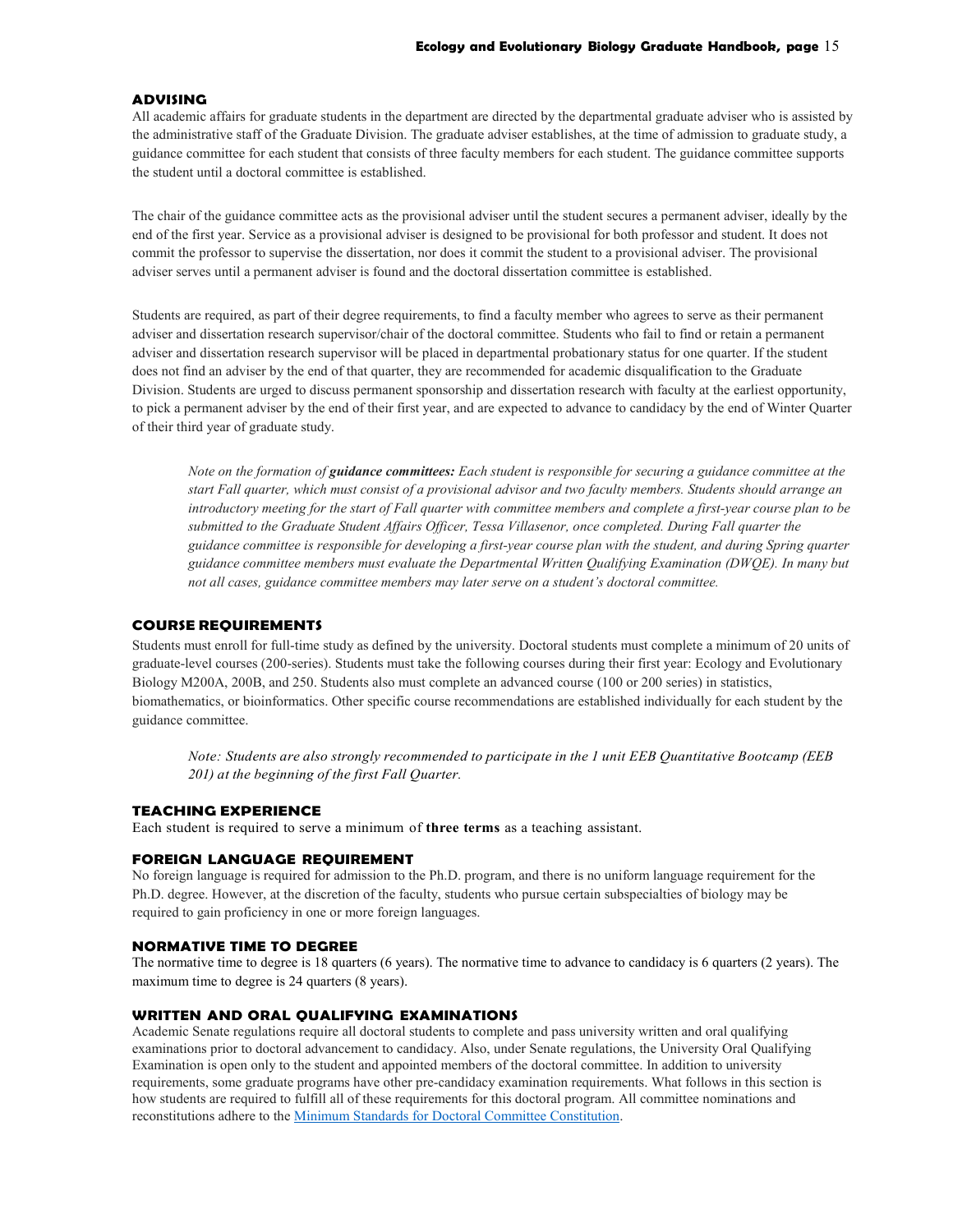## ADVISING

All academic affairs for graduate students in the department are directed by the departmental graduate adviser who is assisted by the administrative staff of the Graduate Division. The graduate adviser establishes, at the time of admission to graduate study, a guidance committee for each student that consists of three faculty members for each student. The guidance committee supports the student until a doctoral committee is established.

The chair of the guidance committee acts as the provisional adviser until the student secures a permanent adviser, ideally by the end of the first year. Service as a provisional adviser is designed to be provisional for both professor and student. It does not commit the professor to supervise the dissertation, nor does it commit the student to a provisional adviser. The provisional adviser serves until a permanent adviser is found and the doctoral dissertation committee is established.

Students are required, as part of their degree requirements, to find a faculty member who agrees to serve as their permanent adviser and dissertation research supervisor/chair of the doctoral committee. Students who fail to find or retain a permanent adviser and dissertation research supervisor will be placed in departmental probationary status for one quarter. If the student does not find an adviser by the end of that quarter, they are recommended for academic disqualification to the Graduate Division. Students are urged to discuss permanent sponsorship and dissertation research with faculty at the earliest opportunity, to pick a permanent adviser by the end of their first year, and are expected to advance to candidacy by the end of Winter Quarter of their third year of graduate study.

> *Note on the formation of **guidance committees:** Each student is responsible for securing a guidance committee at the start Fall quarter, which must consist of a provisional advisor and two faculty members. Students should arrange an introductory meeting for the start of Fall quarter with committee members and complete a first-year course plan to be submitted to the Graduate Student Affairs Officer, Tessa Villasenor, once completed. During Fall quarter the guidance committee is responsible for developing a first-year course plan with the student, and during Spring quarter guidance committee members must evaluate the Departmental Written Qualifying Examination (DWQE). In many but not all cases, guidance committee members may later serve on a student's doctoral committee.*

## COURSE REQUIREMENTS

Students must enroll for full-time study as defined by the university. Doctoral students must complete a minimum of 20 units of graduate-level courses (200-series). Students must take the following courses during their first year: Ecology and Evolutionary Biology M200A, 200B, and 250. Students also must complete an advanced course (100 or 200 series) in statistics, biomathematics, or bioinformatics. Other specific course recommendations are established individually for each student by the guidance committee.

> *Note: Students are also strongly recommended to participate in the 1 unit EEB Quantitative Bootcamp (EEB 201) at the beginning of the first Fall Quarter.*

## TEACHING EXPERIENCE

Each student is required to serve a minimum of **three terms** as a teaching assistant.

## FOREIGN LANGUAGE REQUIREMENT

No foreign language is required for admission to the Ph.D. program, and there is no uniform language requirement for the Ph.D. degree. However, at the discretion of the faculty, students who pursue certain subspecialties of biology may be required to gain proficiency in one or more foreign languages.

## NORMATIVE TIME TO DEGREE

The normative time to degree is 18 quarters (6 years). The normative time to advance to candidacy is 6 quarters (2 years). The maximum time to degree is 24 quarters (8 years).

## WRITTEN AND ORAL QUALIFYING EXAMINATIONS

Academic Senate regulations require all doctoral students to complete and pass university written and oral qualifying examinations prior to doctoral advancement to candidacy. Also, under Senate regulations, the University Oral Qualifying Examination is open only to the student and appointed members of the doctoral committee. In addition to university requirements, some graduate programs have other pre-candidacy examination requirements. What follows in this section is how students are required to fulfill all of these requirements for this doctoral program. All committee nominations and reconstitutions adhere to the [Minimum Standards for Doctoral Committee Constitution](Minimum Standards for Doctoral Committee Constitution).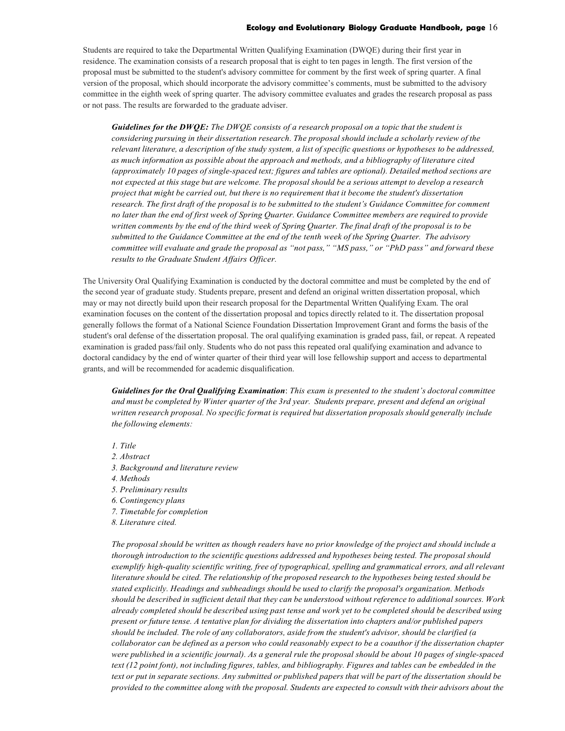Students are required to take the Departmental Written Qualifying Examination (DWQE) during their first year in residence. The examination consists of a research proposal that is eight to ten pages in length. The first version of the proposal must be submitted to the student's advisory committee for comment by the first week of spring quarter. A final version of the proposal, which should incorporate the advisory committee's comments, must be submitted to the advisory committee in the eighth week of spring quarter. The advisory committee evaluates and grades the research proposal as pass or not pass. The results are forwarded to the graduate adviser.

> ***Guidelines for the DWQE:*** *The DWQE consists of a research proposal on a topic that the student is considering pursuing in their dissertation research. The proposal should include a scholarly review of the relevant literature, a description of the study system, a list of specific questions or hypotheses to be addressed, as much information as possible about the approach and methods, and a bibliography of literature cited (approximately 10 pages of single-spaced text; figures and tables are optional). Detailed method sections are not expected at this stage but are welcome. The proposal should be a serious attempt to develop a research project that might be carried out, but there is no requirement that it become the student's dissertation research. The first draft of the proposal is to be submitted to the student's Guidance Committee for comment no later than the end of first week of Spring Quarter. Guidance Committee members are required to provide written comments by the end of the third week of Spring Quarter. The final draft of the proposal is to be submitted to the Guidance Committee at the end of the tenth week of the Spring Quarter. The advisory committee will evaluate and grade the proposal as "not pass," "MS pass," or "PhD pass" and forward these results to the Graduate Student Affairs Officer.*

The University Oral Qualifying Examination is conducted by the doctoral committee and must be completed by the end of the second year of graduate study. Students prepare, present and defend an original written dissertation proposal, which may or may not directly build upon their research proposal for the Departmental Written Qualifying Exam. The oral examination focuses on the content of the dissertation proposal and topics directly related to it. The dissertation proposal generally follows the format of a National Science Foundation Dissertation Improvement Grant and forms the basis of the student's oral defense of the dissertation proposal. The oral qualifying examination is graded pass, fail, or repeat. A repeated examination is graded pass/fail only. Students who do not pass this repeated oral qualifying examination and advance to doctoral candidacy by the end of winter quarter of their third year will lose fellowship support and access to departmental grants, and will be recommended for academic disqualification.

> ***Guidelines for the Oral Qualifying Examination***: *This exam is presented to the student's doctoral committee and must be completed by Winter quarter of the 3rd year. Students prepare, present and defend an original written research proposal. No specific format is required but dissertation proposals should generally include the following elements:*
>
> *1. Title*
> *2. Abstract*
> *3. Background and literature review*
> *4. Methods*
> *5. Preliminary results*
> *6. Contingency plans*
> *7. Timetable for completion*
> *8. Literature cited.*
>
> *The proposal should be written as though readers have no prior knowledge of the project and should include a thorough introduction to the scientific questions addressed and hypotheses being tested. The proposal should exemplify high-quality scientific writing, free of typographical, spelling and grammatical errors, and all relevant literature should be cited. The relationship of the proposed research to the hypotheses being tested should be stated explicitly. Headings and subheadings should be used to clarify the proposal's organization. Methods should be described in sufficient detail that they can be understood without reference to additional sources. Work already completed should be described using past tense and work yet to be completed should be described using present or future tense. A tentative plan for dividing the dissertation into chapters and/or published papers should be included. The role of any collaborators, aside from the student's advisor, should be clarified (a collaborator can be defined as a person who could reasonably expect to be a coauthor if the dissertation chapter were published in a scientific journal). As a general rule the proposal should be about 10 pages of single-spaced text (12 point font), not including figures, tables, and bibliography. Figures and tables can be embedded in the text or put in separate sections. Any submitted or published papers that will be part of the dissertation should be provided to the committee along with the proposal. Students are expected to consult with their advisors about the*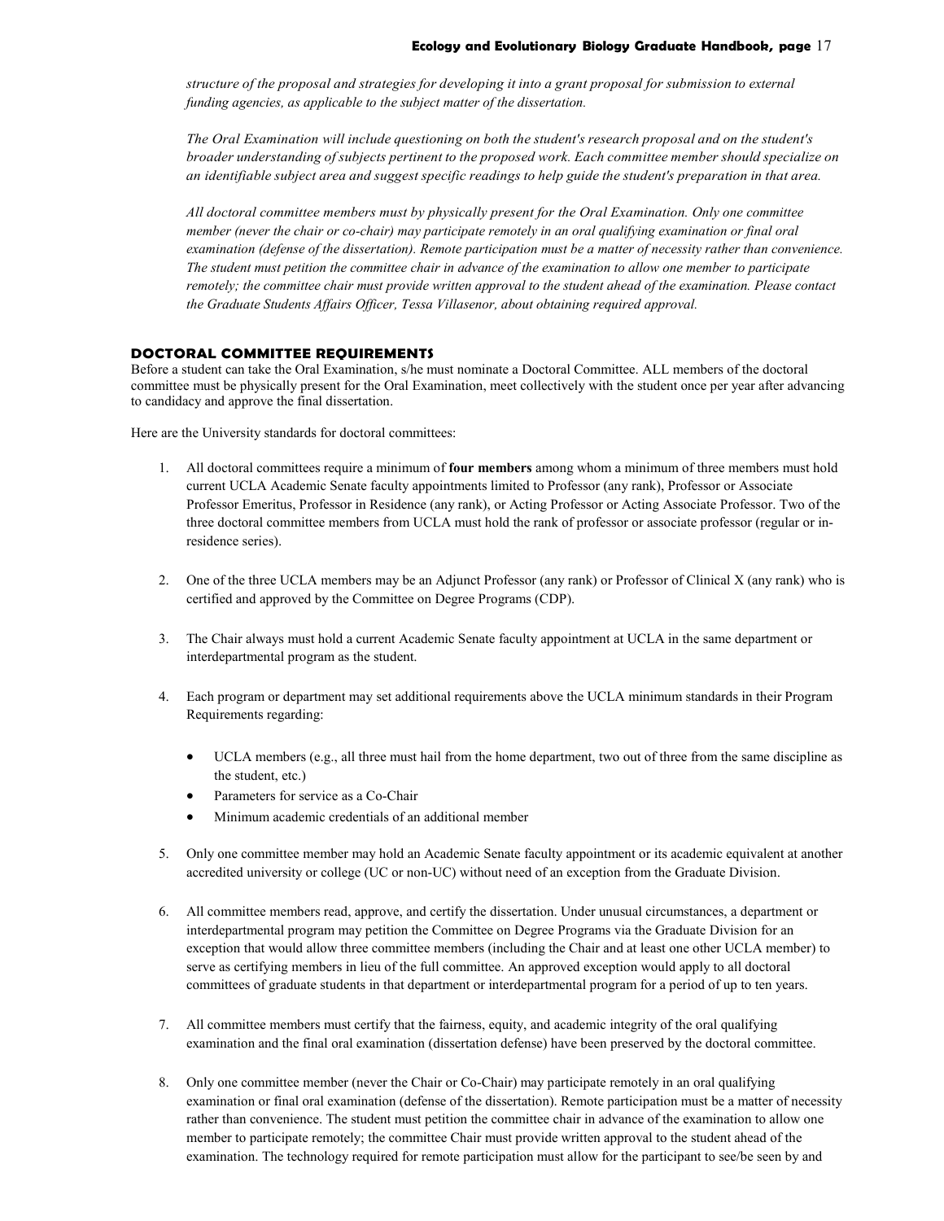*structure of the proposal and strategies for developing it into a grant proposal for submission to external funding agencies, as applicable to the subject matter of the dissertation.*

*The Oral Examination will include questioning on both the student's research proposal and on the student's broader understanding of subjects pertinent to the proposed work. Each committee member should specialize on an identifiable subject area and suggest specific readings to help guide the student's preparation in that area.*

*All doctoral committee members must by physically present for the Oral Examination. Only one committee member (never the chair or co-chair) may participate remotely in an oral qualifying examination or final oral examination (defense of the dissertation). Remote participation must be a matter of necessity rather than convenience. The student must petition the committee chair in advance of the examination to allow one member to participate remotely; the committee chair must provide written approval to the student ahead of the examination. Please contact the Graduate Students Affairs Officer, Tessa Villasenor, about obtaining required approval.*

### DOCTORAL COMMITTEE REQUIREMENTS

Before a student can take the Oral Examination, s/he must nominate a Doctoral Committee. ALL members of the doctoral committee must be physically present for the Oral Examination, meet collectively with the student once per year after advancing to candidacy and approve the final dissertation.

Here are the University standards for doctoral committees:

1. All doctoral committees require a minimum of **four members** among whom a minimum of three members must hold current UCLA Academic Senate faculty appointments limited to Professor (any rank), Professor or Associate Professor Emeritus, Professor in Residence (any rank), or Acting Professor or Acting Associate Professor. Two of the three doctoral committee members from UCLA must hold the rank of professor or associate professor (regular or in-residence series).

2. One of the three UCLA members may be an Adjunct Professor (any rank) or Professor of Clinical X (any rank) who is certified and approved by the Committee on Degree Programs (CDP).

3. The Chair always must hold a current Academic Senate faculty appointment at UCLA in the same department or interdepartmental program as the student.

4. Each program or department may set additional requirements above the UCLA minimum standards in their Program Requirements regarding:

   - UCLA members (e.g., all three must hail from the home department, two out of three from the same discipline as the student, etc.)
   - Parameters for service as a Co-Chair
   - Minimum academic credentials of an additional member

5. Only one committee member may hold an Academic Senate faculty appointment or its academic equivalent at another accredited university or college (UC or non-UC) without need of an exception from the Graduate Division.

6. All committee members read, approve, and certify the dissertation. Under unusual circumstances, a department or interdepartmental program may petition the Committee on Degree Programs via the Graduate Division for an exception that would allow three committee members (including the Chair and at least one other UCLA member) to serve as certifying members in lieu of the full committee. An approved exception would apply to all doctoral committees of graduate students in that department or interdepartmental program for a period of up to ten years.

7. All committee members must certify that the fairness, equity, and academic integrity of the oral qualifying examination and the final oral examination (dissertation defense) have been preserved by the doctoral committee.

8. Only one committee member (never the Chair or Co-Chair) may participate remotely in an oral qualifying examination or final oral examination (defense of the dissertation). Remote participation must be a matter of necessity rather than convenience. The student must petition the committee chair in advance of the examination to allow one member to participate remotely; the committee Chair must provide written approval to the student ahead of the examination. The technology required for remote participation must allow for the participant to see/be seen by and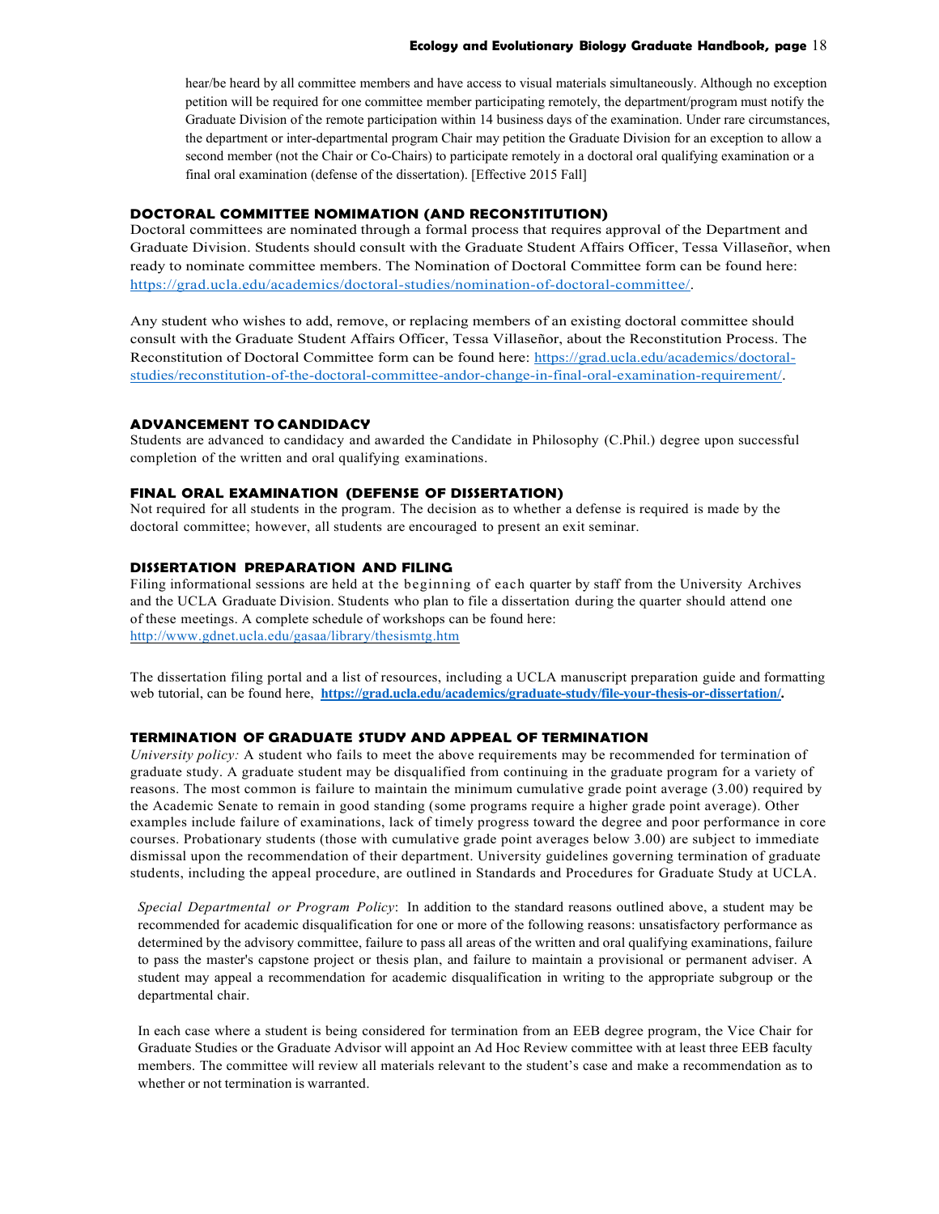hear/be heard by all committee members and have access to visual materials simultaneously. Although no exception petition will be required for one committee member participating remotely, the department/program must notify the Graduate Division of the remote participation within 14 business days of the examination. Under rare circumstances, the department or inter-departmental program Chair may petition the Graduate Division for an exception to allow a second member (not the Chair or Co-Chairs) to participate remotely in a doctoral oral qualifying examination or a final oral examination (defense of the dissertation). [Effective 2015 Fall]

### DOCTORAL COMMITTEE NOMIMATION (AND RECONSTITUTION)

Doctoral committees are nominated through a formal process that requires approval of the Department and Graduate Division. Students should consult with the Graduate Student Affairs Officer, Tessa Villaseñor, when ready to nominate committee members. The Nomination of Doctoral Committee form can be found here: https://grad.ucla.edu/academics/doctoral-studies/nomination-of-doctoral-committee/.

Any student who wishes to add, remove, or replacing members of an existing doctoral committee should consult with the Graduate Student Affairs Officer, Tessa Villaseñor, about the Reconstitution Process. The Reconstitution of Doctoral Committee form can be found here: https://grad.ucla.edu/academics/doctoral-studies/reconstitution-of-the-doctoral-committee-andor-change-in-final-oral-examination-requirement/.

### ADVANCEMENT TO CANDIDACY

Students are advanced to candidacy and awarded the Candidate in Philosophy (C.Phil.) degree upon successful completion of the written and oral qualifying examinations.

### FINAL ORAL EXAMINATION (DEFENSE OF DISSERTATION)

Not required for all students in the program. The decision as to whether a defense is required is made by the doctoral committee; however, all students are encouraged to present an exit seminar.

### DISSERTATION PREPARATION AND FILING

Filing informational sessions are held at the beginning of each quarter by staff from the University Archives and the UCLA Graduate Division. Students who plan to file a dissertation during the quarter should attend one of these meetings. A complete schedule of workshops can be found here: http://www.gdnet.ucla.edu/gasaa/library/thesismtg.htm

The dissertation filing portal and a list of resources, including a UCLA manuscript preparation guide and formatting web tutorial, can be found here, **https://grad.ucla.edu/academics/graduate-study/file-your-thesis-or-dissertation/.**

### TERMINATION OF GRADUATE STUDY AND APPEAL OF TERMINATION

*University policy:* A student who fails to meet the above requirements may be recommended for termination of graduate study. A graduate student may be disqualified from continuing in the graduate program for a variety of reasons. The most common is failure to maintain the minimum cumulative grade point average (3.00) required by the Academic Senate to remain in good standing (some programs require a higher grade point average). Other examples include failure of examinations, lack of timely progress toward the degree and poor performance in core courses. Probationary students (those with cumulative grade point averages below 3.00) are subject to immediate dismissal upon the recommendation of their department. University guidelines governing termination of graduate students, including the appeal procedure, are outlined in Standards and Procedures for Graduate Study at UCLA.

*Special Departmental or Program Policy*: In addition to the standard reasons outlined above, a student may be recommended for academic disqualification for one or more of the following reasons: unsatisfactory performance as determined by the advisory committee, failure to pass all areas of the written and oral qualifying examinations, failure to pass the master's capstone project or thesis plan, and failure to maintain a provisional or permanent adviser. A student may appeal a recommendation for academic disqualification in writing to the appropriate subgroup or the departmental chair.

In each case where a student is being considered for termination from an EEB degree program, the Vice Chair for Graduate Studies or the Graduate Advisor will appoint an Ad Hoc Review committee with at least three EEB faculty members. The committee will review all materials relevant to the student's case and make a recommendation as to whether or not termination is warranted.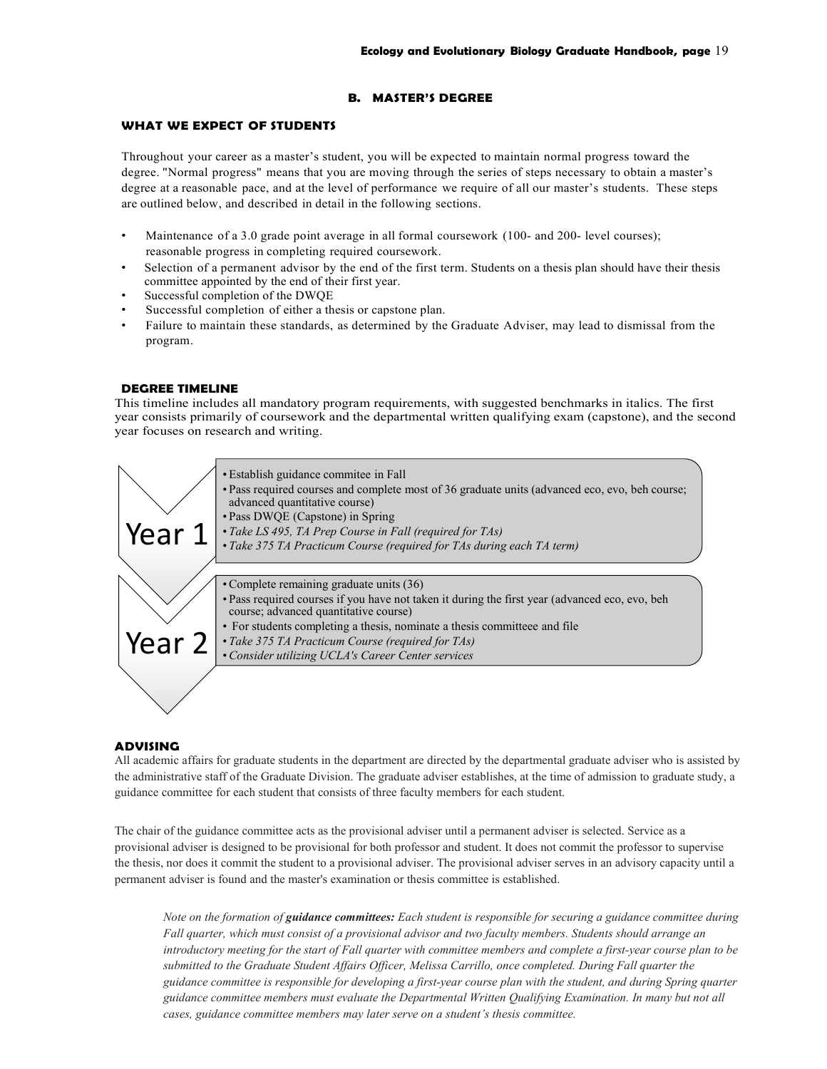## B. MASTER'S DEGREE

### WHAT WE EXPECT OF STUDENTS

Throughout your career as a master's student, you will be expected to maintain normal progress toward the degree. "Normal progress" means that you are moving through the series of steps necessary to obtain a master's degree at a reasonable pace, and at the level of performance we require of all our master's students. These steps are outlined below, and described in detail in the following sections.

- Maintenance of a 3.0 grade point average in all formal coursework (100- and 200- level courses); reasonable progress in completing required coursework.
- Selection of a permanent advisor by the end of the first term. Students on a thesis plan should have their thesis committee appointed by the end of their first year.
- Successful completion of the DWQE
- Successful completion of either a thesis or capstone plan.
- Failure to maintain these standards, as determined by the Graduate Adviser, may lead to dismissal from the program.

### DEGREE TIMELINE

This timeline includes all mandatory program requirements, with suggested benchmarks in italics. The first year consists primarily of coursework and the departmental written qualifying exam (capstone), and the second year focuses on research and writing.

**Year 1**

- Establish guidance commitee in Fall
- Pass required courses and complete most of 36 graduate units (advanced eco, evo, beh course; advanced quantitative course)
- Pass DWQE (Capstone) in Spring
- *Take LS 495, TA Prep Course in Fall (required for TAs)*
- *Take 375 TA Practicum Course (required for TAs during each TA term)*

**Year 2**

- Complete remaining graduate units (36)
- Pass required courses if you have not taken it during the first year (advanced eco, evo, beh course; advanced quantitative course)
- For students completing a thesis, nominate a thesis committeee and file
- *Take 375 TA Practicum Course (required for TAs)*
- *Consider utilizing UCLA's Career Center services*

### ADVISING

All academic affairs for graduate students in the department are directed by the departmental graduate adviser who is assisted by the administrative staff of the Graduate Division. The graduate adviser establishes, at the time of admission to graduate study, a guidance committee for each student that consists of three faculty members for each student.

The chair of the guidance committee acts as the provisional adviser until a permanent adviser is selected. Service as a provisional adviser is designed to be provisional for both professor and student. It does not commit the professor to supervise the thesis, nor does it commit the student to a provisional adviser. The provisional adviser serves in an advisory capacity until a permanent adviser is found and the master's examination or thesis committee is established.

*Note on the formation of **guidance committees:** Each student is responsible for securing a guidance committee during Fall quarter, which must consist of a provisional advisor and two faculty members. Students should arrange an introductory meeting for the start of Fall quarter with committee members and complete a first-year course plan to be submitted to the Graduate Student Affairs Officer, Melissa Carrillo, once completed. During Fall quarter the guidance committee is responsible for developing a first-year course plan with the student, and during Spring quarter guidance committee members must evaluate the Departmental Written Qualifying Examination. In many but not all cases, guidance committee members may later serve on a student's thesis committee.*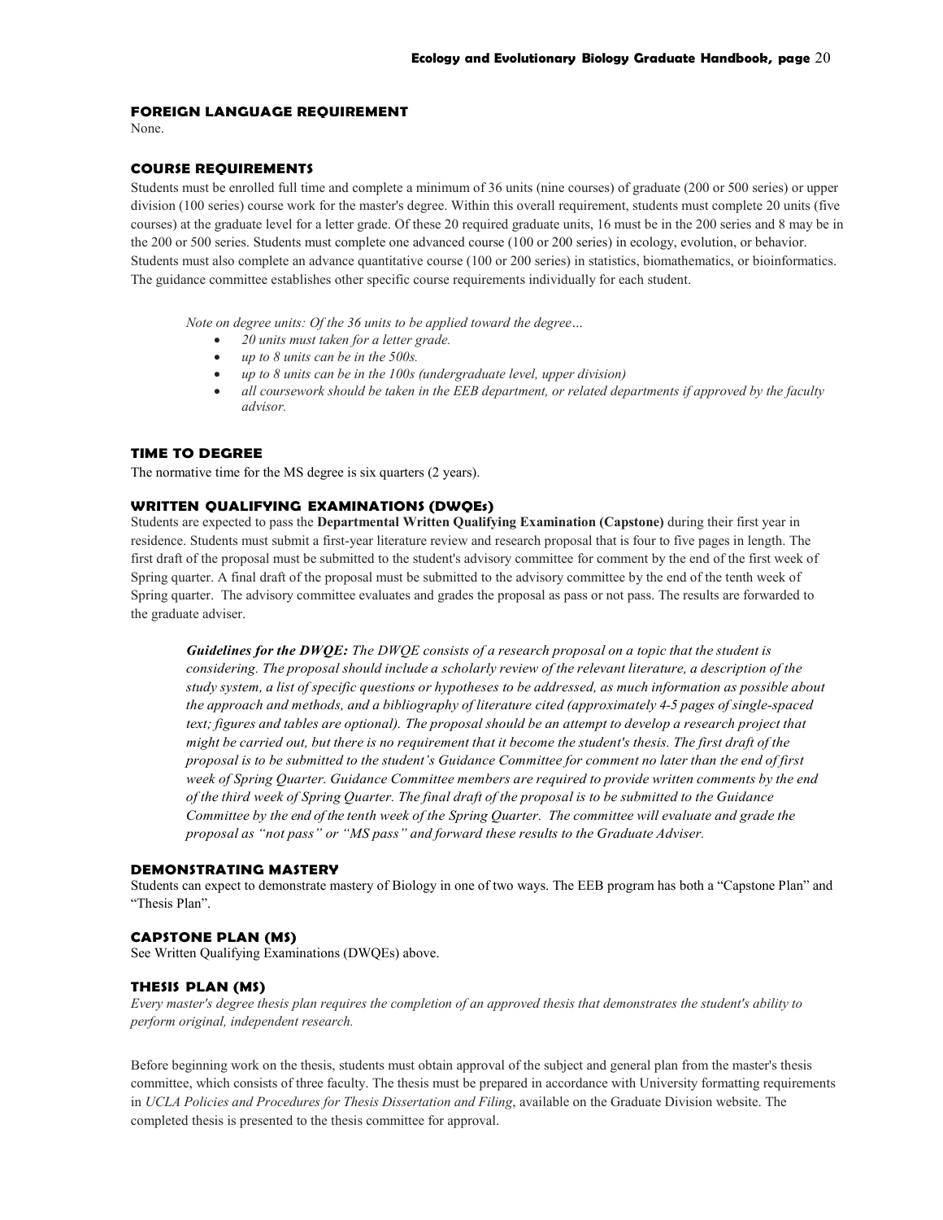### FOREIGN LANGUAGE REQUIREMENT

None.

### COURSE REQUIREMENTS

Students must be enrolled full time and complete a minimum of 36 units (nine courses) of graduate (200 or 500 series) or upper division (100 series) course work for the master's degree. Within this overall requirement, students must complete 20 units (five courses) at the graduate level for a letter grade. Of these 20 required graduate units, 16 must be in the 200 series and 8 may be in the 200 or 500 series. Students must complete one advanced course (100 or 200 series) in ecology, evolution, or behavior. Students must also complete an advance quantitative course (100 or 200 series) in statistics, biomathematics, or bioinformatics. The guidance committee establishes other specific course requirements individually for each student.

*Note on degree units: Of the 36 units to be applied toward the degree…*

- *20 units must taken for a letter grade.*
- *up to 8 units can be in the 500s.*
- *up to 8 units can be in the 100s (undergraduate level, upper division)*
- *all coursework should be taken in the EEB department, or related departments if approved by the faculty advisor.*

### TIME TO DEGREE

The normative time for the MS degree is six quarters (2 years).

### WRITTEN QUALIFYING EXAMINATIONS (DWQEs)

Students are expected to pass the **Departmental Written Qualifying Examination (Capstone)** during their first year in residence. Students must submit a first-year literature review and research proposal that is four to five pages in length. The first draft of the proposal must be submitted to the student's advisory committee for comment by the end of the first week of Spring quarter. A final draft of the proposal must be submitted to the advisory committee by the end of the tenth week of Spring quarter. The advisory committee evaluates and grades the proposal as pass or not pass. The results are forwarded to the graduate adviser.

***Guidelines for the DWQE:*** *The DWQE consists of a research proposal on a topic that the student is considering. The proposal should include a scholarly review of the relevant literature, a description of the study system, a list of specific questions or hypotheses to be addressed, as much information as possible about the approach and methods, and a bibliography of literature cited (approximately 4-5 pages of single-spaced text; figures and tables are optional). The proposal should be an attempt to develop a research project that might be carried out, but there is no requirement that it become the student's thesis. The first draft of the proposal is to be submitted to the student's Guidance Committee for comment no later than the end of first week of Spring Quarter. Guidance Committee members are required to provide written comments by the end of the third week of Spring Quarter. The final draft of the proposal is to be submitted to the Guidance Committee by the end of the tenth week of the Spring Quarter. The committee will evaluate and grade the proposal as "not pass" or "MS pass" and forward these results to the Graduate Adviser.*

### DEMONSTRATING MASTERY

Students can expect to demonstrate mastery of Biology in one of two ways. The EEB program has both a "Capstone Plan" and "Thesis Plan".

### CAPSTONE PLAN (MS)

See Written Qualifying Examinations (DWQEs) above.

### THESIS PLAN (MS)

*Every master's degree thesis plan requires the completion of an approved thesis that demonstrates the student's ability to perform original, independent research.*

Before beginning work on the thesis, students must obtain approval of the subject and general plan from the master's thesis committee, which consists of three faculty. The thesis must be prepared in accordance with University formatting requirements in *UCLA Policies and Procedures for Thesis Dissertation and Filing*, available on the Graduate Division website. The completed thesis is presented to the thesis committee for approval.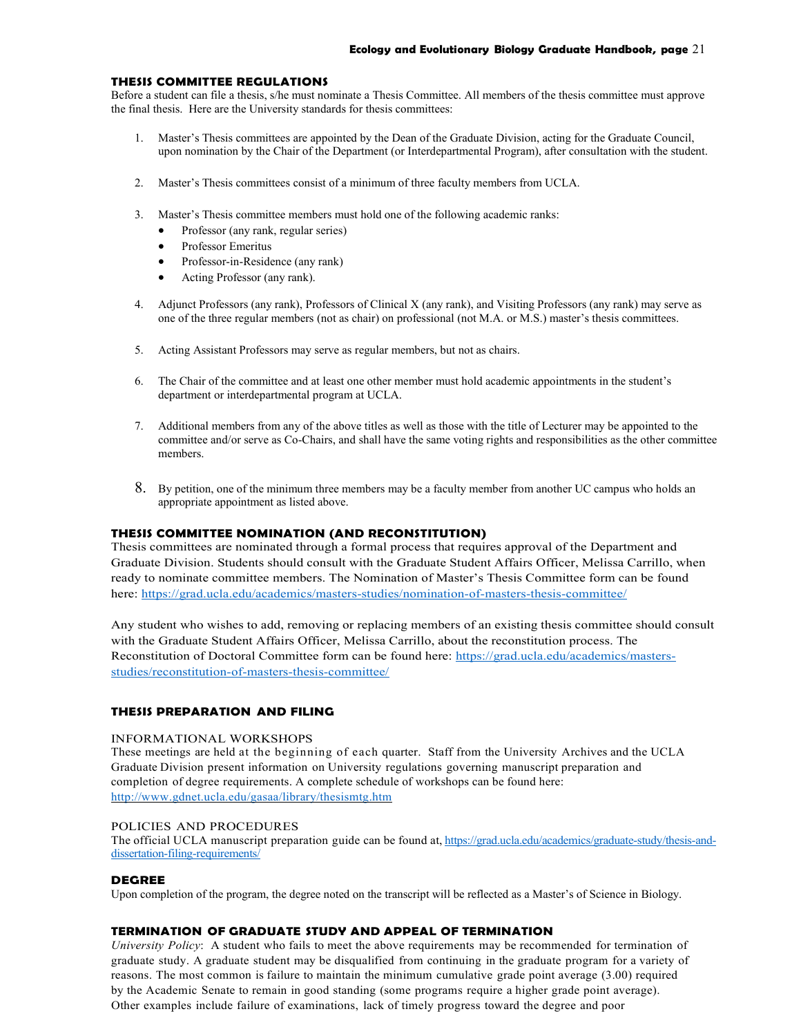## THESIS COMMITTEE REGULATIONS

Before a student can file a thesis, s/he must nominate a Thesis Committee. All members of the thesis committee must approve the final thesis. Here are the University standards for thesis committees:

1. Master's Thesis committees are appointed by the Dean of the Graduate Division, acting for the Graduate Council, upon nomination by the Chair of the Department (or Interdepartmental Program), after consultation with the student.

2. Master's Thesis committees consist of a minimum of three faculty members from UCLA.

3. Master's Thesis committee members must hold one of the following academic ranks:
   - Professor (any rank, regular series)
   - Professor Emeritus
   - Professor-in-Residence (any rank)
   - Acting Professor (any rank).

4. Adjunct Professors (any rank), Professors of Clinical X (any rank), and Visiting Professors (any rank) may serve as one of the three regular members (not as chair) on professional (not M.A. or M.S.) master's thesis committees.

5. Acting Assistant Professors may serve as regular members, but not as chairs.

6. The Chair of the committee and at least one other member must hold academic appointments in the student's department or interdepartmental program at UCLA.

7. Additional members from any of the above titles as well as those with the title of Lecturer may be appointed to the committee and/or serve as Co-Chairs, and shall have the same voting rights and responsibilities as the other committee members.

8. By petition, one of the minimum three members may be a faculty member from another UC campus who holds an appropriate appointment as listed above.

## THESIS COMMITTEE NOMINATION (AND RECONSTITUTION)

Thesis committees are nominated through a formal process that requires approval of the Department and Graduate Division. Students should consult with the Graduate Student Affairs Officer, Melissa Carrillo, when ready to nominate committee members. The Nomination of Master's Thesis Committee form can be found here: https://grad.ucla.edu/academics/masters-studies/nomination-of-masters-thesis-committee/

Any student who wishes to add, removing or replacing members of an existing thesis committee should consult with the Graduate Student Affairs Officer, Melissa Carrillo, about the reconstitution process. The Reconstitution of Doctoral Committee form can be found here: https://grad.ucla.edu/academics/masters-studies/reconstitution-of-masters-thesis-committee/

## THESIS PREPARATION AND FILING

### INFORMATIONAL WORKSHOPS

These meetings are held at the beginning of each quarter. Staff from the University Archives and the UCLA Graduate Division present information on University regulations governing manuscript preparation and completion of degree requirements. A complete schedule of workshops can be found here: http://www.gdnet.ucla.edu/gasaa/library/thesismtg.htm

### POLICIES AND PROCEDURES

The official UCLA manuscript preparation guide can be found at, https://grad.ucla.edu/academics/graduate-study/thesis-and-dissertation-filing-requirements/

## DEGREE

Upon completion of the program, the degree noted on the transcript will be reflected as a Master's of Science in Biology.

## TERMINATION OF GRADUATE STUDY AND APPEAL OF TERMINATION

*University Policy*: A student who fails to meet the above requirements may be recommended for termination of graduate study. A graduate student may be disqualified from continuing in the graduate program for a variety of reasons. The most common is failure to maintain the minimum cumulative grade point average (3.00) required by the Academic Senate to remain in good standing (some programs require a higher grade point average). Other examples include failure of examinations, lack of timely progress toward the degree and poor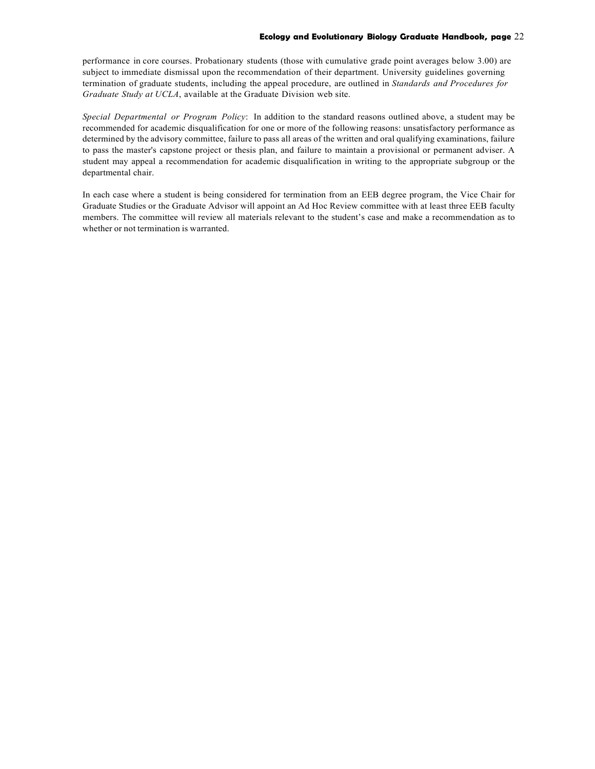performance in core courses. Probationary students (those with cumulative grade point averages below 3.00) are subject to immediate dismissal upon the recommendation of their department. University guidelines governing termination of graduate students, including the appeal procedure, are outlined in *Standards and Procedures for Graduate Study at UCLA*, available at the Graduate Division web site.

*Special Departmental or Program Policy*: In addition to the standard reasons outlined above, a student may be recommended for academic disqualification for one or more of the following reasons: unsatisfactory performance as determined by the advisory committee, failure to pass all areas of the written and oral qualifying examinations, failure to pass the master's capstone project or thesis plan, and failure to maintain a provisional or permanent adviser. A student may appeal a recommendation for academic disqualification in writing to the appropriate subgroup or the departmental chair.

In each case where a student is being considered for termination from an EEB degree program, the Vice Chair for Graduate Studies or the Graduate Advisor will appoint an Ad Hoc Review committee with at least three EEB faculty members. The committee will review all materials relevant to the student's case and make a recommendation as to whether or not termination is warranted.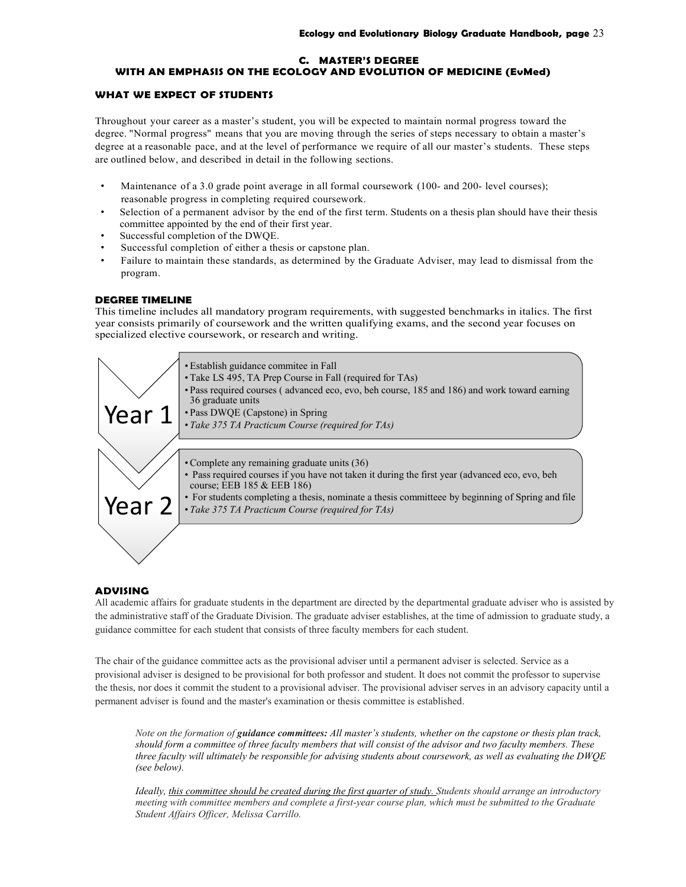## C. MASTER'S DEGREE WITH AN EMPHASIS ON THE ECOLOGY AND EVOLUTION OF MEDICINE (EvMed)

### WHAT WE EXPECT OF STUDENTS

Throughout your career as a master's student, you will be expected to maintain normal progress toward the degree. "Normal progress" means that you are moving through the series of steps necessary to obtain a master's degree at a reasonable pace, and at the level of performance we require of all our master's students. These steps are outlined below, and described in detail in the following sections.

- Maintenance of a 3.0 grade point average in all formal coursework (100- and 200- level courses); reasonable progress in completing required coursework.
- Selection of a permanent advisor by the end of the first term. Students on a thesis plan should have their thesis committee appointed by the end of their first year.
- Successful completion of the DWQE.
- Successful completion of either a thesis or capstone plan.
- Failure to maintain these standards, as determined by the Graduate Adviser, may lead to dismissal from the program.

### DEGREE TIMELINE

This timeline includes all mandatory program requirements, with suggested benchmarks in italics. The first year consists primarily of coursework and the written qualifying exams, and the second year focuses on specialized elective coursework, or research and writing.

**Year 1**

- Establish guidance commitee in Fall
- Take LS 495, TA Prep Course in Fall (required for TAs)
- Pass required courses ( advanced eco, evo, beh course, 185 and 186) and work toward earning 36 graduate units
- Pass DWQE (Capstone) in Spring
- *Take 375 TA Practicum Course (required for TAs)*

**Year 2**

- Complete any remaining graduate units (36)
- Pass required courses if you have not taken it during the first year (advanced eco, evo, beh course; EEB 185 & EEB 186)
- For students completing a thesis, nominate a thesis committeee by beginning of Spring and file
- *Take 375 TA Practicum Course (required for TAs)*

### ADVISING

All academic affairs for graduate students in the department are directed by the departmental graduate adviser who is assisted by the administrative staff of the Graduate Division. The graduate adviser establishes, at the time of admission to graduate study, a guidance committee for each student that consists of three faculty members for each student.

The chair of the guidance committee acts as the provisional adviser until a permanent adviser is selected. Service as a provisional adviser is designed to be provisional for both professor and student. It does not commit the professor to supervise the thesis, nor does it commit the student to a provisional adviser. The provisional adviser serves in an advisory capacity until a permanent adviser is found and the master's examination or thesis committee is established.

*Note on the formation of **guidance committees:** All master's students, whether on the capstone or thesis plan track, should form a committee of three faculty members that will consist of the advisor and two faculty members. These three faculty will ultimately be responsible for advising students about coursework, as well as evaluating the DWQE (see below).*

*Ideally, <u>this committee should be created during the first quarter of study.</u> Students should arrange an introductory meeting with committee members and complete a first-year course plan, which must be submitted to the Graduate Student Affairs Officer, Melissa Carrillo.*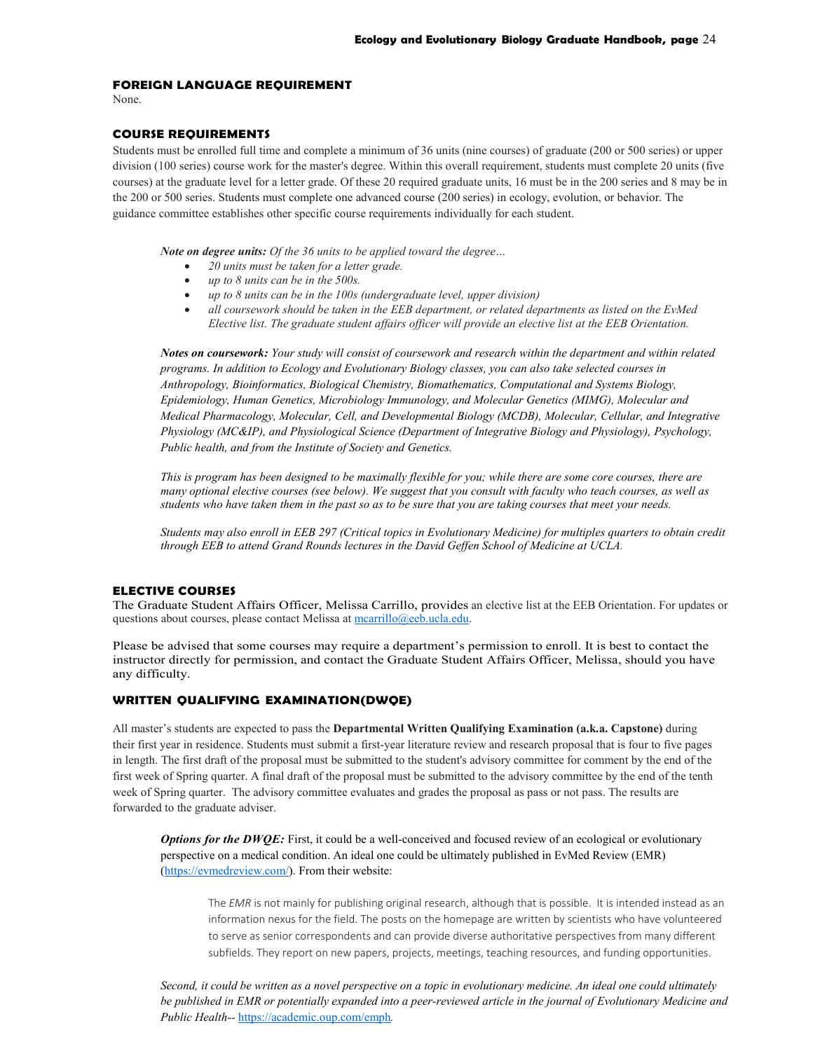### FOREIGN LANGUAGE REQUIREMENT

None.

### COURSE REQUIREMENTS

Students must be enrolled full time and complete a minimum of 36 units (nine courses) of graduate (200 or 500 series) or upper division (100 series) course work for the master's degree. Within this overall requirement, students must complete 20 units (five courses) at the graduate level for a letter grade. Of these 20 required graduate units, 16 must be in the 200 series and 8 may be in the 200 or 500 series. Students must complete one advanced course (200 series) in ecology, evolution, or behavior. The guidance committee establishes other specific course requirements individually for each student.

***Note on degree units:*** *Of the 36 units to be applied toward the degree…*

- *20 units must be taken for a letter grade.*
- *up to 8 units can be in the 500s.*
- *up to 8 units can be in the 100s (undergraduate level, upper division)*
- *all coursework should be taken in the EEB department, or related departments as listed on the EvMed Elective list. The graduate student affairs officer will provide an elective list at the EEB Orientation.*

***Notes on coursework:*** *Your study will consist of coursework and research within the department and within related programs. In addition to Ecology and Evolutionary Biology classes, you can also take selected courses in Anthropology, Bioinformatics, Biological Chemistry, Biomathematics, Computational and Systems Biology, Epidemiology, Human Genetics, Microbiology Immunology, and Molecular Genetics (MIMG), Molecular and Medical Pharmacology, Molecular, Cell, and Developmental Biology (MCDB), Molecular, Cellular, and Integrative Physiology (MC&IP), and Physiological Science (Department of Integrative Biology and Physiology), Psychology, Public health, and from the Institute of Society and Genetics.*

*This is program has been designed to be maximally flexible for you; while there are some core courses, there are many optional elective courses (see below). We suggest that you consult with faculty who teach courses, as well as students who have taken them in the past so as to be sure that you are taking courses that meet your needs.*

*Students may also enroll in EEB 297 (Critical topics in Evolutionary Medicine) for multiples quarters to obtain credit through EEB to attend Grand Rounds lectures in the David Geffen School of Medicine at UCLA.*

### ELECTIVE COURSES

The Graduate Student Affairs Officer, Melissa Carrillo, provides an elective list at the EEB Orientation. For updates or questions about courses, please contact Melissa at mcarrillo@eeb.ucla.edu.

Please be advised that some courses may require a department's permission to enroll. It is best to contact the instructor directly for permission, and contact the Graduate Student Affairs Officer, Melissa, should you have any difficulty.

### WRITTEN QUALIFYING EXAMINATION(DWQE)

All master's students are expected to pass the **Departmental Written Qualifying Examination (a.k.a. Capstone)** during their first year in residence. Students must submit a first-year literature review and research proposal that is four to five pages in length. The first draft of the proposal must be submitted to the student's advisory committee for comment by the end of the first week of Spring quarter. A final draft of the proposal must be submitted to the advisory committee by the end of the tenth week of Spring quarter. The advisory committee evaluates and grades the proposal as pass or not pass. The results are forwarded to the graduate adviser.

***Options for the DWQE:*** First, it could be a well-conceived and focused review of an ecological or evolutionary perspective on a medical condition. An ideal one could be ultimately published in EvMed Review (EMR) (https://evmedreview.com/). From their website:

> The *EMR* is not mainly for publishing original research, although that is possible. It is intended instead as an information nexus for the field. The posts on the homepage are written by scientists who have volunteered to serve as senior correspondents and can provide diverse authoritative perspectives from many different subfields. They report on new papers, projects, meetings, teaching resources, and funding opportunities.

*Second, it could be written as a novel perspective on a topic in evolutionary medicine. An ideal one could ultimately be published in EMR or potentially expanded into a peer-reviewed article in the journal of Evolutionary Medicine and Public Health--* https://academic.oup.com/emph*.*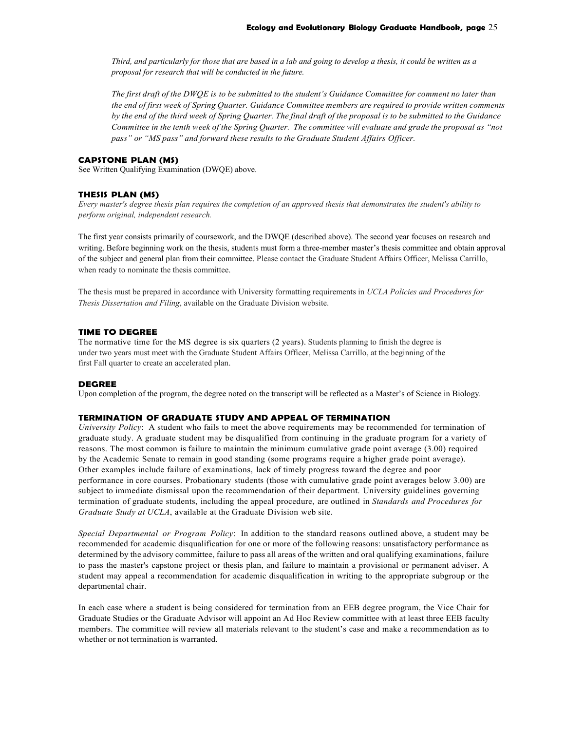*Third, and particularly for those that are based in a lab and going to develop a thesis, it could be written as a proposal for research that will be conducted in the future.*

*The first draft of the DWQE is to be submitted to the student's Guidance Committee for comment no later than the end of first week of Spring Quarter. Guidance Committee members are required to provide written comments by the end of the third week of Spring Quarter. The final draft of the proposal is to be submitted to the Guidance Committee in the tenth week of the Spring Quarter. The committee will evaluate and grade the proposal as "not pass" or "MS pass" and forward these results to the Graduate Student Affairs Officer.*

### CAPSTONE PLAN (MS)

See Written Qualifying Examination (DWQE) above.

### THESIS PLAN (MS)

*Every master's degree thesis plan requires the completion of an approved thesis that demonstrates the student's ability to perform original, independent research.*

The first year consists primarily of coursework, and the DWQE (described above). The second year focuses on research and writing. Before beginning work on the thesis, students must form a three-member master's thesis committee and obtain approval of the subject and general plan from their committee. Please contact the Graduate Student Affairs Officer, Melissa Carrillo, when ready to nominate the thesis committee.

The thesis must be prepared in accordance with University formatting requirements in *UCLA Policies and Procedures for Thesis Dissertation and Filing*, available on the Graduate Division website.

### TIME TO DEGREE

The normative time for the MS degree is six quarters (2 years). Students planning to finish the degree is under two years must meet with the Graduate Student Affairs Officer, Melissa Carrillo, at the beginning of the first Fall quarter to create an accelerated plan.

### DEGREE

Upon completion of the program, the degree noted on the transcript will be reflected as a Master's of Science in Biology.

### TERMINATION OF GRADUATE STUDY AND APPEAL OF TERMINATION

*University Policy*: A student who fails to meet the above requirements may be recommended for termination of graduate study. A graduate student may be disqualified from continuing in the graduate program for a variety of reasons. The most common is failure to maintain the minimum cumulative grade point average (3.00) required by the Academic Senate to remain in good standing (some programs require a higher grade point average). Other examples include failure of examinations, lack of timely progress toward the degree and poor performance in core courses. Probationary students (those with cumulative grade point averages below 3.00) are subject to immediate dismissal upon the recommendation of their department. University guidelines governing termination of graduate students, including the appeal procedure, are outlined in *Standards and Procedures for Graduate Study at UCLA*, available at the Graduate Division web site.

*Special Departmental or Program Policy*: In addition to the standard reasons outlined above, a student may be recommended for academic disqualification for one or more of the following reasons: unsatisfactory performance as determined by the advisory committee, failure to pass all areas of the written and oral qualifying examinations, failure to pass the master's capstone project or thesis plan, and failure to maintain a provisional or permanent adviser. A student may appeal a recommendation for academic disqualification in writing to the appropriate subgroup or the departmental chair.

In each case where a student is being considered for termination from an EEB degree program, the Vice Chair for Graduate Studies or the Graduate Advisor will appoint an Ad Hoc Review committee with at least three EEB faculty members. The committee will review all materials relevant to the student's case and make a recommendation as to whether or not termination is warranted.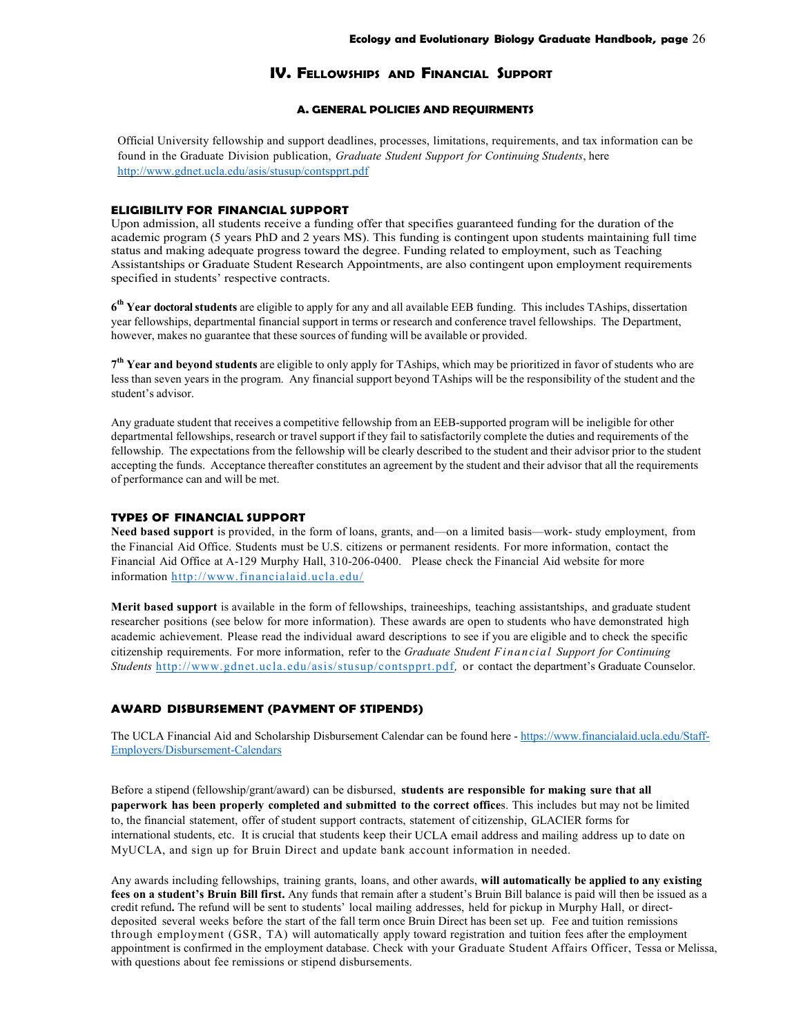# IV. Fellowships and Financial Support

## A. GENERAL POLICIES AND REQUIRMENTS

Official University fellowship and support deadlines, processes, limitations, requirements, and tax information can be found in the Graduate Division publication, *Graduate Student Support for Continuing Students*, here http://www.gdnet.ucla.edu/asis/stusup/contspprt.pdf

### ELIGIBILITY FOR FINANCIAL SUPPORT

Upon admission, all students receive a funding offer that specifies guaranteed funding for the duration of the academic program (5 years PhD and 2 years MS). This funding is contingent upon students maintaining full time status and making adequate progress toward the degree. Funding related to employment, such as Teaching Assistantships or Graduate Student Research Appointments, are also contingent upon employment requirements specified in students' respective contracts.

**6th Year doctoral students** are eligible to apply for any and all available EEB funding. This includes TAships, dissertation year fellowships, departmental financial support in terms or research and conference travel fellowships. The Department, however, makes no guarantee that these sources of funding will be available or provided.

**7th Year and beyond students** are eligible to only apply for TAships, which may be prioritized in favor of students who are less than seven years in the program. Any financial support beyond TAships will be the responsibility of the student and the student's advisor.

Any graduate student that receives a competitive fellowship from an EEB-supported program will be ineligible for other departmental fellowships, research or travel support if they fail to satisfactorily complete the duties and requirements of the fellowship. The expectations from the fellowship will be clearly described to the student and their advisor prior to the student accepting the funds. Acceptance thereafter constitutes an agreement by the student and their advisor that all the requirements of performance can and will be met.

### TYPES OF FINANCIAL SUPPORT

**Need based support** is provided, in the form of loans, grants, and—on a limited basis—work- study employment, from the Financial Aid Office. Students must be U.S. citizens or permanent residents. For more information, contact the Financial Aid Office at A-129 Murphy Hall, 310-206-0400. Please check the Financial Aid website for more information http://www.financialaid.ucla.edu/

**Merit based support** is available in the form of fellowships, traineeships, teaching assistantships, and graduate student researcher positions (see below for more information). These awards are open to students who have demonstrated high academic achievement. Please read the individual award descriptions to see if you are eligible and to check the specific citizenship requirements. For more information, refer to the *Graduate Student Financial Support for Continuing Students* http://www.gdnet.ucla.edu/asis/stusup/contspprt.pdf, or contact the department's Graduate Counselor.

### AWARD DISBURSEMENT (PAYMENT OF STIPENDS)

The UCLA Financial Aid and Scholarship Disbursement Calendar can be found here - https://www.financialaid.ucla.edu/Staff-Employers/Disbursement-Calendars

Before a stipend (fellowship/grant/award) can be disbursed, **students are responsible for making sure that all paperwork has been properly completed and submitted to the correct office**s. This includes but may not be limited to, the financial statement, offer of student support contracts, statement of citizenship, GLACIER forms for international students, etc. It is crucial that students keep their UCLA email address and mailing address up to date on MyUCLA, and sign up for Bruin Direct and update bank account information in needed.

Any awards including fellowships, training grants, loans, and other awards, **will automatically be applied to any existing fees on a student's Bruin Bill first.** Any funds that remain after a student's Bruin Bill balance is paid will then be issued as a credit refund**.** The refund will be sent to students' local mailing addresses, held for pickup in Murphy Hall, or direct-deposited several weeks before the start of the fall term once Bruin Direct has been set up. Fee and tuition remissions through employment (GSR, TA) will automatically apply toward registration and tuition fees after the employment appointment is confirmed in the employment database. Check with your Graduate Student Affairs Officer, Tessa or Melissa, with questions about fee remissions or stipend disbursements.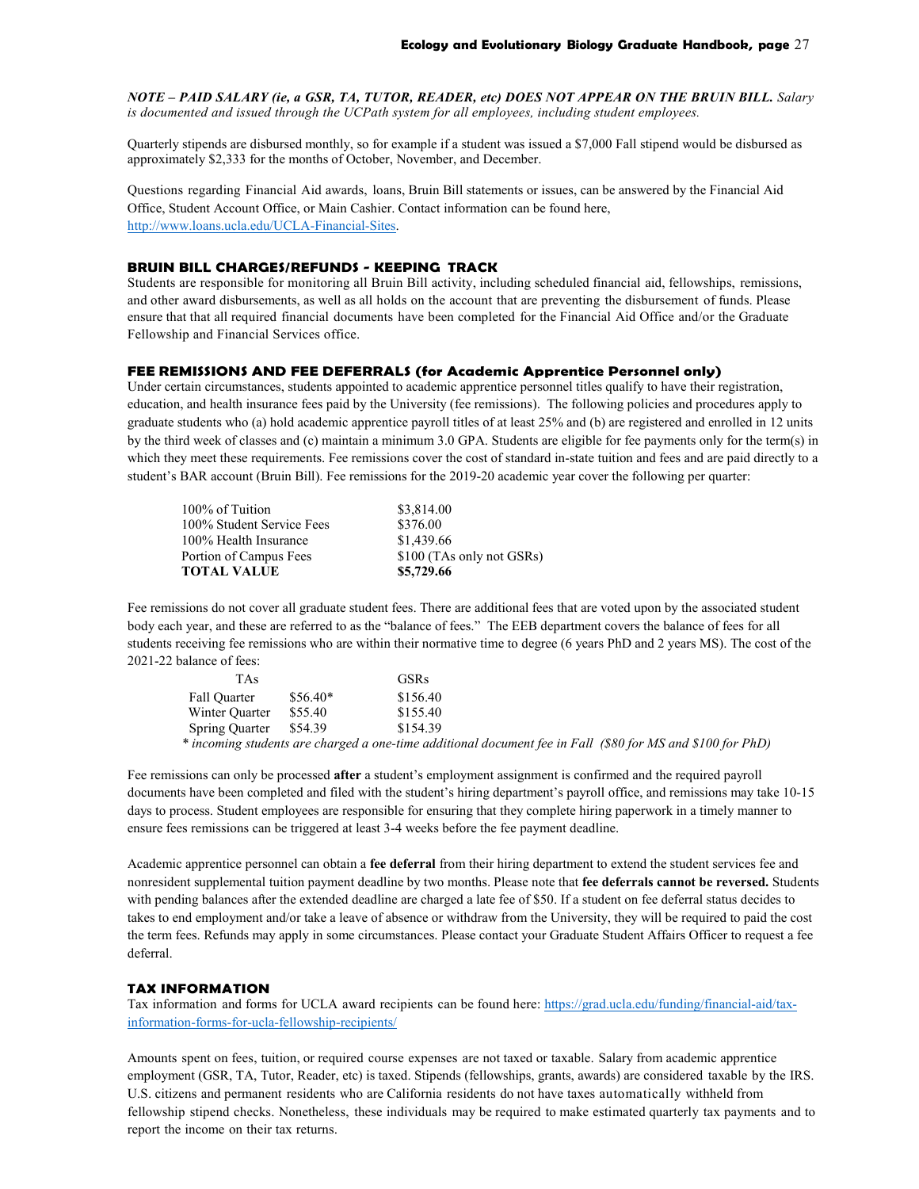*NOTE – PAID SALARY (ie, a GSR, TA, TUTOR, READER, etc) DOES NOT APPEAR ON THE BRUIN BILL. Salary is documented and issued through the UCPath system for all employees, including student employees.*

Quarterly stipends are disbursed monthly, so for example if a student was issued a $7,000 Fall stipend would be disbursed as approximately $2,333 for the months of October, November, and December.

Questions regarding Financial Aid awards, loans, Bruin Bill statements or issues, can be answered by the Financial Aid Office, Student Account Office, or Main Cashier. Contact information can be found here, http://www.loans.ucla.edu/UCLA-Financial-Sites.

### BRUIN BILL CHARGES/REFUNDS - KEEPING TRACK

Students are responsible for monitoring all Bruin Bill activity, including scheduled financial aid, fellowships, remissions, and other award disbursements, as well as all holds on the account that are preventing the disbursement of funds. Please ensure that that all required financial documents have been completed for the Financial Aid Office and/or the Graduate Fellowship and Financial Services office.

### FEE REMISSIONS AND FEE DEFERRALS (for Academic Apprentice Personnel only)

Under certain circumstances, students appointed to academic apprentice personnel titles qualify to have their registration, education, and health insurance fees paid by the University (fee remissions). The following policies and procedures apply to graduate students who (a) hold academic apprentice payroll titles of at least 25% and (b) are registered and enrolled in 12 units by the third week of classes and (c) maintain a minimum 3.0 GPA. Students are eligible for fee payments only for the term(s) in which they meet these requirements. Fee remissions cover the cost of standard in-state tuition and fees and are paid directly to a student's BAR account (Bruin Bill). Fee remissions for the 2019-20 academic year cover the following per quarter:

| | |
|---|---|
| 100% of Tuition | $3,814.00 |
| 100% Student Service Fees | $376.00 |
| 100% Health Insurance | $1,439.66 |
| Portion of Campus Fees | $100 (TAs only not GSRs) |
| **TOTAL VALUE** | **$5,729.66** |

Fee remissions do not cover all graduate student fees. There are additional fees that are voted upon by the associated student body each year, and these are referred to as the "balance of fees." The EEB department covers the balance of fees for all students receiving fee remissions who are within their normative time to degree (6 years PhD and 2 years MS). The cost of the 2021-22 balance of fees:

| | TAs | GSRs |
|---|---|---|
| Fall Quarter | $56.40* | $156.40 |
| Winter Quarter | $55.40 | $155.40 |
| Spring Quarter | $54.39 | $154.39 |

*\* incoming students are charged a one-time additional document fee in Fall ($80 for MS and $100 for PhD)*

Fee remissions can only be processed **after** a student's employment assignment is confirmed and the required payroll documents have been completed and filed with the student's hiring department's payroll office, and remissions may take 10-15 days to process. Student employees are responsible for ensuring that they complete hiring paperwork in a timely manner to ensure fees remissions can be triggered at least 3-4 weeks before the fee payment deadline.

Academic apprentice personnel can obtain a **fee deferral** from their hiring department to extend the student services fee and nonresident supplemental tuition payment deadline by two months. Please note that **fee deferrals cannot be reversed.** Students with pending balances after the extended deadline are charged a late fee of $50. If a student on fee deferral status decides to takes to end employment and/or take a leave of absence or withdraw from the University, they will be required to paid the cost the term fees. Refunds may apply in some circumstances. Please contact your Graduate Student Affairs Officer to request a fee deferral.

### TAX INFORMATION

Tax information and forms for UCLA award recipients can be found here: https://grad.ucla.edu/funding/financial-aid/tax-information-forms-for-ucla-fellowship-recipients/

Amounts spent on fees, tuition, or required course expenses are not taxed or taxable. Salary from academic apprentice employment (GSR, TA, Tutor, Reader, etc) is taxed. Stipends (fellowships, grants, awards) are considered taxable by the IRS. U.S. citizens and permanent residents who are California residents do not have taxes automatically withheld from fellowship stipend checks. Nonetheless, these individuals may be required to make estimated quarterly tax payments and to report the income on their tax returns.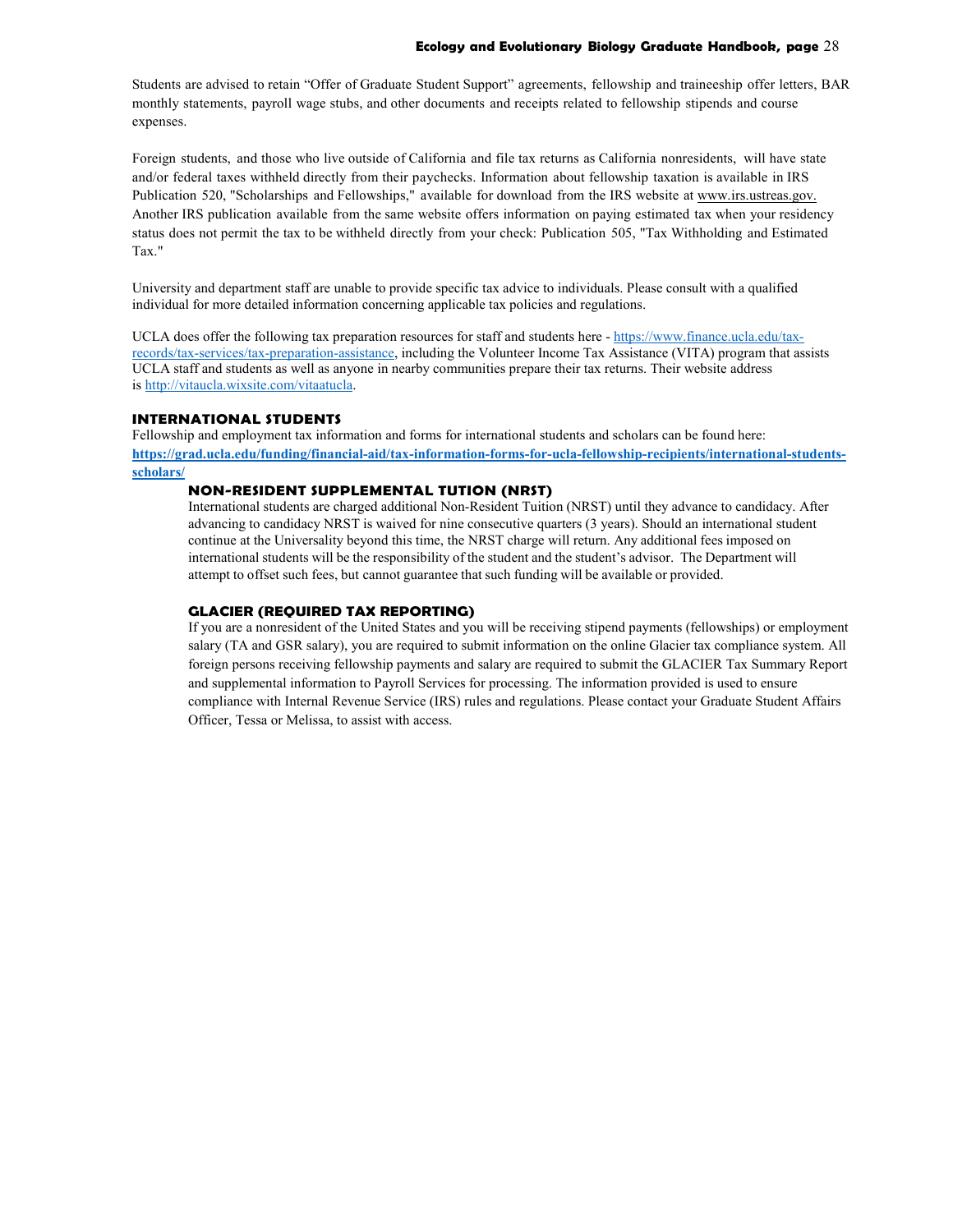Students are advised to retain "Offer of Graduate Student Support" agreements, fellowship and traineeship offer letters, BAR monthly statements, payroll wage stubs, and other documents and receipts related to fellowship stipends and course expenses.

Foreign students, and those who live outside of California and file tax returns as California nonresidents, will have state and/or federal taxes withheld directly from their paychecks. Information about fellowship taxation is available in IRS Publication 520, "Scholarships and Fellowships," available for download from the IRS website at www.irs.ustreas.gov. Another IRS publication available from the same website offers information on paying estimated tax when your residency status does not permit the tax to be withheld directly from your check: Publication 505, "Tax Withholding and Estimated Tax."

University and department staff are unable to provide specific tax advice to individuals. Please consult with a qualified individual for more detailed information concerning applicable tax policies and regulations.

UCLA does offer the following tax preparation resources for staff and students here - [https://www.finance.ucla.edu/tax-records/tax-services/tax-preparation-assistance](https://www.finance.ucla.edu/tax-records/tax-services/tax-preparation-assistance), including the Volunteer Income Tax Assistance (VITA) program that assists UCLA staff and students as well as anyone in nearby communities prepare their tax returns. Their website address is [http://vitaucla.wixsite.com/vitaatucla](http://vitaucla.wixsite.com/vitaatucla).

### INTERNATIONAL STUDENTS

Fellowship and employment tax information and forms for international students and scholars can be found here: **[https://grad.ucla.edu/funding/financial-aid/tax-information-forms-for-ucla-fellowship-recipients/international-students-scholars/](https://grad.ucla.edu/funding/financial-aid/tax-information-forms-for-ucla-fellowship-recipients/international-students-scholars/)**

#### NON-RESIDENT SUPPLEMENTAL TUTION (NRST)

International students are charged additional Non-Resident Tuition (NRST) until they advance to candidacy. After advancing to candidacy NRST is waived for nine consecutive quarters (3 years). Should an international student continue at the Universality beyond this time, the NRST charge will return. Any additional fees imposed on international students will be the responsibility of the student and the student's advisor. The Department will attempt to offset such fees, but cannot guarantee that such funding will be available or provided.

#### GLACIER (REQUIRED TAX REPORTING)

If you are a nonresident of the United States and you will be receiving stipend payments (fellowships) or employment salary (TA and GSR salary), you are required to submit information on the online Glacier tax compliance system. All foreign persons receiving fellowship payments and salary are required to submit the GLACIER Tax Summary Report and supplemental information to Payroll Services for processing. The information provided is used to ensure compliance with Internal Revenue Service (IRS) rules and regulations. Please contact your Graduate Student Affairs Officer, Tessa or Melissa, to assist with access.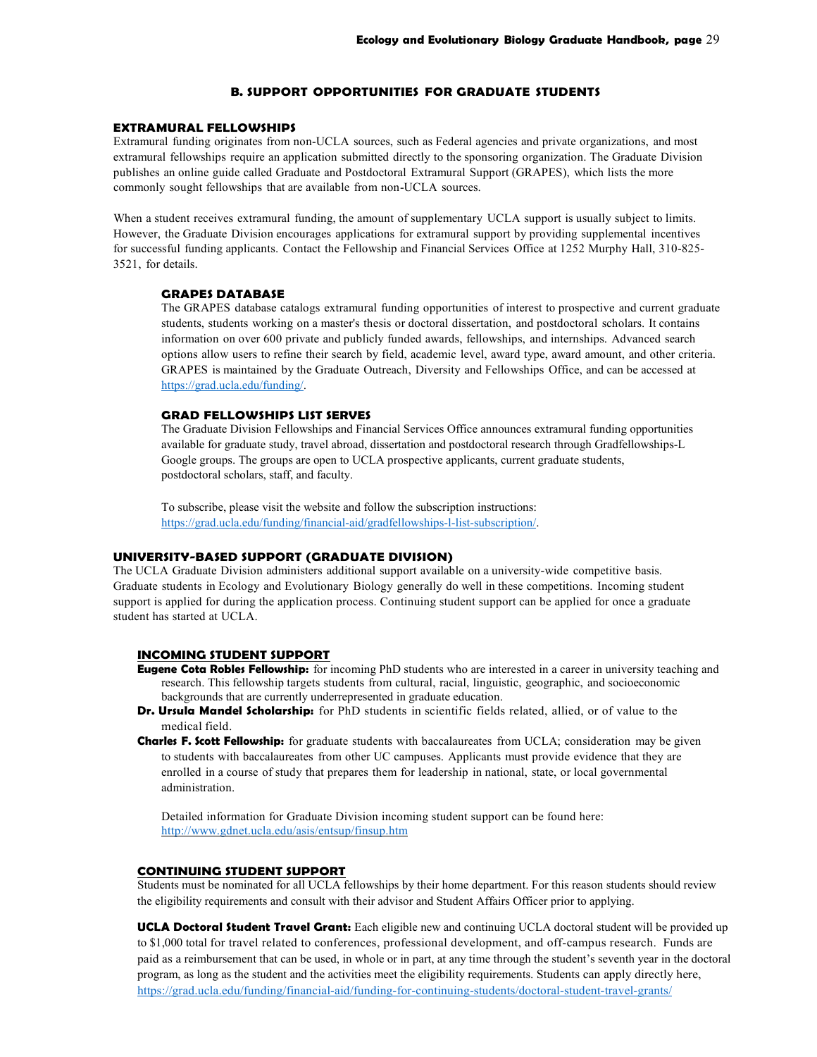## B. SUPPORT OPPORTUNITIES FOR GRADUATE STUDENTS

### EXTRAMURAL FELLOWSHIPS

Extramural funding originates from non-UCLA sources, such as Federal agencies and private organizations, and most extramural fellowships require an application submitted directly to the sponsoring organization. The Graduate Division publishes an online guide called Graduate and Postdoctoral Extramural Support (GRAPES), which lists the more commonly sought fellowships that are available from non-UCLA sources.

When a student receives extramural funding, the amount of supplementary UCLA support is usually subject to limits. However, the Graduate Division encourages applications for extramural support by providing supplemental incentives for successful funding applicants. Contact the Fellowship and Financial Services Office at 1252 Murphy Hall, 310-825-3521, for details.

#### GRAPES DATABASE

The GRAPES database catalogs extramural funding opportunities of interest to prospective and current graduate students, students working on a master's thesis or doctoral dissertation, and postdoctoral scholars. It contains information on over 600 private and publicly funded awards, fellowships, and internships. Advanced search options allow users to refine their search by field, academic level, award type, award amount, and other criteria. GRAPES is maintained by the Graduate Outreach, Diversity and Fellowships Office, and can be accessed at https://grad.ucla.edu/funding/.

#### GRAD FELLOWSHIPS LIST SERVES

The Graduate Division Fellowships and Financial Services Office announces extramural funding opportunities available for graduate study, travel abroad, dissertation and postdoctoral research through Gradfellowships-L Google groups. The groups are open to UCLA prospective applicants, current graduate students, postdoctoral scholars, staff, and faculty.

To subscribe, please visit the website and follow the subscription instructions: https://grad.ucla.edu/funding/financial-aid/gradfellowships-l-list-subscription/.

### UNIVERSITY-BASED SUPPORT (GRADUATE DIVISION)

The UCLA Graduate Division administers additional support available on a university-wide competitive basis. Graduate students in Ecology and Evolutionary Biology generally do well in these competitions. Incoming student support is applied for during the application process. Continuing student support can be applied for once a graduate student has started at UCLA.

#### INCOMING STUDENT SUPPORT

**Eugene Cota Robles Fellowship:** for incoming PhD students who are interested in a career in university teaching and research. This fellowship targets students from cultural, racial, linguistic, geographic, and socioeconomic backgrounds that are currently underrepresented in graduate education.

**Dr. Ursula Mandel Scholarship:** for PhD students in scientific fields related, allied, or of value to the medical field.

**Charles F. Scott Fellowship:** for graduate students with baccalaureates from UCLA; consideration may be given to students with baccalaureates from other UC campuses. Applicants must provide evidence that they are enrolled in a course of study that prepares them for leadership in national, state, or local governmental administration.

Detailed information for Graduate Division incoming student support can be found here: http://www.gdnet.ucla.edu/asis/entsup/finsup.htm

#### CONTINUING STUDENT SUPPORT

Students must be nominated for all UCLA fellowships by their home department. For this reason students should review the eligibility requirements and consult with their advisor and Student Affairs Officer prior to applying.

**UCLA Doctoral Student Travel Grant:** Each eligible new and continuing UCLA doctoral student will be provided up to $1,000 total for travel related to conferences, professional development, and off-campus research. Funds are paid as a reimbursement that can be used, in whole or in part, at any time through the student's seventh year in the doctoral program, as long as the student and the activities meet the eligibility requirements. Students can apply directly here, https://grad.ucla.edu/funding/financial-aid/funding-for-continuing-students/doctoral-student-travel-grants/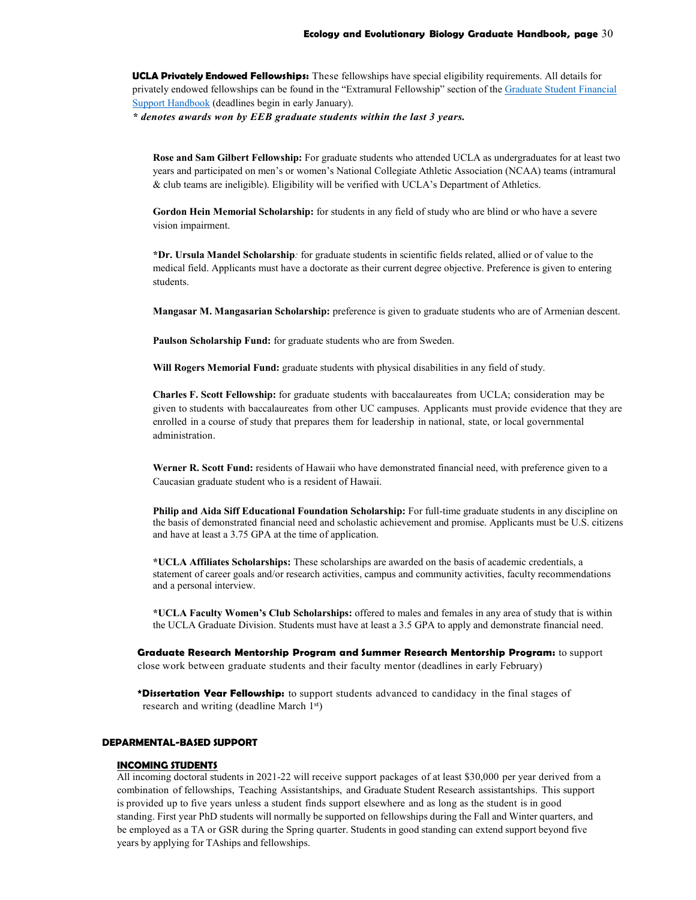**UCLA Privately Endowed Fellowships:** These fellowships have special eligibility requirements. All details for privately endowed fellowships can be found in the "Extramural Fellowship" section of the Graduate Student Financial Support Handbook (deadlines begin in early January).

***\* denotes awards won by EEB graduate students within the last 3 years.***

**Rose and Sam Gilbert Fellowship:** For graduate students who attended UCLA as undergraduates for at least two years and participated on men's or women's National Collegiate Athletic Association (NCAA) teams (intramural & club teams are ineligible). Eligibility will be verified with UCLA's Department of Athletics.

**Gordon Hein Memorial Scholarship:** for students in any field of study who are blind or who have a severe vision impairment.

**\*Dr. Ursula Mandel Scholarship***:* for graduate students in scientific fields related, allied or of value to the medical field. Applicants must have a doctorate as their current degree objective. Preference is given to entering students.

**Mangasar M. Mangasarian Scholarship:** preference is given to graduate students who are of Armenian descent.

**Paulson Scholarship Fund:** for graduate students who are from Sweden.

**Will Rogers Memorial Fund:** graduate students with physical disabilities in any field of study.

**Charles F. Scott Fellowship:** for graduate students with baccalaureates from UCLA; consideration may be given to students with baccalaureates from other UC campuses. Applicants must provide evidence that they are enrolled in a course of study that prepares them for leadership in national, state, or local governmental administration.

**Werner R. Scott Fund:** residents of Hawaii who have demonstrated financial need, with preference given to a Caucasian graduate student who is a resident of Hawaii.

**Philip and Aida Siff Educational Foundation Scholarship:** For full-time graduate students in any discipline on the basis of demonstrated financial need and scholastic achievement and promise. Applicants must be U.S. citizens and have at least a 3.75 GPA at the time of application.

**\*UCLA Affiliates Scholarships:** These scholarships are awarded on the basis of academic credentials, a statement of career goals and/or research activities, campus and community activities, faculty recommendations and a personal interview.

**\*UCLA Faculty Women's Club Scholarships:** offered to males and females in any area of study that is within the UCLA Graduate Division. Students must have at least a 3.5 GPA to apply and demonstrate financial need.

**Graduate Research Mentorship Program and Summer Research Mentorship Program:** to support close work between graduate students and their faculty mentor (deadlines in early February)

**\*Dissertation Year Fellowship:** to support students advanced to candidacy in the final stages of research and writing (deadline March 1st)

## DEPARMENTAL-BASED SUPPORT

### INCOMING STUDENTS

All incoming doctoral students in 2021-22 will receive support packages of at least $30,000 per year derived from a combination of fellowships, Teaching Assistantships, and Graduate Student Research assistantships. This support is provided up to five years unless a student finds support elsewhere and as long as the student is in good standing. First year PhD students will normally be supported on fellowships during the Fall and Winter quarters, and be employed as a TA or GSR during the Spring quarter. Students in good standing can extend support beyond five years by applying for TAships and fellowships.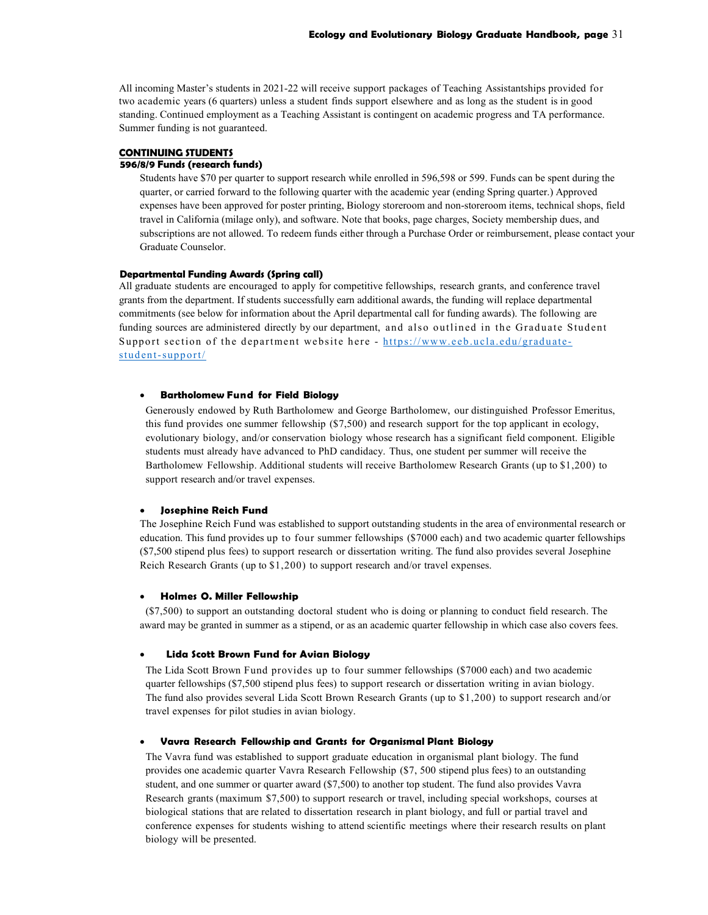All incoming Master's students in 2021-22 will receive support packages of Teaching Assistantships provided for two academic years (6 quarters) unless a student finds support elsewhere and as long as the student is in good standing. Continued employment as a Teaching Assistant is contingent on academic progress and TA performance. Summer funding is not guaranteed.

## CONTINUING STUDENTS

### 596/8/9 Funds (research funds)

Students have $70 per quarter to support research while enrolled in 596,598 or 599. Funds can be spent during the quarter, or carried forward to the following quarter with the academic year (ending Spring quarter.) Approved expenses have been approved for poster printing, Biology storeroom and non-storeroom items, technical shops, field travel in California (milage only), and software. Note that books, page charges, Society membership dues, and subscriptions are not allowed. To redeem funds either through a Purchase Order or reimbursement, please contact your Graduate Counselor.

### Departmental Funding Awards (Spring call)

All graduate students are encouraged to apply for competitive fellowships, research grants, and conference travel grants from the department. If students successfully earn additional awards, the funding will replace departmental commitments (see below for information about the April departmental call for funding awards). The following are funding sources are administered directly by our department, and also outlined in the Graduate Student Support section of the department website here - https://www.eeb.ucla.edu/graduate-student-support/

- **Bartholomew Fund for Field Biology**

  Generously endowed by Ruth Bartholomew and George Bartholomew, our distinguished Professor Emeritus, this fund provides one summer fellowship ($7,500) and research support for the top applicant in ecology, evolutionary biology, and/or conservation biology whose research has a significant field component. Eligible students must already have advanced to PhD candidacy. Thus, one student per summer will receive the Bartholomew Fellowship. Additional students will receive Bartholomew Research Grants (up to $1,200) to support research and/or travel expenses.

- **Josephine Reich Fund**

  The Josephine Reich Fund was established to support outstanding students in the area of environmental research or education. This fund provides up to four summer fellowships ($7000 each) and two academic quarter fellowships ($7,500 stipend plus fees) to support research or dissertation writing. The fund also provides several Josephine Reich Research Grants (up to $1,200) to support research and/or travel expenses.

- **Holmes O. Miller Fellowship**

  ($7,500) to support an outstanding doctoral student who is doing or planning to conduct field research. The award may be granted in summer as a stipend, or as an academic quarter fellowship in which case also covers fees.

- **Lida Scott Brown Fund for Avian Biology**

  The Lida Scott Brown Fund provides up to four summer fellowships ($7000 each) and two academic quarter fellowships ($7,500 stipend plus fees) to support research or dissertation writing in avian biology. The fund also provides several Lida Scott Brown Research Grants (up to $1,200) to support research and/or travel expenses for pilot studies in avian biology.

- **Vavra Research Fellowship and Grants for Organismal Plant Biology**

  The Vavra fund was established to support graduate education in organismal plant biology. The fund provides one academic quarter Vavra Research Fellowship ($7, 500 stipend plus fees) to an outstanding student, and one summer or quarter award ($7,500) to another top student. The fund also provides Vavra Research grants (maximum $7,500) to support research or travel, including special workshops, courses at biological stations that are related to dissertation research in plant biology, and full or partial travel and conference expenses for students wishing to attend scientific meetings where their research results on plant biology will be presented.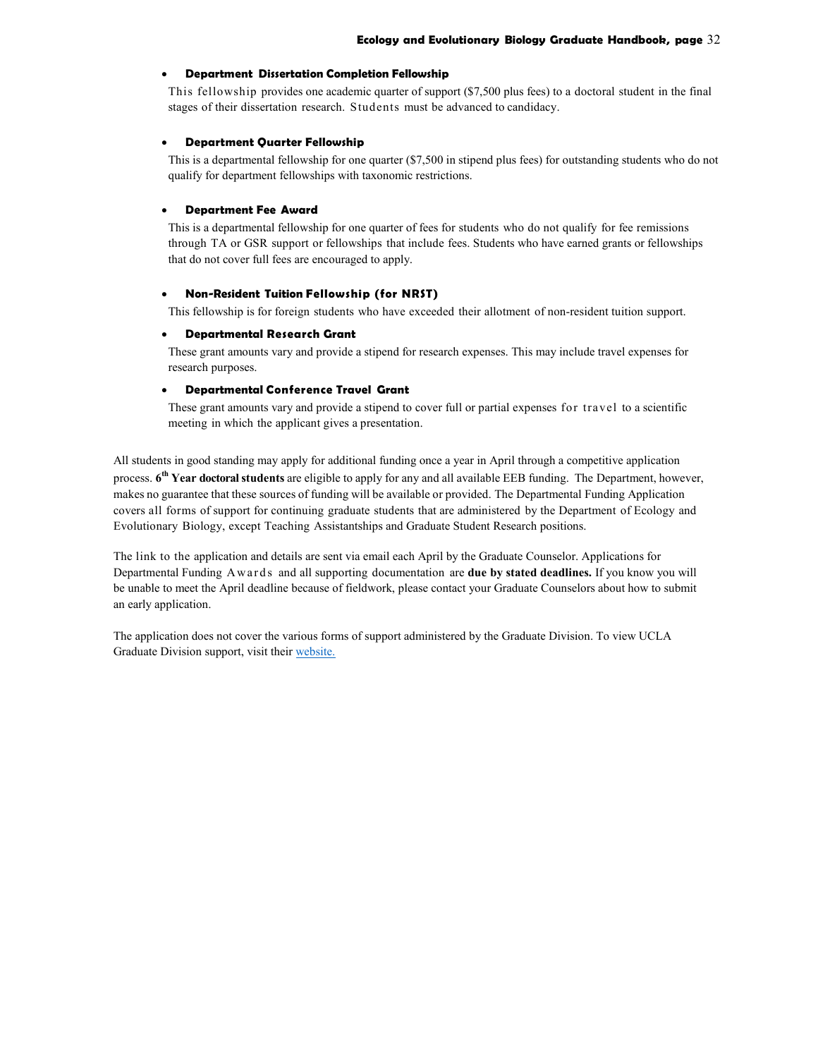- **Department Dissertation Completion Fellowship**

  This fellowship provides one academic quarter of support ($7,500 plus fees) to a doctoral student in the final stages of their dissertation research. Students must be advanced to candidacy.

- **Department Quarter Fellowship**

  This is a departmental fellowship for one quarter ($7,500 in stipend plus fees) for outstanding students who do not qualify for department fellowships with taxonomic restrictions.

- **Department Fee Award**

  This is a departmental fellowship for one quarter of fees for students who do not qualify for fee remissions through TA or GSR support or fellowships that include fees. Students who have earned grants or fellowships that do not cover full fees are encouraged to apply.

- **Non-Resident Tuition Fellowship (for NRST)**

  This fellowship is for foreign students who have exceeded their allotment of non-resident tuition support.

- **Departmental Research Grant**

  These grant amounts vary and provide a stipend for research expenses. This may include travel expenses for research purposes.

- **Departmental Conference Travel Grant**

  These grant amounts vary and provide a stipend to cover full or partial expenses for travel to a scientific meeting in which the applicant gives a presentation.

All students in good standing may apply for additional funding once a year in April through a competitive application process. **6th Year doctoral students** are eligible to apply for any and all available EEB funding. The Department, however, makes no guarantee that these sources of funding will be available or provided. The Departmental Funding Application covers all forms of support for continuing graduate students that are administered by the Department of Ecology and Evolutionary Biology, except Teaching Assistantships and Graduate Student Research positions.

The link to the application and details are sent via email each April by the Graduate Counselor. Applications for Departmental Funding Awards and all supporting documentation are **due by stated deadlines.** If you know you will be unable to meet the April deadline because of fieldwork, please contact your Graduate Counselors about how to submit an early application.

The application does not cover the various forms of support administered by the Graduate Division. To view UCLA Graduate Division support, visit their website.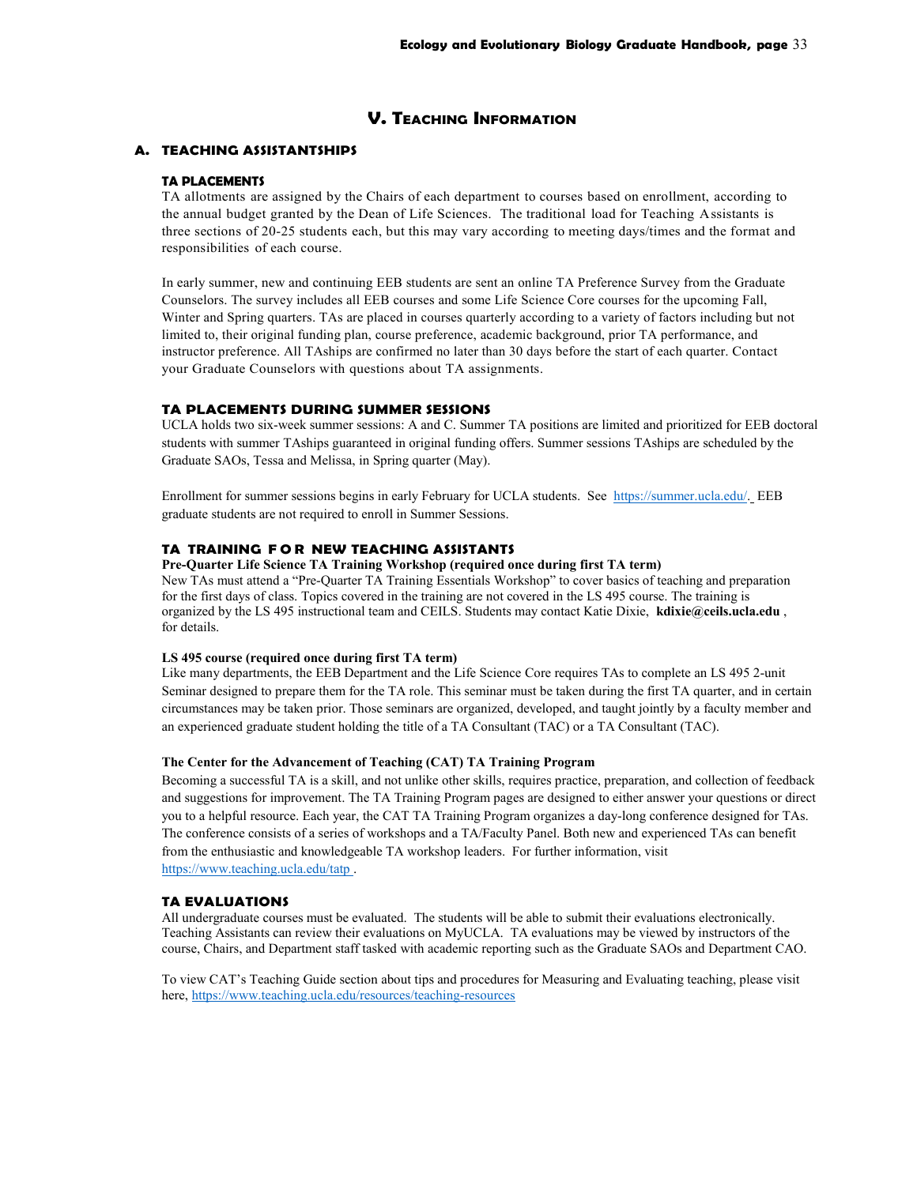# V. Teaching Information

## A. TEACHING ASSISTANTSHIPS

### TA PLACEMENTS

TA allotments are assigned by the Chairs of each department to courses based on enrollment, according to the annual budget granted by the Dean of Life Sciences. The traditional load for Teaching Assistants is three sections of 20-25 students each, but this may vary according to meeting days/times and the format and responsibilities of each course.

In early summer, new and continuing EEB students are sent an online TA Preference Survey from the Graduate Counselors. The survey includes all EEB courses and some Life Science Core courses for the upcoming Fall, Winter and Spring quarters. TAs are placed in courses quarterly according to a variety of factors including but not limited to, their original funding plan, course preference, academic background, prior TA performance, and instructor preference. All TAships are confirmed no later than 30 days before the start of each quarter. Contact your Graduate Counselors with questions about TA assignments.

### TA PLACEMENTS DURING SUMMER SESSIONS

UCLA holds two six-week summer sessions: A and C. Summer TA positions are limited and prioritized for EEB doctoral students with summer TAships guaranteed in original funding offers. Summer sessions TAships are scheduled by the Graduate SAOs, Tessa and Melissa, in Spring quarter (May).

Enrollment for summer sessions begins in early February for UCLA students. See https://summer.ucla.edu/. EEB graduate students are not required to enroll in Summer Sessions.

### TA TRAINING FOR NEW TEACHING ASSISTANTS

**Pre-Quarter Life Science TA Training Workshop (required once during first TA term)**

New TAs must attend a "Pre-Quarter TA Training Essentials Workshop" to cover basics of teaching and preparation for the first days of class. Topics covered in the training are not covered in the LS 495 course. The training is organized by the LS 495 instructional team and CEILS. Students may contact Katie Dixie, **kdixie@ceils.ucla.edu** , for details.

**LS 495 course (required once during first TA term)**

Like many departments, the EEB Department and the Life Science Core requires TAs to complete an LS 495 2-unit Seminar designed to prepare them for the TA role. This seminar must be taken during the first TA quarter, and in certain circumstances may be taken prior. Those seminars are organized, developed, and taught jointly by a faculty member and an experienced graduate student holding the title of a TA Consultant (TAC) or a TA Consultant (TAC).

**The Center for the Advancement of Teaching (CAT) TA Training Program**

Becoming a successful TA is a skill, and not unlike other skills, requires practice, preparation, and collection of feedback and suggestions for improvement. The TA Training Program pages are designed to either answer your questions or direct you to a helpful resource. Each year, the CAT TA Training Program organizes a day-long conference designed for TAs. The conference consists of a series of workshops and a TA/Faculty Panel. Both new and experienced TAs can benefit from the enthusiastic and knowledgeable TA workshop leaders. For further information, visit https://www.teaching.ucla.edu/tatp .

### TA EVALUATIONS

All undergraduate courses must be evaluated. The students will be able to submit their evaluations electronically. Teaching Assistants can review their evaluations on MyUCLA. TA evaluations may be viewed by instructors of the course, Chairs, and Department staff tasked with academic reporting such as the Graduate SAOs and Department CAO.

To view CAT's Teaching Guide section about tips and procedures for Measuring and Evaluating teaching, please visit here, https://www.teaching.ucla.edu/resources/teaching-resources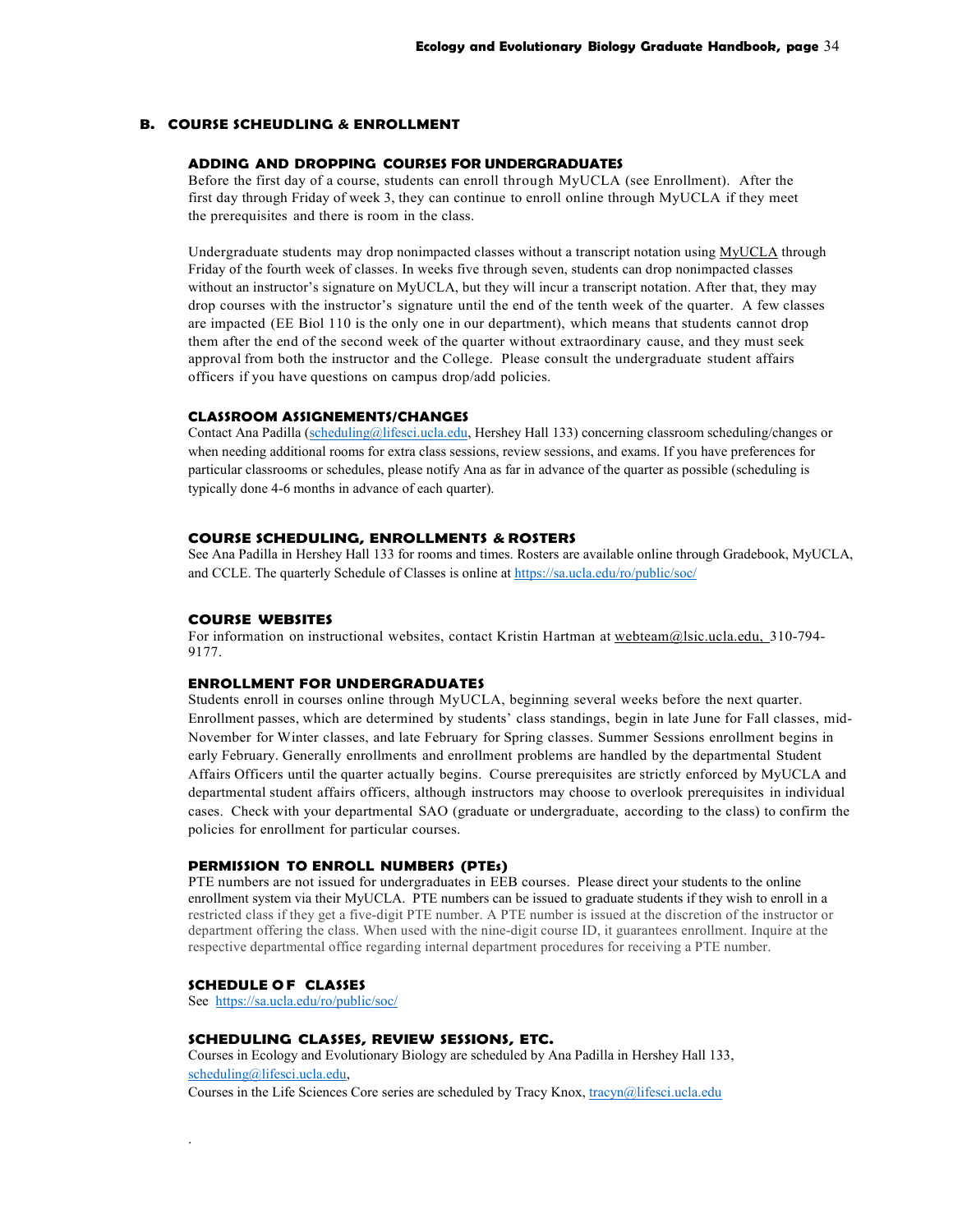## B. COURSE SCHEUDLING & ENROLLMENT

### ADDING AND DROPPING COURSES FOR UNDERGRADUATES

Before the first day of a course, students can enroll through MyUCLA (see Enrollment). After the first day through Friday of week 3, they can continue to enroll online through MyUCLA if they meet the prerequisites and there is room in the class.

Undergraduate students may drop nonimpacted classes without a transcript notation using MyUCLA through Friday of the fourth week of classes. In weeks five through seven, students can drop nonimpacted classes without an instructor's signature on MyUCLA, but they will incur a transcript notation. After that, they may drop courses with the instructor's signature until the end of the tenth week of the quarter. A few classes are impacted (EE Biol 110 is the only one in our department), which means that students cannot drop them after the end of the second week of the quarter without extraordinary cause, and they must seek approval from both the instructor and the College. Please consult the undergraduate student affairs officers if you have questions on campus drop/add policies.

### CLASSROOM ASSIGNEMENTS/CHANGES

Contact Ana Padilla (scheduling@lifesci.ucla.edu, Hershey Hall 133) concerning classroom scheduling/changes or when needing additional rooms for extra class sessions, review sessions, and exams. If you have preferences for particular classrooms or schedules, please notify Ana as far in advance of the quarter as possible (scheduling is typically done 4-6 months in advance of each quarter).

### COURSE SCHEDULING, ENROLLMENTS & ROSTERS

See Ana Padilla in Hershey Hall 133 for rooms and times. Rosters are available online through Gradebook, MyUCLA, and CCLE. The quarterly Schedule of Classes is online at https://sa.ucla.edu/ro/public/soc/

### COURSE WEBSITES

For information on instructional websites, contact Kristin Hartman at webteam@lsic.ucla.edu, 310-794-9177.

### ENROLLMENT FOR UNDERGRADUATES

Students enroll in courses online through MyUCLA, beginning several weeks before the next quarter. Enrollment passes, which are determined by students' class standings, begin in late June for Fall classes, mid-November for Winter classes, and late February for Spring classes. Summer Sessions enrollment begins in early February. Generally enrollments and enrollment problems are handled by the departmental Student Affairs Officers until the quarter actually begins. Course prerequisites are strictly enforced by MyUCLA and departmental student affairs officers, although instructors may choose to overlook prerequisites in individual cases. Check with your departmental SAO (graduate or undergraduate, according to the class) to confirm the policies for enrollment for particular courses.

### PERMISSION TO ENROLL NUMBERS (PTEs)

PTE numbers are not issued for undergraduates in EEB courses. Please direct your students to the online enrollment system via their MyUCLA. PTE numbers can be issued to graduate students if they wish to enroll in a restricted class if they get a five-digit PTE number. A PTE number is issued at the discretion of the instructor or department offering the class. When used with the nine-digit course ID, it guarantees enrollment. Inquire at the respective departmental office regarding internal department procedures for receiving a PTE number.

### SCHEDULE OF CLASSES

See https://sa.ucla.edu/ro/public/soc/

### SCHEDULING CLASSES, REVIEW SESSIONS, ETC.

Courses in Ecology and Evolutionary Biology are scheduled by Ana Padilla in Hershey Hall 133, scheduling@lifesci.ucla.edu,

Courses in the Life Sciences Core series are scheduled by Tracy Knox, tracyn@lifesci.ucla.edu

.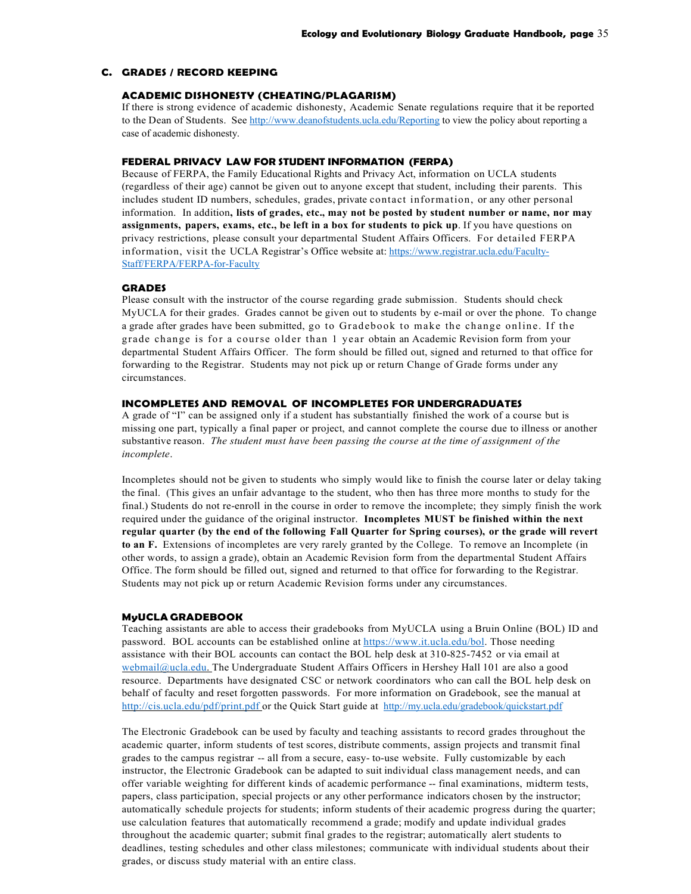## C. GRADES / RECORD KEEPING

### ACADEMIC DISHONESTY (CHEATING/PLAGARISM)

If there is strong evidence of academic dishonesty, Academic Senate regulations require that it be reported to the Dean of Students. See http://www.deanofstudents.ucla.edu/Reporting to view the policy about reporting a case of academic dishonesty.

### FEDERAL PRIVACY LAW FOR STUDENT INFORMATION (FERPA)

Because of FERPA, the Family Educational Rights and Privacy Act, information on UCLA students (regardless of their age) cannot be given out to anyone except that student, including their parents. This includes student ID numbers, schedules, grades, private contact information, or any other personal information. In addition**, lists of grades, etc., may not be posted by student number or name, nor may assignments, papers, exams, etc., be left in a box for students to pick up**. If you have questions on privacy restrictions, please consult your departmental Student Affairs Officers. For detailed FERPA information, visit the UCLA Registrar's Office website at: https://www.registrar.ucla.edu/Faculty-Staff/FERPA/FERPA-for-Faculty

### GRADES

Please consult with the instructor of the course regarding grade submission. Students should check MyUCLA for their grades. Grades cannot be given out to students by e-mail or over the phone. To change a grade after grades have been submitted, go to Gradebook to make the change online. If the grade change is for a course older than 1 year obtain an Academic Revision form from your departmental Student Affairs Officer. The form should be filled out, signed and returned to that office for forwarding to the Registrar. Students may not pick up or return Change of Grade forms under any circumstances.

### INCOMPLETES AND REMOVAL OF INCOMPLETES FOR UNDERGRADUATES

A grade of "I" can be assigned only if a student has substantially finished the work of a course but is missing one part, typically a final paper or project, and cannot complete the course due to illness or another substantive reason. *The student must have been passing the course at the time of assignment of the incomplete*.

Incompletes should not be given to students who simply would like to finish the course later or delay taking the final. (This gives an unfair advantage to the student, who then has three more months to study for the final.) Students do not re-enroll in the course in order to remove the incomplete; they simply finish the work required under the guidance of the original instructor. **Incompletes MUST be finished within the next regular quarter (by the end of the following Fall Quarter for Spring courses), or the grade will revert to an F.** Extensions of incompletes are very rarely granted by the College. To remove an Incomplete (in other words, to assign a grade), obtain an Academic Revision form from the departmental Student Affairs Office. The form should be filled out, signed and returned to that office for forwarding to the Registrar. Students may not pick up or return Academic Revision forms under any circumstances.

### MyUCLA GRADEBOOK

Teaching assistants are able to access their gradebooks from MyUCLA using a Bruin Online (BOL) ID and password. BOL accounts can be established online at https://www.it.ucla.edu/bol. Those needing assistance with their BOL accounts can contact the BOL help desk at 310-825-7452 or via email at webmail@ucla.edu. The Undergraduate Student Affairs Officers in Hershey Hall 101 are also a good resource. Departments have designated CSC or network coordinators who can call the BOL help desk on behalf of faculty and reset forgotten passwords. For more information on Gradebook, see the manual at http://cis.ucla.edu/pdf/print.pdf or the Quick Start guide at http://my.ucla.edu/gradebook/quickstart.pdf

The Electronic Gradebook can be used by faculty and teaching assistants to record grades throughout the academic quarter, inform students of test scores, distribute comments, assign projects and transmit final grades to the campus registrar -- all from a secure, easy- to-use website. Fully customizable by each instructor, the Electronic Gradebook can be adapted to suit individual class management needs, and can offer variable weighting for different kinds of academic performance -- final examinations, midterm tests, papers, class participation, special projects or any other performance indicators chosen by the instructor; automatically schedule projects for students; inform students of their academic progress during the quarter; use calculation features that automatically recommend a grade; modify and update individual grades throughout the academic quarter; submit final grades to the registrar; automatically alert students to deadlines, testing schedules and other class milestones; communicate with individual students about their grades, or discuss study material with an entire class.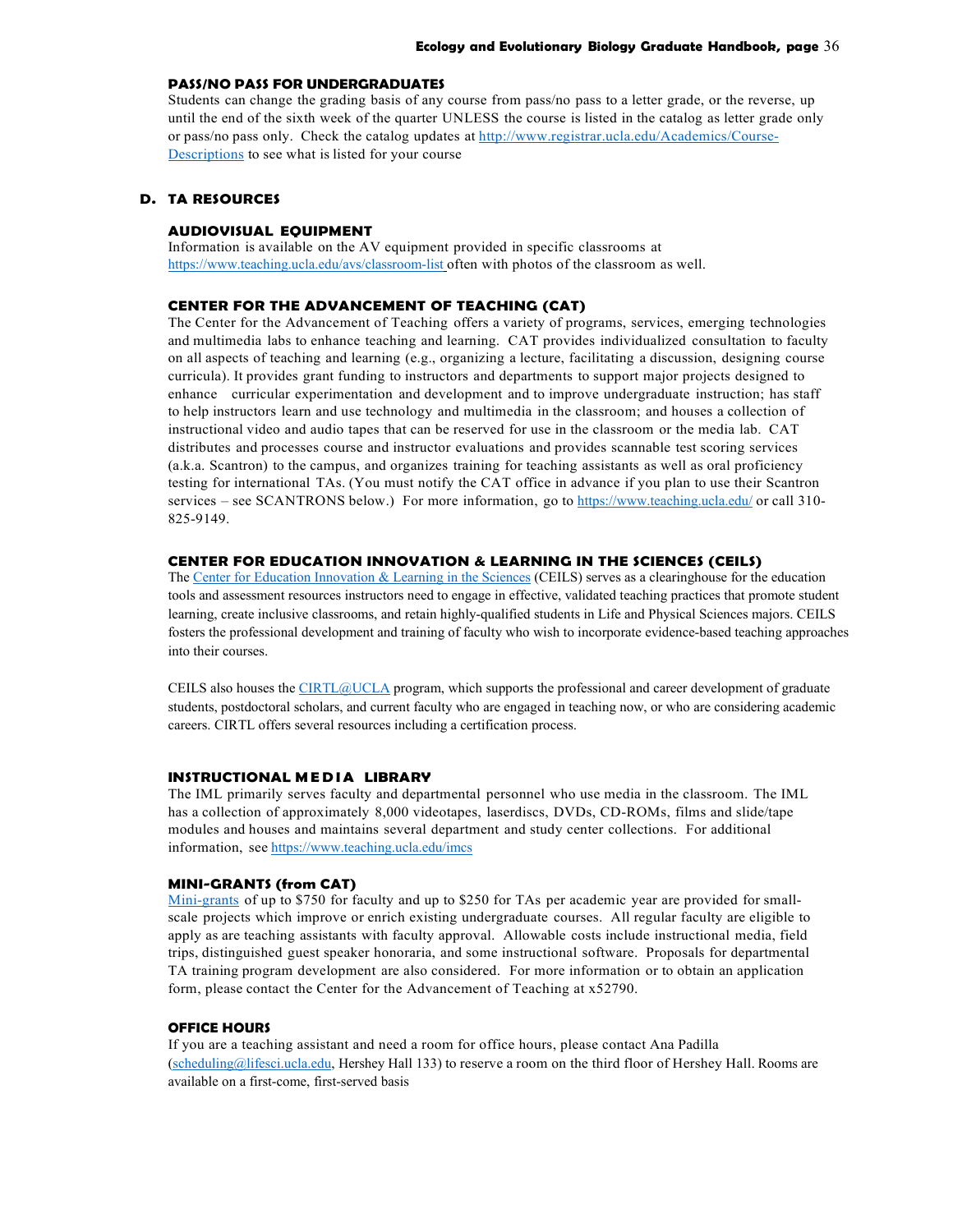### PASS/NO PASS FOR UNDERGRADUATES

Students can change the grading basis of any course from pass/no pass to a letter grade, or the reverse, up until the end of the sixth week of the quarter UNLESS the course is listed in the catalog as letter grade only or pass/no pass only. Check the catalog updates at http://www.registrar.ucla.edu/Academics/Course-Descriptions to see what is listed for your course

## D. TA RESOURCES

### AUDIOVISUAL EQUIPMENT

Information is available on the AV equipment provided in specific classrooms at https://www.teaching.ucla.edu/avs/classroom-list often with photos of the classroom as well.

### CENTER FOR THE ADVANCEMENT OF TEACHING (CAT)

The Center for the Advancement of Teaching offers a variety of programs, services, emerging technologies and multimedia labs to enhance teaching and learning. CAT provides individualized consultation to faculty on all aspects of teaching and learning (e.g., organizing a lecture, facilitating a discussion, designing course curricula). It provides grant funding to instructors and departments to support major projects designed to enhance curricular experimentation and development and to improve undergraduate instruction; has staff to help instructors learn and use technology and multimedia in the classroom; and houses a collection of instructional video and audio tapes that can be reserved for use in the classroom or the media lab. CAT distributes and processes course and instructor evaluations and provides scannable test scoring services (a.k.a. Scantron) to the campus, and organizes training for teaching assistants as well as oral proficiency testing for international TAs. (You must notify the CAT office in advance if you plan to use their Scantron services – see SCANTRONS below.) For more information, go to https://www.teaching.ucla.edu/ or call 310-825-9149.

### CENTER FOR EDUCATION INNOVATION & LEARNING IN THE SCIENCES (CEILS)

The Center for Education Innovation & Learning in the Sciences (CEILS) serves as a clearinghouse for the education tools and assessment resources instructors need to engage in effective, validated teaching practices that promote student learning, create inclusive classrooms, and retain highly-qualified students in Life and Physical Sciences majors. CEILS fosters the professional development and training of faculty who wish to incorporate evidence-based teaching approaches into their courses.

CEILS also houses the CIRTL@UCLA program, which supports the professional and career development of graduate students, postdoctoral scholars, and current faculty who are engaged in teaching now, or who are considering academic careers. CIRTL offers several resources including a certification process.

### INSTRUCTIONAL MEDIA LIBRARY

The IML primarily serves faculty and departmental personnel who use media in the classroom. The IML has a collection of approximately 8,000 videotapes, laserdiscs, DVDs, CD-ROMs, films and slide/tape modules and houses and maintains several department and study center collections. For additional information, see https://www.teaching.ucla.edu/imcs

### MINI-GRANTS (from CAT)

Mini-grants of up to $750 for faculty and up to $250 for TAs per academic year are provided for small-scale projects which improve or enrich existing undergraduate courses. All regular faculty are eligible to apply as are teaching assistants with faculty approval. Allowable costs include instructional media, field trips, distinguished guest speaker honoraria, and some instructional software. Proposals for departmental TA training program development are also considered. For more information or to obtain an application form, please contact the Center for the Advancement of Teaching at x52790.

### OFFICE HOURS

If you are a teaching assistant and need a room for office hours, please contact Ana Padilla (scheduling@lifesci.ucla.edu, Hershey Hall 133) to reserve a room on the third floor of Hershey Hall. Rooms are available on a first-come, first-served basis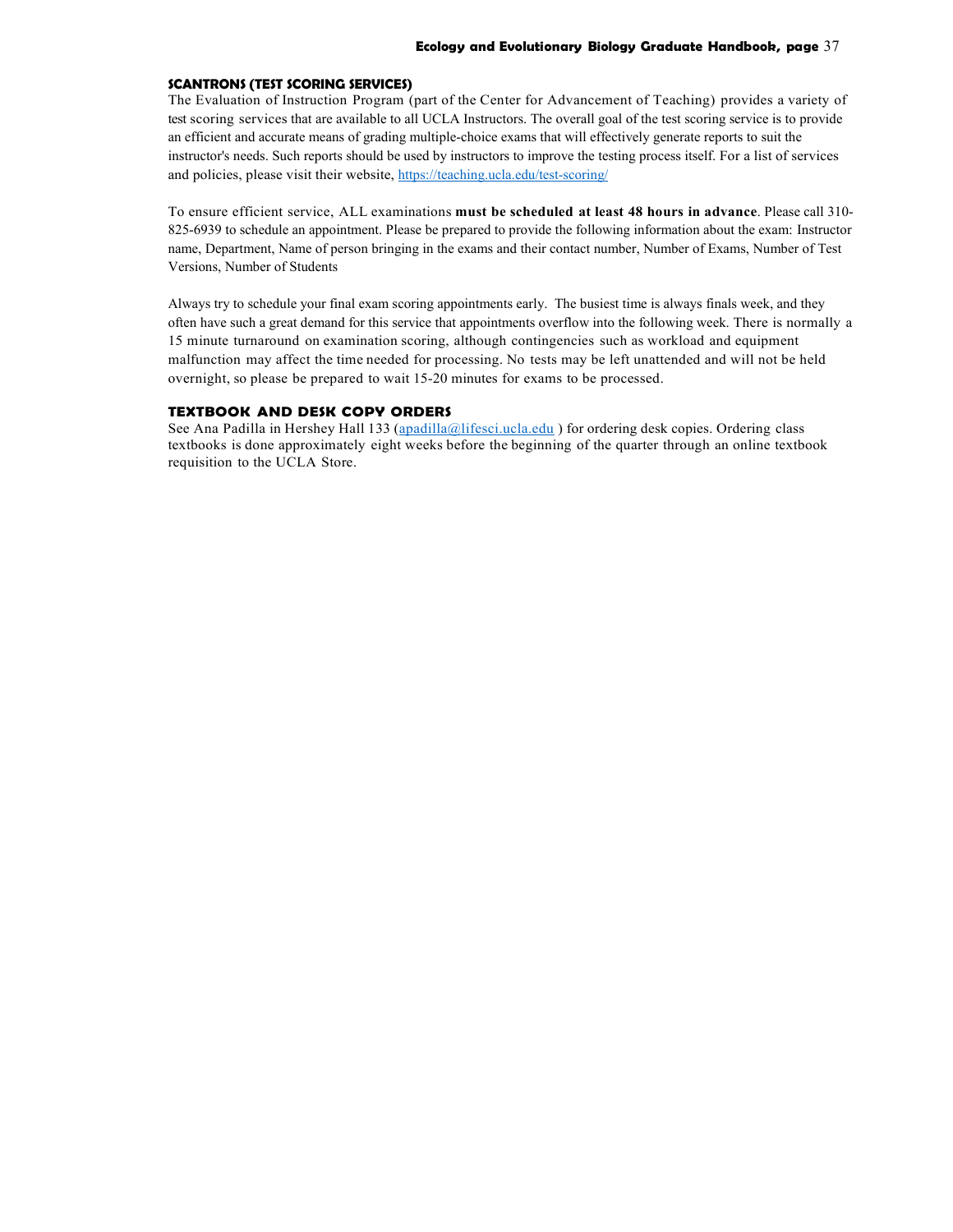### SCANTRONS (TEST SCORING SERVICES)

The Evaluation of Instruction Program (part of the Center for Advancement of Teaching) provides a variety of test scoring services that are available to all UCLA Instructors. The overall goal of the test scoring service is to provide an efficient and accurate means of grading multiple-choice exams that will effectively generate reports to suit the instructor's needs. Such reports should be used by instructors to improve the testing process itself. For a list of services and policies, please visit their website, https://teaching.ucla.edu/test-scoring/

To ensure efficient service, ALL examinations **must be scheduled at least 48 hours in advance**. Please call 310-825-6939 to schedule an appointment. Please be prepared to provide the following information about the exam: Instructor name, Department, Name of person bringing in the exams and their contact number, Number of Exams, Number of Test Versions, Number of Students

Always try to schedule your final exam scoring appointments early. The busiest time is always finals week, and they often have such a great demand for this service that appointments overflow into the following week. There is normally a 15 minute turnaround on examination scoring, although contingencies such as workload and equipment malfunction may affect the time needed for processing. No tests may be left unattended and will not be held overnight, so please be prepared to wait 15-20 minutes for exams to be processed.

### TEXTBOOK AND DESK COPY ORDERS

See Ana Padilla in Hershey Hall 133 (apadilla@lifesci.ucla.edu ) for ordering desk copies. Ordering class textbooks is done approximately eight weeks before the beginning of the quarter through an online textbook requisition to the UCLA Store.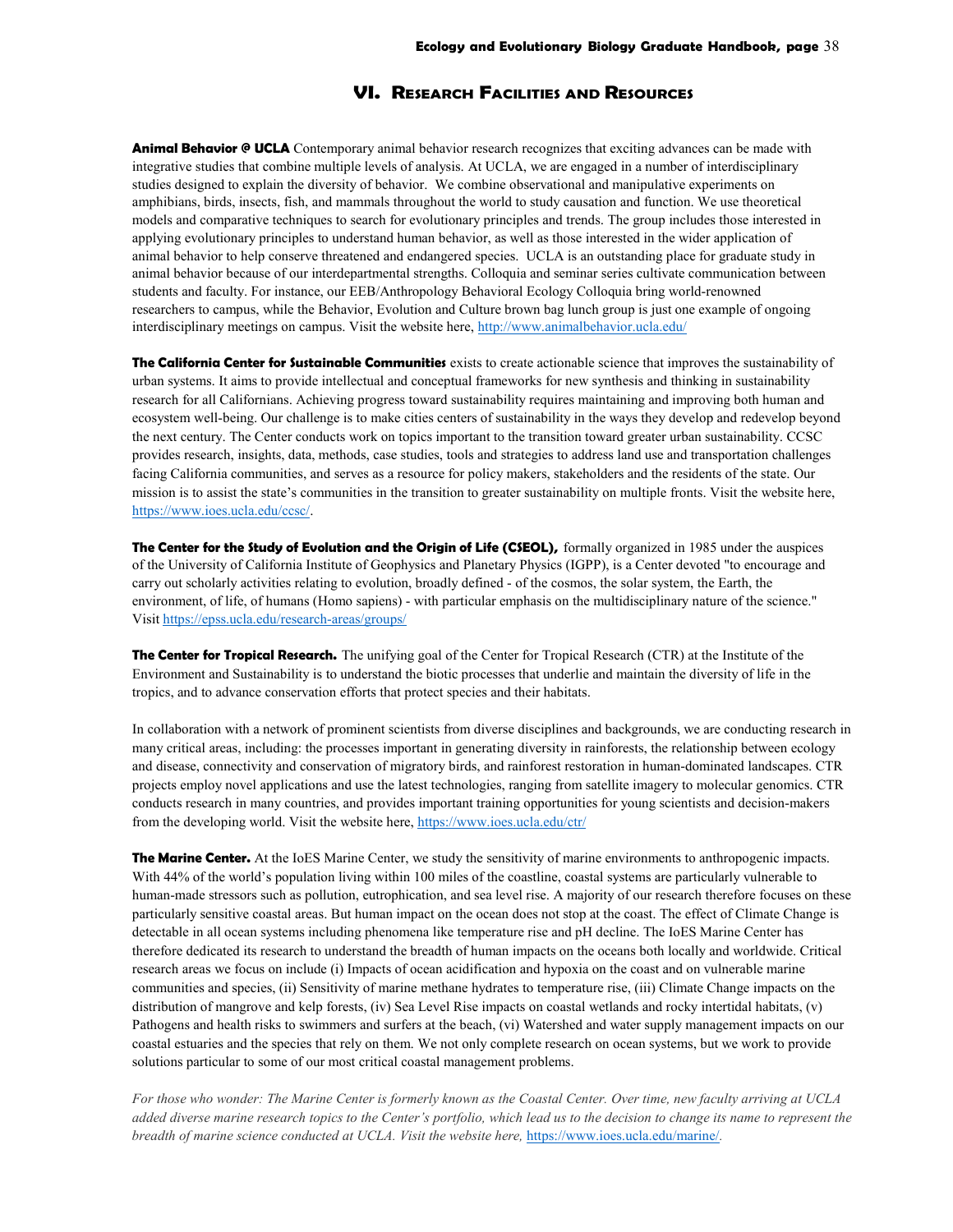## VI. Research Facilities and Resources

**Animal Behavior @ UCLA** Contemporary animal behavior research recognizes that exciting advances can be made with integrative studies that combine multiple levels of analysis. At UCLA, we are engaged in a number of interdisciplinary studies designed to explain the diversity of behavior. We combine observational and manipulative experiments on amphibians, birds, insects, fish, and mammals throughout the world to study causation and function. We use theoretical models and comparative techniques to search for evolutionary principles and trends. The group includes those interested in applying evolutionary principles to understand human behavior, as well as those interested in the wider application of animal behavior to help conserve threatened and endangered species. UCLA is an outstanding place for graduate study in animal behavior because of our interdepartmental strengths. Colloquia and seminar series cultivate communication between students and faculty. For instance, our EEB/Anthropology Behavioral Ecology Colloquia bring world-renowned researchers to campus, while the Behavior, Evolution and Culture brown bag lunch group is just one example of ongoing interdisciplinary meetings on campus. Visit the website here, http://www.animalbehavior.ucla.edu/

**The California Center for Sustainable Communities** exists to create actionable science that improves the sustainability of urban systems. It aims to provide intellectual and conceptual frameworks for new synthesis and thinking in sustainability research for all Californians. Achieving progress toward sustainability requires maintaining and improving both human and ecosystem well-being. Our challenge is to make cities centers of sustainability in the ways they develop and redevelop beyond the next century. The Center conducts work on topics important to the transition toward greater urban sustainability. CCSC provides research, insights, data, methods, case studies, tools and strategies to address land use and transportation challenges facing California communities, and serves as a resource for policy makers, stakeholders and the residents of the state. Our mission is to assist the state's communities in the transition to greater sustainability on multiple fronts. Visit the website here, https://www.ioes.ucla.edu/ccsc/.

**The Center for the Study of Evolution and the Origin of Life (CSEOL),** formally organized in 1985 under the auspices of the University of California Institute of Geophysics and Planetary Physics (IGPP), is a Center devoted "to encourage and carry out scholarly activities relating to evolution, broadly defined - of the cosmos, the solar system, the Earth, the environment, of life, of humans (Homo sapiens) - with particular emphasis on the multidisciplinary nature of the science." Visit https://epss.ucla.edu/research-areas/groups/

**The Center for Tropical Research.** The unifying goal of the Center for Tropical Research (CTR) at the Institute of the Environment and Sustainability is to understand the biotic processes that underlie and maintain the diversity of life in the tropics, and to advance conservation efforts that protect species and their habitats.

In collaboration with a network of prominent scientists from diverse disciplines and backgrounds, we are conducting research in many critical areas, including: the processes important in generating diversity in rainforests, the relationship between ecology and disease, connectivity and conservation of migratory birds, and rainforest restoration in human-dominated landscapes. CTR projects employ novel applications and use the latest technologies, ranging from satellite imagery to molecular genomics. CTR conducts research in many countries, and provides important training opportunities for young scientists and decision-makers from the developing world. Visit the website here, https://www.ioes.ucla.edu/ctr/

**The Marine Center.** At the IoES Marine Center, we study the sensitivity of marine environments to anthropogenic impacts. With 44% of the world's population living within 100 miles of the coastline, coastal systems are particularly vulnerable to human-made stressors such as pollution, eutrophication, and sea level rise. A majority of our research therefore focuses on these particularly sensitive coastal areas. But human impact on the ocean does not stop at the coast. The effect of Climate Change is detectable in all ocean systems including phenomena like temperature rise and pH decline. The IoES Marine Center has therefore dedicated its research to understand the breadth of human impacts on the oceans both locally and worldwide. Critical research areas we focus on include (i) Impacts of ocean acidification and hypoxia on the coast and on vulnerable marine communities and species, (ii) Sensitivity of marine methane hydrates to temperature rise, (iii) Climate Change impacts on the distribution of mangrove and kelp forests, (iv) Sea Level Rise impacts on coastal wetlands and rocky intertidal habitats, (v) Pathogens and health risks to swimmers and surfers at the beach, (vi) Watershed and water supply management impacts on our coastal estuaries and the species that rely on them. We not only complete research on ocean systems, but we work to provide solutions particular to some of our most critical coastal management problems.

*For those who wonder: The Marine Center is formerly known as the Coastal Center. Over time, new faculty arriving at UCLA added diverse marine research topics to the Center's portfolio, which lead us to the decision to change its name to represent the breadth of marine science conducted at UCLA. Visit the website here,* https://www.ioes.ucla.edu/marine/.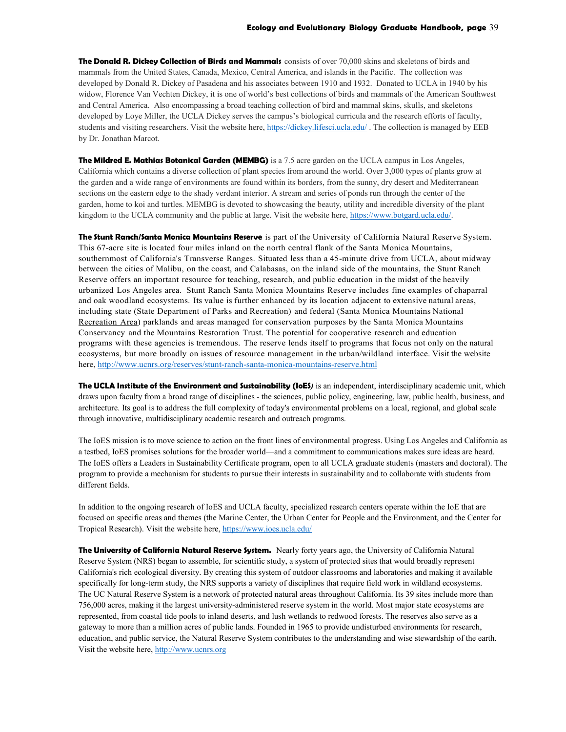**The Donald R. Dickey Collection of Birds and Mammals** consists of over 70,000 skins and skeletons of birds and mammals from the United States, Canada, Mexico, Central America, and islands in the Pacific. The collection was developed by Donald R. Dickey of Pasadena and his associates between 1910 and 1932. Donated to UCLA in 1940 by his widow, Florence Van Vechten Dickey, it is one of world's best collections of birds and mammals of the American Southwest and Central America. Also encompassing a broad teaching collection of bird and mammal skins, skulls, and skeletons developed by Loye Miller, the UCLA Dickey serves the campus's biological curricula and the research efforts of faculty, students and visiting researchers. Visit the website here, https://dickey.lifesci.ucla.edu/ . The collection is managed by EEB by Dr. Jonathan Marcot.

**The Mildred E. Mathias Botanical Garden (MEMBG)** is a 7.5 acre garden on the UCLA campus in Los Angeles, California which contains a diverse collection of plant species from around the world. Over 3,000 types of plants grow at the garden and a wide range of environments are found within its borders, from the sunny, dry desert and Mediterranean sections on the eastern edge to the shady verdant interior. A stream and series of ponds run through the center of the garden, home to koi and turtles. MEMBG is devoted to showcasing the beauty, utility and incredible diversity of the plant kingdom to the UCLA community and the public at large. Visit the website here, https://www.botgard.ucla.edu/.

**The Stunt Ranch/Santa Monica Mountains Reserve** is part of the University of California Natural Reserve System. This 67-acre site is located four miles inland on the north central flank of the Santa Monica Mountains, southernmost of California's Transverse Ranges. Situated less than a 45-minute drive from UCLA, about midway between the cities of Malibu, on the coast, and Calabasas, on the inland side of the mountains, the Stunt Ranch Reserve offers an important resource for teaching, research, and public education in the midst of the heavily urbanized Los Angeles area. Stunt Ranch Santa Monica Mountains Reserve includes fine examples of chaparral and oak woodland ecosystems. Its value is further enhanced by its location adjacent to extensive natural areas, including state (State Department of Parks and Recreation) and federal (Santa Monica Mountains National Recreation Area) parklands and areas managed for conservation purposes by the Santa Monica Mountains Conservancy and the Mountains Restoration Trust. The potential for cooperative research and education programs with these agencies is tremendous. The reserve lends itself to programs that focus not only on the natural ecosystems, but more broadly on issues of resource management in the urban/wildland interface. Visit the website here, http://www.ucnrs.org/reserves/stunt-ranch-santa-monica-mountains-reserve.html

**The UCLA Institute of the Environment and Sustainability (IoES*)*** is an independent, interdisciplinary academic unit, which draws upon faculty from a broad range of disciplines - the sciences, public policy, engineering, law, public health, business, and architecture. Its goal is to address the full complexity of today's environmental problems on a local, regional, and global scale through innovative, multidisciplinary academic research and outreach programs.

The IoES mission is to move science to action on the front lines of environmental progress. Using Los Angeles and California as a testbed, IoES promises solutions for the broader world—and a commitment to communications makes sure ideas are heard. The IoES offers a Leaders in Sustainability Certificate program, open to all UCLA graduate students (masters and doctoral). The program to provide a mechanism for students to pursue their interests in sustainability and to collaborate with students from different fields.

In addition to the ongoing research of IoES and UCLA faculty, specialized research centers operate within the IoE that are focused on specific areas and themes (the Marine Center, the Urban Center for People and the Environment, and the Center for Tropical Research). Visit the website here, https://www.ioes.ucla.edu/

**The University of California Natural Reserve System.** Nearly forty years ago, the University of California Natural Reserve System (NRS) began to assemble, for scientific study, a system of protected sites that would broadly represent California's rich ecological diversity. By creating this system of outdoor classrooms and laboratories and making it available specifically for long-term study, the NRS supports a variety of disciplines that require field work in wildland ecosystems. The UC Natural Reserve System is a network of protected natural areas throughout California. Its 39 sites include more than 756,000 acres, making it the largest university-administered reserve system in the world. Most major state ecosystems are represented, from coastal tide pools to inland deserts, and lush wetlands to redwood forests. The reserves also serve as a gateway to more than a million acres of public lands. Founded in 1965 to provide undisturbed environments for research, education, and public service, the Natural Reserve System contributes to the understanding and wise stewardship of the earth. Visit the website here, http://www.ucnrs.org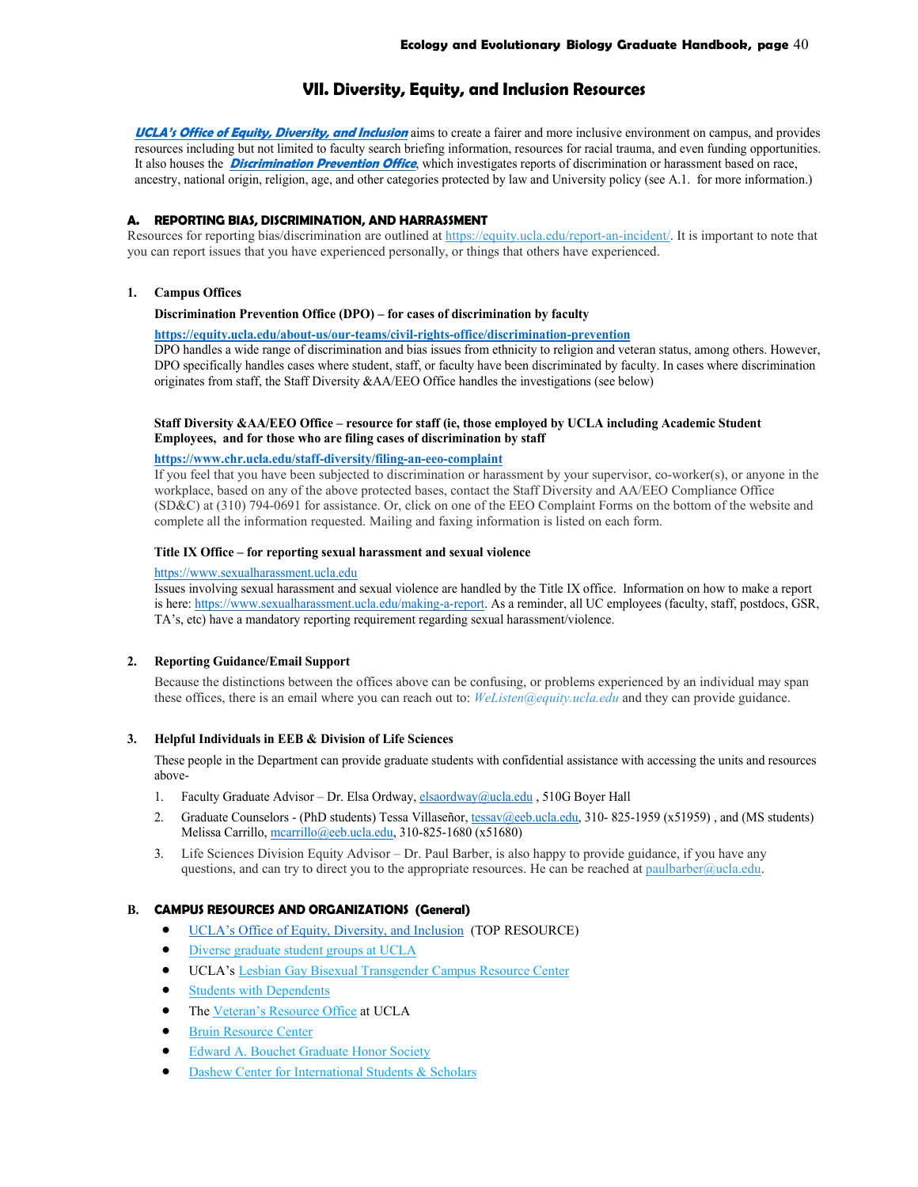# VII. Diversity, Equity, and Inclusion Resources

***UCLA's Office of Equity, Diversity, and Inclusion*** aims to create a fairer and more inclusive environment on campus, and provides resources including but not limited to faculty search briefing information, resources for racial trauma, and even funding opportunities. It also houses the ***Discrimination Prevention Office***, which investigates reports of discrimination or harassment based on race, ancestry, national origin, religion, age, and other categories protected by law and University policy (see A.1. for more information.)

## A. REPORTING BIAS, DISCRIMINATION, AND HARRASSMENT

Resources for reporting bias/discrimination are outlined at https://equity.ucla.edu/report-an-incident/. It is important to note that you can report issues that you have experienced personally, or things that others have experienced.

### 1. Campus Offices

**Discrimination Prevention Office (DPO) – for cases of discrimination by faculty**

**https://equity.ucla.edu/about-us/our-teams/civil-rights-office/discrimination-prevention**
DPO handles a wide range of discrimination and bias issues from ethnicity to religion and veteran status, among others. However, DPO specifically handles cases where student, staff, or faculty have been discriminated by faculty. In cases where discrimination originates from staff, the Staff Diversity &AA/EEO Office handles the investigations (see below)

**Staff Diversity &AA/EEO Office – resource for staff (ie, those employed by UCLA including Academic Student Employees, and for those who are filing cases of discrimination by staff**

**https://www.chr.ucla.edu/staff-diversity/filing-an-eeo-complaint**
If you feel that you have been subjected to discrimination or harassment by your supervisor, co-worker(s), or anyone in the workplace, based on any of the above protected bases, contact the Staff Diversity and AA/EEO Compliance Office (SD&C) at (310) 794-0691 for assistance. Or, click on one of the EEO Complaint Forms on the bottom of the website and complete all the information requested. Mailing and faxing information is listed on each form.

**Title IX Office – for reporting sexual harassment and sexual violence**

https://www.sexualharassment.ucla.edu
Issues involving sexual harassment and sexual violence are handled by the Title IX office. Information on how to make a report is here: https://www.sexualharassment.ucla.edu/making-a-report. As a reminder, all UC employees (faculty, staff, postdocs, GSR, TA's, etc) have a mandatory reporting requirement regarding sexual harassment/violence.

### 2. Reporting Guidance/Email Support

Because the distinctions between the offices above can be confusing, or problems experienced by an individual may span these offices, there is an email where you can reach out to: *WeListen@equity.ucla.edu* and they can provide guidance.

### 3. Helpful Individuals in EEB & Division of Life Sciences

These people in the Department can provide graduate students with confidential assistance with accessing the units and resources above-

1. Faculty Graduate Advisor – Dr. Elsa Ordway, elsaordway@ucla.edu , 510G Boyer Hall
2. Graduate Counselors - (PhD students) Tessa Villaseñor, tessav@eeb.ucla.edu, 310- 825-1959 (x51959) , and (MS students) Melissa Carrillo, mcarrillo@eeb.ucla.edu, 310-825-1680 (x51680)
3. Life Sciences Division Equity Advisor – Dr. Paul Barber, is also happy to provide guidance, if you have any questions, and can try to direct you to the appropriate resources. He can be reached at paulbarber@ucla.edu.

## B. CAMPUS RESOURCES AND ORGANIZATIONS (General)

- UCLA's Office of Equity, Diversity, and Inclusion (TOP RESOURCE)
- Diverse graduate student groups at UCLA
- UCLA's Lesbian Gay Bisexual Transgender Campus Resource Center
- Students with Dependents
- The Veteran's Resource Office at UCLA
- Bruin Resource Center
- Edward A. Bouchet Graduate Honor Society
- Dashew Center for International Students & Scholars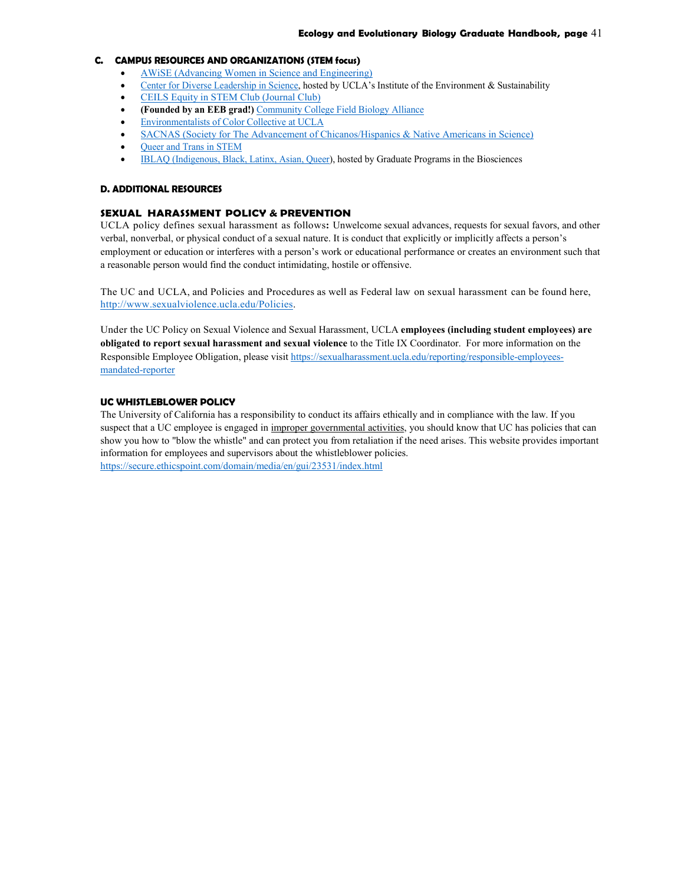### C. CAMPUS RESOURCES AND ORGANIZATIONS (STEM focus)

- AWiSE (Advancing Women in Science and Engineering)
- Center for Diverse Leadership in Science, hosted by UCLA's Institute of the Environment & Sustainability
- CEILS Equity in STEM Club (Journal Club)
- **(Founded by an EEB grad!)** Community College Field Biology Alliance
- Environmentalists of Color Collective at UCLA
- SACNAS (Society for The Advancement of Chicanos/Hispanics & Native Americans in Science)
- Queer and Trans in STEM
- IBLAQ (Indigenous, Black, Latinx, Asian, Queer), hosted by Graduate Programs in the Biosciences

### D. ADDITIONAL RESOURCES

#### SEXUAL HARASSMENT POLICY & PREVENTION

UCLA policy defines sexual harassment as follows**:** Unwelcome sexual advances, requests for sexual favors, and other verbal, nonverbal, or physical conduct of a sexual nature. It is conduct that explicitly or implicitly affects a person's employment or education or interferes with a person's work or educational performance or creates an environment such that a reasonable person would find the conduct intimidating, hostile or offensive.

The UC and UCLA, and Policies and Procedures as well as Federal law on sexual harassment can be found here, http://www.sexualviolence.ucla.edu/Policies.

Under the UC Policy on Sexual Violence and Sexual Harassment, UCLA **employees (including student employees) are obligated to report sexual harassment and sexual violence** to the Title IX Coordinator. For more information on the Responsible Employee Obligation, please visit https://sexualharassment.ucla.edu/reporting/responsible-employees-mandated-reporter

#### UC WHISTLEBLOWER POLICY

The University of California has a responsibility to conduct its affairs ethically and in compliance with the law. If you suspect that a UC employee is engaged in improper governmental activities, you should know that UC has policies that can show you how to "blow the whistle" and can protect you from retaliation if the need arises. This website provides important information for employees and supervisors about the whistleblower policies.
https://secure.ethicspoint.com/domain/media/en/gui/23531/index.html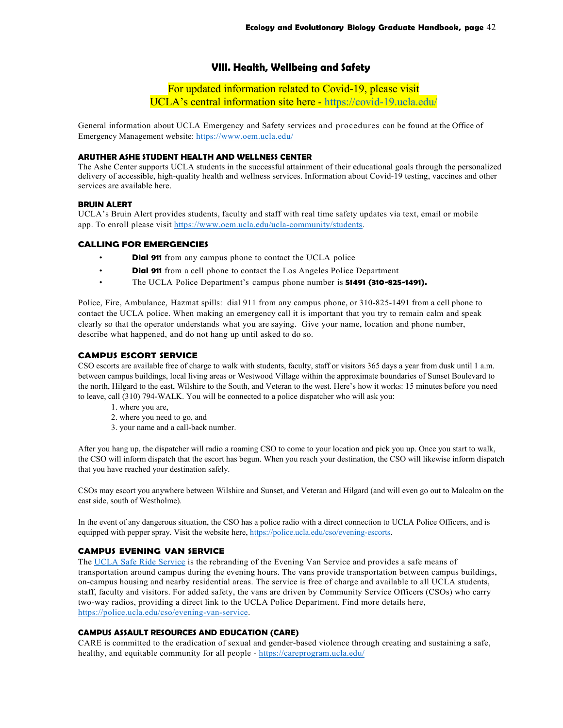## VIII. Health, Wellbeing and Safety

For updated information related to Covid-19, please visit UCLA's central information site here - https://covid-19.ucla.edu/

General information about UCLA Emergency and Safety services and procedures can be found at the Office of Emergency Management website: https://www.oem.ucla.edu/

### ARUTHER ASHE STUDENT HEALTH AND WELLNESS CENTER

The Ashe Center supports UCLA students in the successful attainment of their educational goals through the personalized delivery of accessible, high-quality health and wellness services. Information about Covid-19 testing, vaccines and other services are available here.

### BRUIN ALERT

UCLA's Bruin Alert provides students, faculty and staff with real time safety updates via text, email or mobile app. To enroll please visit https://www.oem.ucla.edu/ucla-community/students.

### CALLING FOR EMERGENCIES

- **Dial 911** from any campus phone to contact the UCLA police
- **Dial 911** from a cell phone to contact the Los Angeles Police Department
- The UCLA Police Department's campus phone number is **51491 (310-825-1491).**

Police, Fire, Ambulance, Hazmat spills: dial 911 from any campus phone, or 310-825-1491 from a cell phone to contact the UCLA police. When making an emergency call it is important that you try to remain calm and speak clearly so that the operator understands what you are saying. Give your name, location and phone number, describe what happened, and do not hang up until asked to do so.

### CAMPUS ESCORT SERVICE

CSO escorts are available free of charge to walk with students, faculty, staff or visitors 365 days a year from dusk until 1 a.m. between campus buildings, local living areas or Westwood Village within the approximate boundaries of Sunset Boulevard to the north, Hilgard to the east, Wilshire to the South, and Veteran to the west. Here's how it works: 15 minutes before you need to leave, call (310) 794-WALK. You will be connected to a police dispatcher who will ask you:

1. where you are,
2. where you need to go, and
3. your name and a call-back number.

After you hang up, the dispatcher will radio a roaming CSO to come to your location and pick you up. Once you start to walk, the CSO will inform dispatch that the escort has begun. When you reach your destination, the CSO will likewise inform dispatch that you have reached your destination safely.

CSOs may escort you anywhere between Wilshire and Sunset, and Veteran and Hilgard (and will even go out to Malcolm on the east side, south of Westholme).

In the event of any dangerous situation, the CSO has a police radio with a direct connection to UCLA Police Officers, and is equipped with pepper spray. Visit the website here, https://police.ucla.edu/cso/evening-escorts.

### CAMPUS EVENING VAN SERVICE

The UCLA Safe Ride Service is the rebranding of the Evening Van Service and provides a safe means of transportation around campus during the evening hours. The vans provide transportation between campus buildings, on-campus housing and nearby residential areas. The service is free of charge and available to all UCLA students, staff, faculty and visitors. For added safety, the vans are driven by Community Service Officers (CSOs) who carry two-way radios, providing a direct link to the UCLA Police Department. Find more details here, https://police.ucla.edu/cso/evening-van-service.

### CAMPUS ASSAULT RESOURCES AND EDUCATION (CARE)

CARE is committed to the eradication of sexual and gender-based violence through creating and sustaining a safe, healthy, and equitable community for all people - https://careprogram.ucla.edu/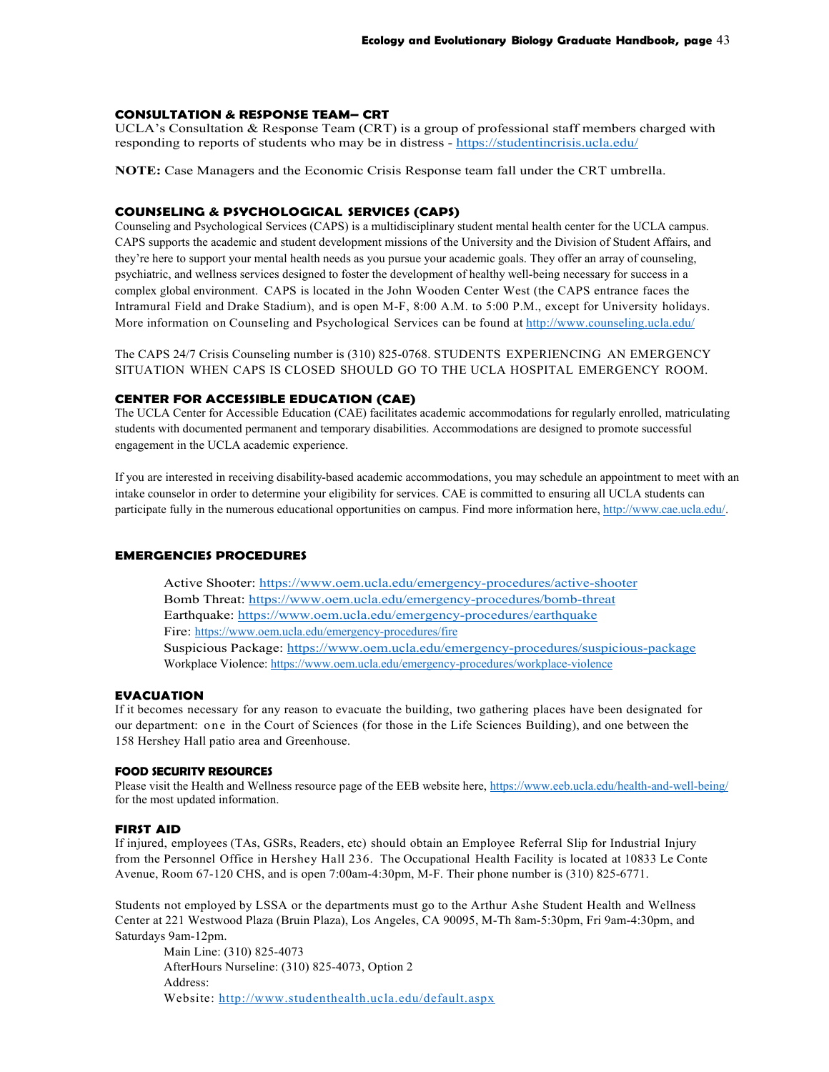### CONSULTATION & RESPONSE TEAM– CRT

UCLA's Consultation & Response Team (CRT) is a group of professional staff members charged with responding to reports of students who may be in distress - https://studentincrisis.ucla.edu/

**NOTE:** Case Managers and the Economic Crisis Response team fall under the CRT umbrella.

### COUNSELING & PSYCHOLOGICAL SERVICES (CAPS)

Counseling and Psychological Services (CAPS) is a multidisciplinary student mental health center for the UCLA campus. CAPS supports the academic and student development missions of the University and the Division of Student Affairs, and they're here to support your mental health needs as you pursue your academic goals. They offer an array of counseling, psychiatric, and wellness services designed to foster the development of healthy well-being necessary for success in a complex global environment. CAPS is located in the John Wooden Center West (the CAPS entrance faces the Intramural Field and Drake Stadium), and is open M-F, 8:00 A.M. to 5:00 P.M., except for University holidays. More information on Counseling and Psychological Services can be found at http://www.counseling.ucla.edu/

The CAPS 24/7 Crisis Counseling number is (310) 825-0768. STUDENTS EXPERIENCING AN EMERGENCY SITUATION WHEN CAPS IS CLOSED SHOULD GO TO THE UCLA HOSPITAL EMERGENCY ROOM.

### CENTER FOR ACCESSIBLE EDUCATION (CAE)

The UCLA Center for Accessible Education (CAE) facilitates academic accommodations for regularly enrolled, matriculating students with documented permanent and temporary disabilities. Accommodations are designed to promote successful engagement in the UCLA academic experience.

If you are interested in receiving disability-based academic accommodations, you may schedule an appointment to meet with an intake counselor in order to determine your eligibility for services. CAE is committed to ensuring all UCLA students can participate fully in the numerous educational opportunities on campus. Find more information here, http://www.cae.ucla.edu/.

### EMERGENCIES PROCEDURES

Active Shooter: https://www.oem.ucla.edu/emergency-procedures/active-shooter
Bomb Threat: https://www.oem.ucla.edu/emergency-procedures/bomb-threat
Earthquake: https://www.oem.ucla.edu/emergency-procedures/earthquake
Fire: https://www.oem.ucla.edu/emergency-procedures/fire
Suspicious Package: https://www.oem.ucla.edu/emergency-procedures/suspicious-package
Workplace Violence: https://www.oem.ucla.edu/emergency-procedures/workplace-violence

### EVACUATION

If it becomes necessary for any reason to evacuate the building, two gathering places have been designated for our department: one in the Court of Sciences (for those in the Life Sciences Building), and one between the 158 Hershey Hall patio area and Greenhouse.

### FOOD SECURITY RESOURCES

Please visit the Health and Wellness resource page of the EEB website here, https://www.eeb.ucla.edu/health-and-well-being/ for the most updated information.

### FIRST AID

If injured, employees (TAs, GSRs, Readers, etc) should obtain an Employee Referral Slip for Industrial Injury from the Personnel Office in Hershey Hall 236. The Occupational Health Facility is located at 10833 Le Conte Avenue, Room 67-120 CHS, and is open 7:00am-4:30pm, M-F. Their phone number is (310) 825-6771.

Students not employed by LSSA or the departments must go to the Arthur Ashe Student Health and Wellness Center at 221 Westwood Plaza (Bruin Plaza), Los Angeles, CA 90095, M-Th 8am-5:30pm, Fri 9am-4:30pm, and Saturdays 9am-12pm.

Main Line: (310) 825-4073
AfterHours Nurseline: (310) 825-4073, Option 2
Address:
Website: http://www.studenthealth.ucla.edu/default.aspx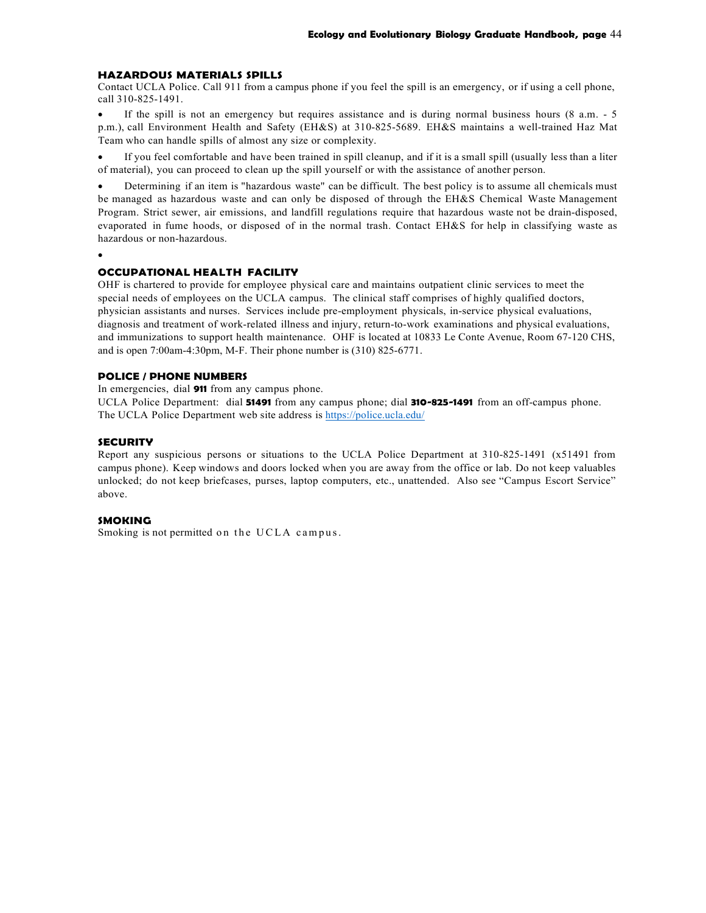### HAZARDOUS MATERIALS SPILLS

Contact UCLA Police. Call 911 from a campus phone if you feel the spill is an emergency, or if using a cell phone, call 310-825-1491.

- If the spill is not an emergency but requires assistance and is during normal business hours (8 a.m. - 5 p.m.), call Environment Health and Safety (EH&S) at 310-825-5689. EH&S maintains a well-trained Haz Mat Team who can handle spills of almost any size or complexity.
- If you feel comfortable and have been trained in spill cleanup, and if it is a small spill (usually less than a liter of material), you can proceed to clean up the spill yourself or with the assistance of another person.
- Determining if an item is "hazardous waste" can be difficult. The best policy is to assume all chemicals must be managed as hazardous waste and can only be disposed of through the EH&S Chemical Waste Management Program. Strict sewer, air emissions, and landfill regulations require that hazardous waste not be drain-disposed, evaporated in fume hoods, or disposed of in the normal trash. Contact EH&S for help in classifying waste as hazardous or non-hazardous.

### OCCUPATIONAL HEALTH FACILITY

OHF is chartered to provide for employee physical care and maintains outpatient clinic services to meet the special needs of employees on the UCLA campus. The clinical staff comprises of highly qualified doctors, physician assistants and nurses. Services include pre-employment physicals, in-service physical evaluations, diagnosis and treatment of work-related illness and injury, return-to-work examinations and physical evaluations, and immunizations to support health maintenance. OHF is located at 10833 Le Conte Avenue, Room 67-120 CHS, and is open 7:00am-4:30pm, M-F. Their phone number is (310) 825-6771.

### POLICE / PHONE NUMBERS

In emergencies, dial **911** from any campus phone.
UCLA Police Department: dial **51491** from any campus phone; dial **310-825-1491** from an off-campus phone.
The UCLA Police Department web site address is https://police.ucla.edu/

### SECURITY

Report any suspicious persons or situations to the UCLA Police Department at 310-825-1491 (x51491 from campus phone). Keep windows and doors locked when you are away from the office or lab. Do not keep valuables unlocked; do not keep briefcases, purses, laptop computers, etc., unattended. Also see "Campus Escort Service" above.

### SMOKING

Smoking is not permitted on the UCLA campus.